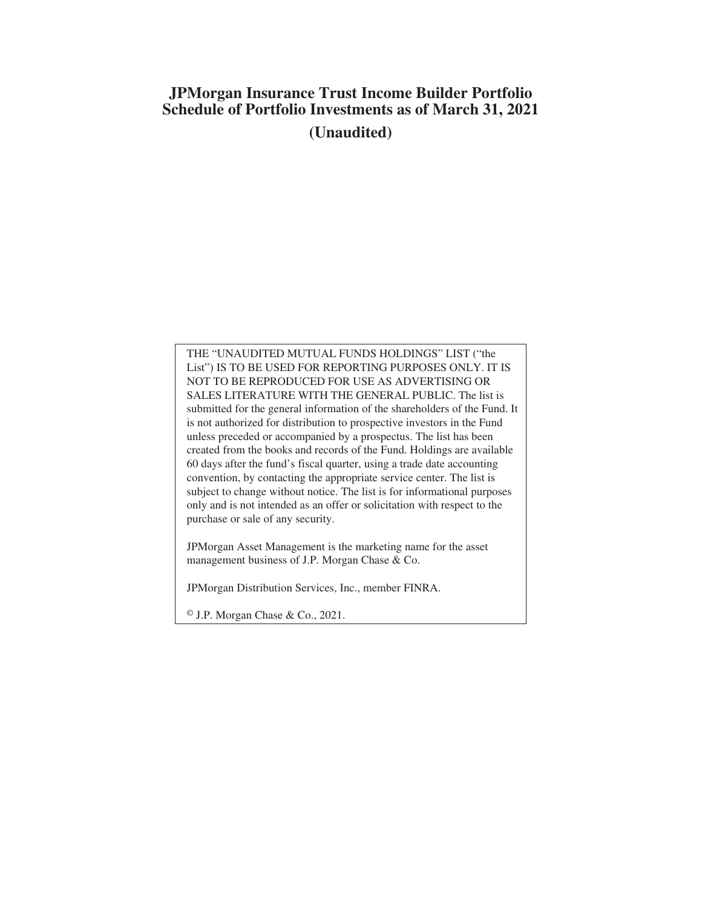# JPMorgan Insurance Trust Income Builder Portfolio
# Schedule of Portfolio Investments as of March 31, 2021

**(Unaudited)**

THE "UNAUDITED MUTUAL FUNDS HOLDINGS" LIST ("the List") IS TO BE USED FOR REPORTING PURPOSES ONLY. IT IS NOT TO BE REPRODUCED FOR USE AS ADVERTISING OR SALES LITERATURE WITH THE GENERAL PUBLIC. The list is submitted for the general information of the shareholders of the Fund. It is not authorized for distribution to prospective investors in the Fund unless preceded or accompanied by a prospectus. The list has been created from the books and records of the Fund. Holdings are available 60 days after the fund's fiscal quarter, using a trade date accounting convention, by contacting the appropriate service center. The list is subject to change without notice. The list is for informational purposes only and is not intended as an offer or solicitation with respect to the purchase or sale of any security.

JPMorgan Asset Management is the marketing name for the asset management business of J.P. Morgan Chase & Co.

JPMorgan Distribution Services, Inc., member FINRA.

© J.P. Morgan Chase & Co., 2021.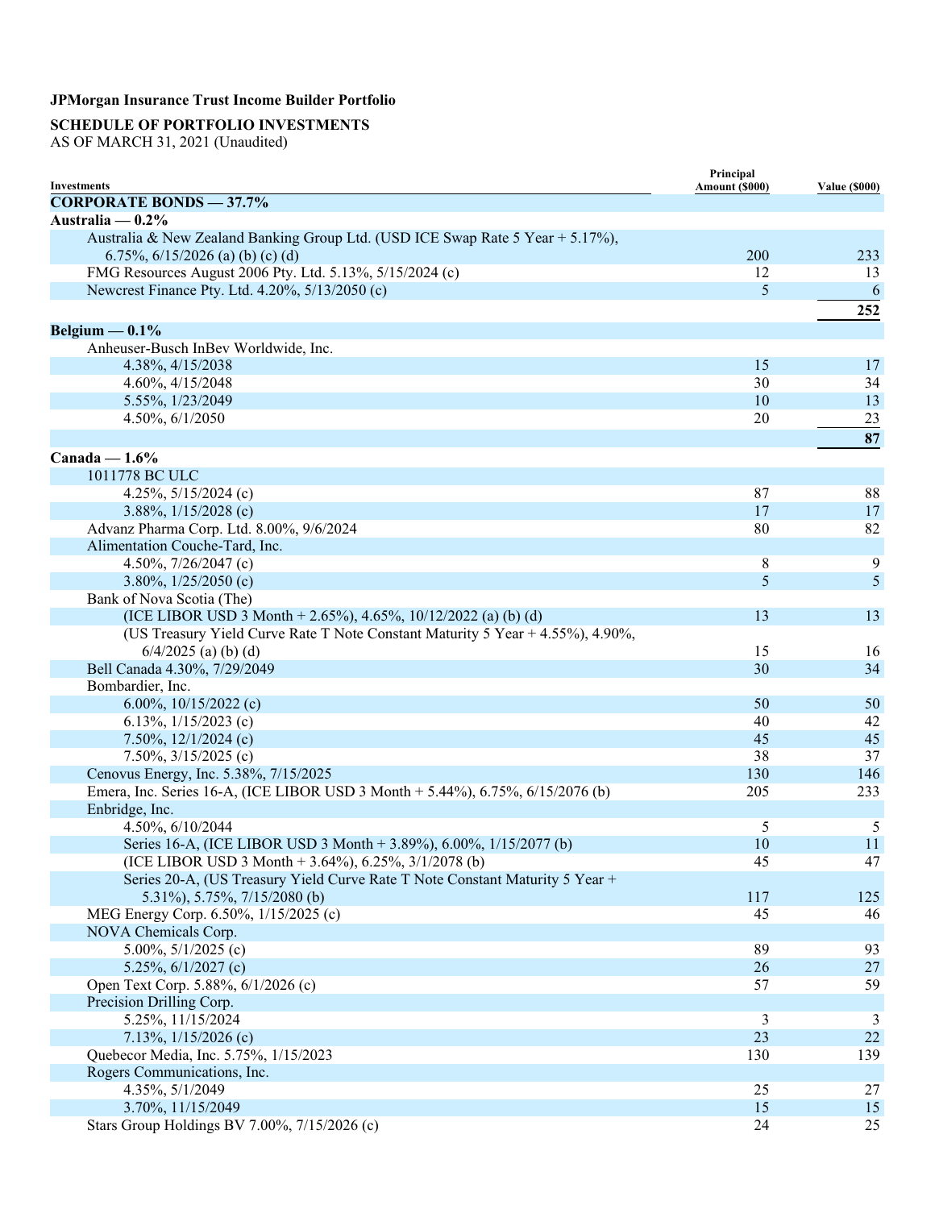**JPMorgan Insurance Trust Income Builder Portfolio**

**SCHEDULE OF PORTFOLIO INVESTMENTS**
AS OF MARCH 31, 2021 (Unaudited)

| Investments | Principal Amount ($000) | Value ($000) |
|---|---|---|
| **CORPORATE BONDS — 37.7%** | | |
| **Australia — 0.2%** | | |
| Australia & New Zealand Banking Group Ltd. (USD ICE Swap Rate 5 Year + 5.17%), 6.75%, 6/15/2026 (a) (b) (c) (d) | 200 | 233 |
| FMG Resources August 2006 Pty. Ltd. 5.13%, 5/15/2024 (c) | 12 | 13 |
| Newcrest Finance Pty. Ltd. 4.20%, 5/13/2050 (c) | 5 | 6 |
| | | **252** |
| **Belgium — 0.1%** | | |
| Anheuser-Busch InBev Worldwide, Inc. | | |
| 4.38%, 4/15/2038 | 15 | 17 |
| 4.60%, 4/15/2048 | 30 | 34 |
| 5.55%, 1/23/2049 | 10 | 13 |
| 4.50%, 6/1/2050 | 20 | 23 |
| | | **87** |
| **Canada — 1.6%** | | |
| 1011778 BC ULC | | |
| 4.25%, 5/15/2024 (c) | 87 | 88 |
| 3.88%, 1/15/2028 (c) | 17 | 17 |
| Advanz Pharma Corp. Ltd. 8.00%, 9/6/2024 | 80 | 82 |
| Alimentation Couche-Tard, Inc. | | |
| 4.50%, 7/26/2047 (c) | 8 | 9 |
| 3.80%, 1/25/2050 (c) | 5 | 5 |
| Bank of Nova Scotia (The) | | |
| (ICE LIBOR USD 3 Month + 2.65%), 4.65%, 10/12/2022 (a) (b) (d) | 13 | 13 |
| (US Treasury Yield Curve Rate T Note Constant Maturity 5 Year + 4.55%), 4.90%, 6/4/2025 (a) (b) (d) | 15 | 16 |
| Bell Canada 4.30%, 7/29/2049 | 30 | 34 |
| Bombardier, Inc. | | |
| 6.00%, 10/15/2022 (c) | 50 | 50 |
| 6.13%, 1/15/2023 (c) | 40 | 42 |
| 7.50%, 12/1/2024 (c) | 45 | 45 |
| 7.50%, 3/15/2025 (c) | 38 | 37 |
| Cenovus Energy, Inc. 5.38%, 7/15/2025 | 130 | 146 |
| Emera, Inc. Series 16-A, (ICE LIBOR USD 3 Month + 5.44%), 6.75%, 6/15/2076 (b) | 205 | 233 |
| Enbridge, Inc. | | |
| 4.50%, 6/10/2044 | 5 | 5 |
| Series 16-A, (ICE LIBOR USD 3 Month + 3.89%), 6.00%, 1/15/2077 (b) | 10 | 11 |
| (ICE LIBOR USD 3 Month + 3.64%), 6.25%, 3/1/2078 (b) | 45 | 47 |
| Series 20-A, (US Treasury Yield Curve Rate T Note Constant Maturity 5 Year + 5.31%), 5.75%, 7/15/2080 (b) | 117 | 125 |
| MEG Energy Corp. 6.50%, 1/15/2025 (c) | 45 | 46 |
| NOVA Chemicals Corp. | | |
| 5.00%, 5/1/2025 (c) | 89 | 93 |
| 5.25%, 6/1/2027 (c) | 26 | 27 |
| Open Text Corp. 5.88%, 6/1/2026 (c) | 57 | 59 |
| Precision Drilling Corp. | | |
| 5.25%, 11/15/2024 | 3 | 3 |
| 7.13%, 1/15/2026 (c) | 23 | 22 |
| Quebecor Media, Inc. 5.75%, 1/15/2023 | 130 | 139 |
| Rogers Communications, Inc. | | |
| 4.35%, 5/1/2049 | 25 | 27 |
| 3.70%, 11/15/2049 | 15 | 15 |
| Stars Group Holdings BV 7.00%, 7/15/2026 (c) | 24 | 25 |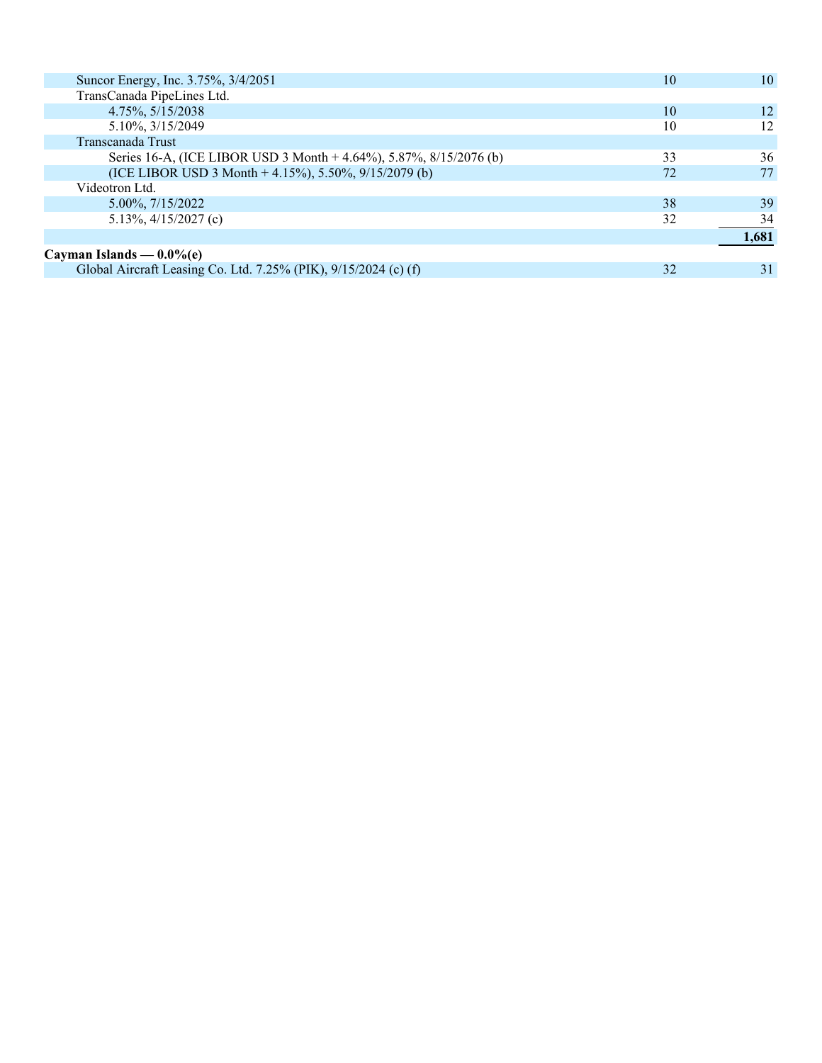| | | |
|---|---|---|
| Suncor Energy, Inc. 3.75%, 3/4/2051 | 10 | 10 |
| TransCanada PipeLines Ltd. | | |
| 4.75%, 5/15/2038 | 10 | 12 |
| 5.10%, 3/15/2049 | 10 | 12 |
| Transcanada Trust | | |
| Series 16-A, (ICE LIBOR USD 3 Month + 4.64%), 5.87%, 8/15/2076 (b) | 33 | 36 |
| (ICE LIBOR USD 3 Month + 4.15%), 5.50%, 9/15/2079 (b) | 72 | 77 |
| Videotron Ltd. | | |
| 5.00%, 7/15/2022 | 38 | 39 |
| 5.13%, 4/15/2027 (c) | 32 | 34 |
| | | **1,681** |
| **Cayman Islands — 0.0%(e)** | | |
| Global Aircraft Leasing Co. Ltd. 7.25% (PIK), 9/15/2024 (c) (f) | 32 | 31 |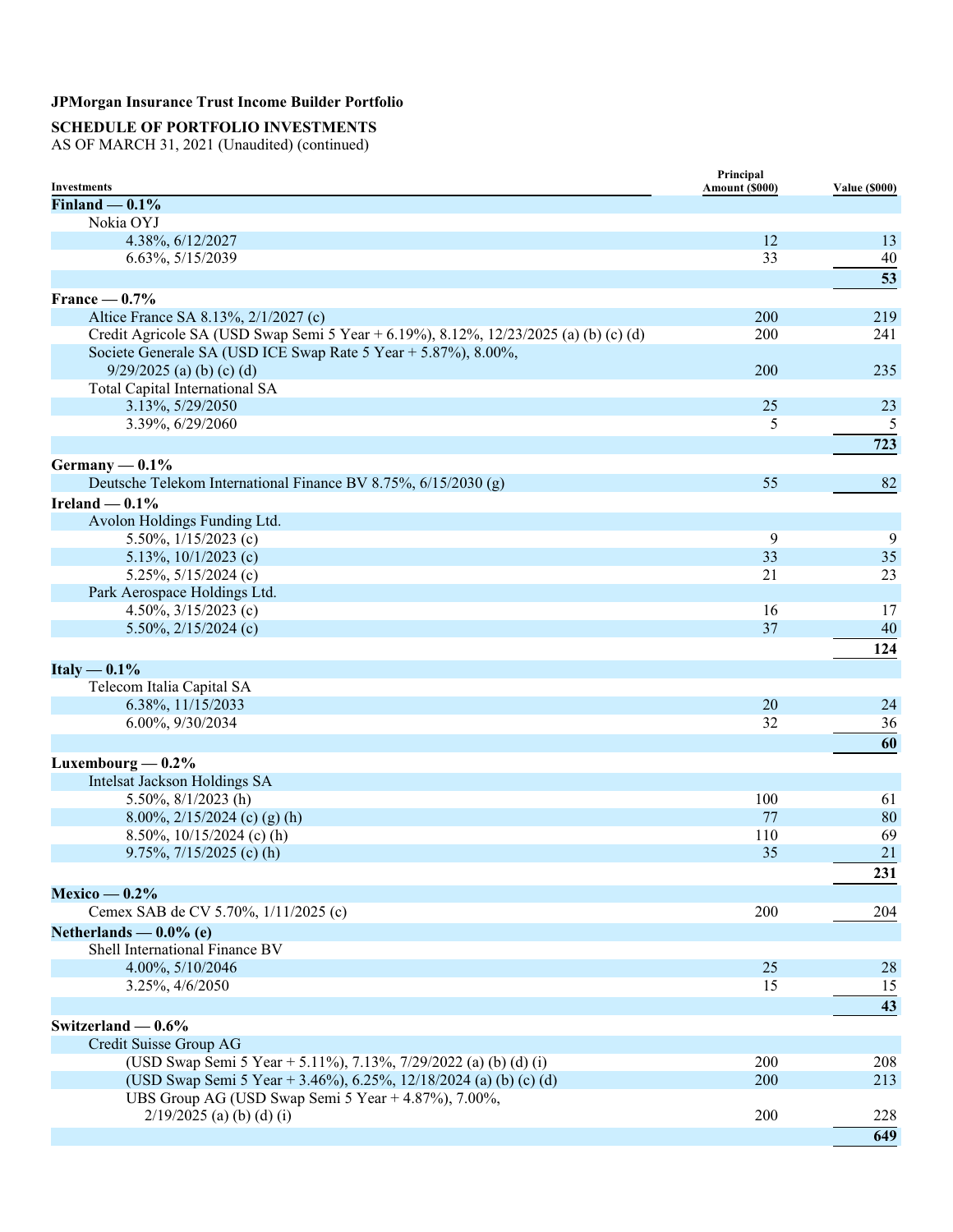**JPMorgan Insurance Trust Income Builder Portfolio**

**SCHEDULE OF PORTFOLIO INVESTMENTS**
AS OF MARCH 31, 2021 (Unaudited) (continued)

| Investments | Principal Amount ($000) | Value ($000) |
|---|---|---|
| **Finland — 0.1%** | | |
| Nokia OYJ | | |
| 4.38%, 6/12/2027 | 12 | 13 |
| 6.63%, 5/15/2039 | 33 | 40 |
| | | **53** |
| **France — 0.7%** | | |
| Altice France SA 8.13%, 2/1/2027 (c) | 200 | 219 |
| Credit Agricole SA (USD Swap Semi 5 Year + 6.19%), 8.12%, 12/23/2025 (a) (b) (c) (d) | 200 | 241 |
| Societe Generale SA (USD ICE Swap Rate 5 Year + 5.87%), 8.00%, 9/29/2025 (a) (b) (c) (d) | 200 | 235 |
| Total Capital International SA | | |
| 3.13%, 5/29/2050 | 25 | 23 |
| 3.39%, 6/29/2060 | 5 | 5 |
| | | **723** |
| **Germany — 0.1%** | | |
| Deutsche Telekom International Finance BV 8.75%, 6/15/2030 (g) | 55 | 82 |
| **Ireland — 0.1%** | | |
| Avolon Holdings Funding Ltd. | | |
| 5.50%, 1/15/2023 (c) | 9 | 9 |
| 5.13%, 10/1/2023 (c) | 33 | 35 |
| 5.25%, 5/15/2024 (c) | 21 | 23 |
| Park Aerospace Holdings Ltd. | | |
| 4.50%, 3/15/2023 (c) | 16 | 17 |
| 5.50%, 2/15/2024 (c) | 37 | 40 |
| | | **124** |
| **Italy — 0.1%** | | |
| Telecom Italia Capital SA | | |
| 6.38%, 11/15/2033 | 20 | 24 |
| 6.00%, 9/30/2034 | 32 | 36 |
| | | **60** |
| **Luxembourg — 0.2%** | | |
| Intelsat Jackson Holdings SA | | |
| 5.50%, 8/1/2023 (h) | 100 | 61 |
| 8.00%, 2/15/2024 (c) (g) (h) | 77 | 80 |
| 8.50%, 10/15/2024 (c) (h) | 110 | 69 |
| 9.75%, 7/15/2025 (c) (h) | 35 | 21 |
| | | **231** |
| **Mexico — 0.2%** | | |
| Cemex SAB de CV 5.70%, 1/11/2025 (c) | 200 | 204 |
| **Netherlands — 0.0% (e)** | | |
| Shell International Finance BV | | |
| 4.00%, 5/10/2046 | 25 | 28 |
| 3.25%, 4/6/2050 | 15 | 15 |
| | | **43** |
| **Switzerland — 0.6%** | | |
| Credit Suisse Group AG | | |
| (USD Swap Semi 5 Year + 5.11%), 7.13%, 7/29/2022 (a) (b) (d) (i) | 200 | 208 |
| (USD Swap Semi 5 Year + 3.46%), 6.25%, 12/18/2024 (a) (b) (c) (d) | 200 | 213 |
| UBS Group AG (USD Swap Semi 5 Year + 4.87%), 7.00%, 2/19/2025 (a) (b) (d) (i) | 200 | 228 |
| | | **649** |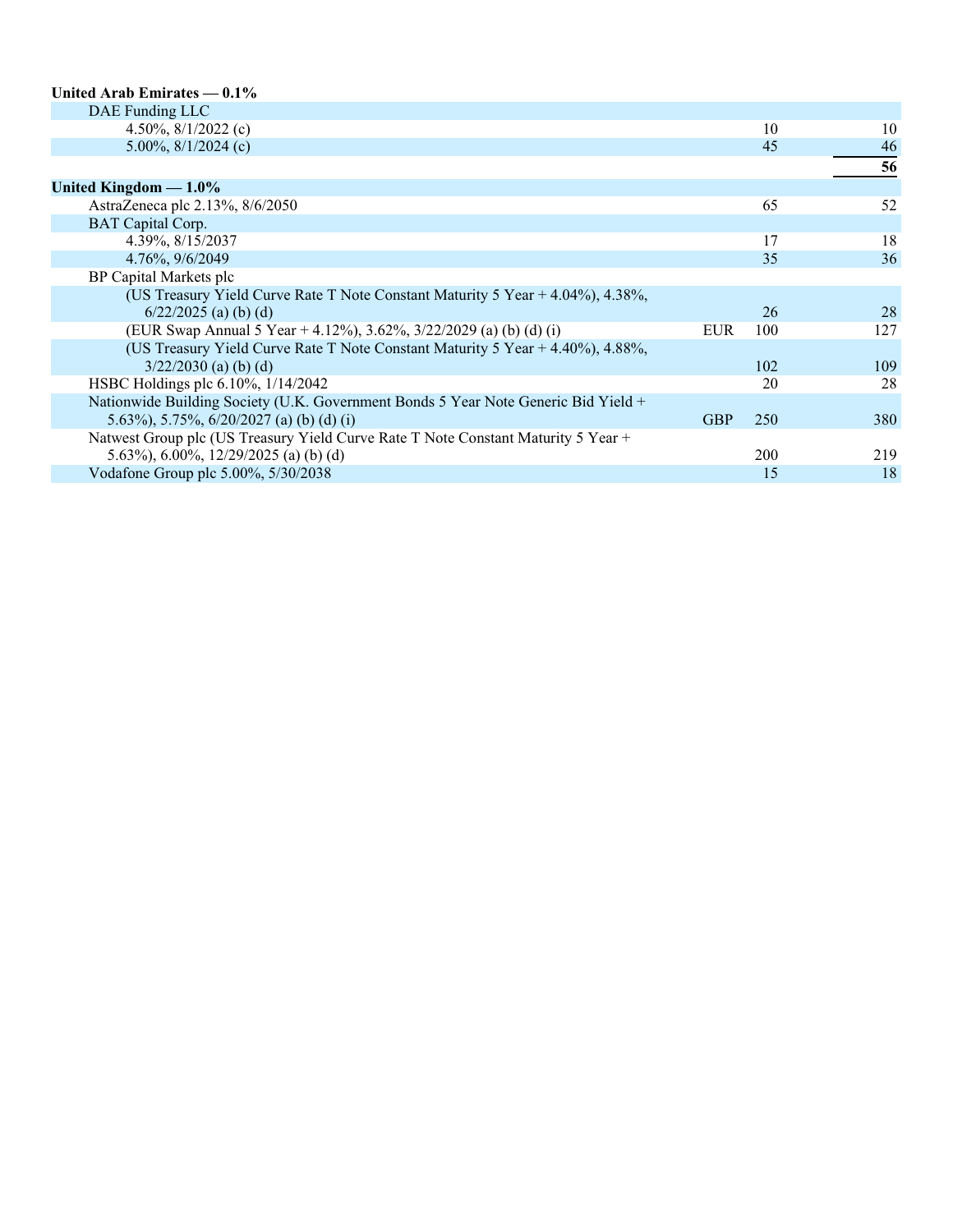| | | | |
|---|---|---|---|
| **United Arab Emirates — 0.1%** | | | |
| DAE Funding LLC | | | |
| 4.50%, 8/1/2022 (c) | | 10 | 10 |
| 5.00%, 8/1/2024 (c) | | 45 | 46 |
| | | | **56** |
| **United Kingdom — 1.0%** | | | |
| AstraZeneca plc 2.13%, 8/6/2050 | | 65 | 52 |
| BAT Capital Corp. | | | |
| 4.39%, 8/15/2037 | | 17 | 18 |
| 4.76%, 9/6/2049 | | 35 | 36 |
| BP Capital Markets plc | | | |
| (US Treasury Yield Curve Rate T Note Constant Maturity 5 Year + 4.04%), 4.38%, 6/22/2025 (a) (b) (d) | | 26 | 28 |
| (EUR Swap Annual 5 Year + 4.12%), 3.62%, 3/22/2029 (a) (b) (d) (i) | EUR | 100 | 127 |
| (US Treasury Yield Curve Rate T Note Constant Maturity 5 Year + 4.40%), 4.88%, 3/22/2030 (a) (b) (d) | | 102 | 109 |
| HSBC Holdings plc 6.10%, 1/14/2042 | | 20 | 28 |
| Nationwide Building Society (U.K. Government Bonds 5 Year Note Generic Bid Yield + 5.63%), 5.75%, 6/20/2027 (a) (b) (d) (i) | GBP | 250 | 380 |
| Natwest Group plc (US Treasury Yield Curve Rate T Note Constant Maturity 5 Year + 5.63%), 6.00%, 12/29/2025 (a) (b) (d) | | 200 | 219 |
| Vodafone Group plc 5.00%, 5/30/2038 | | 15 | 18 |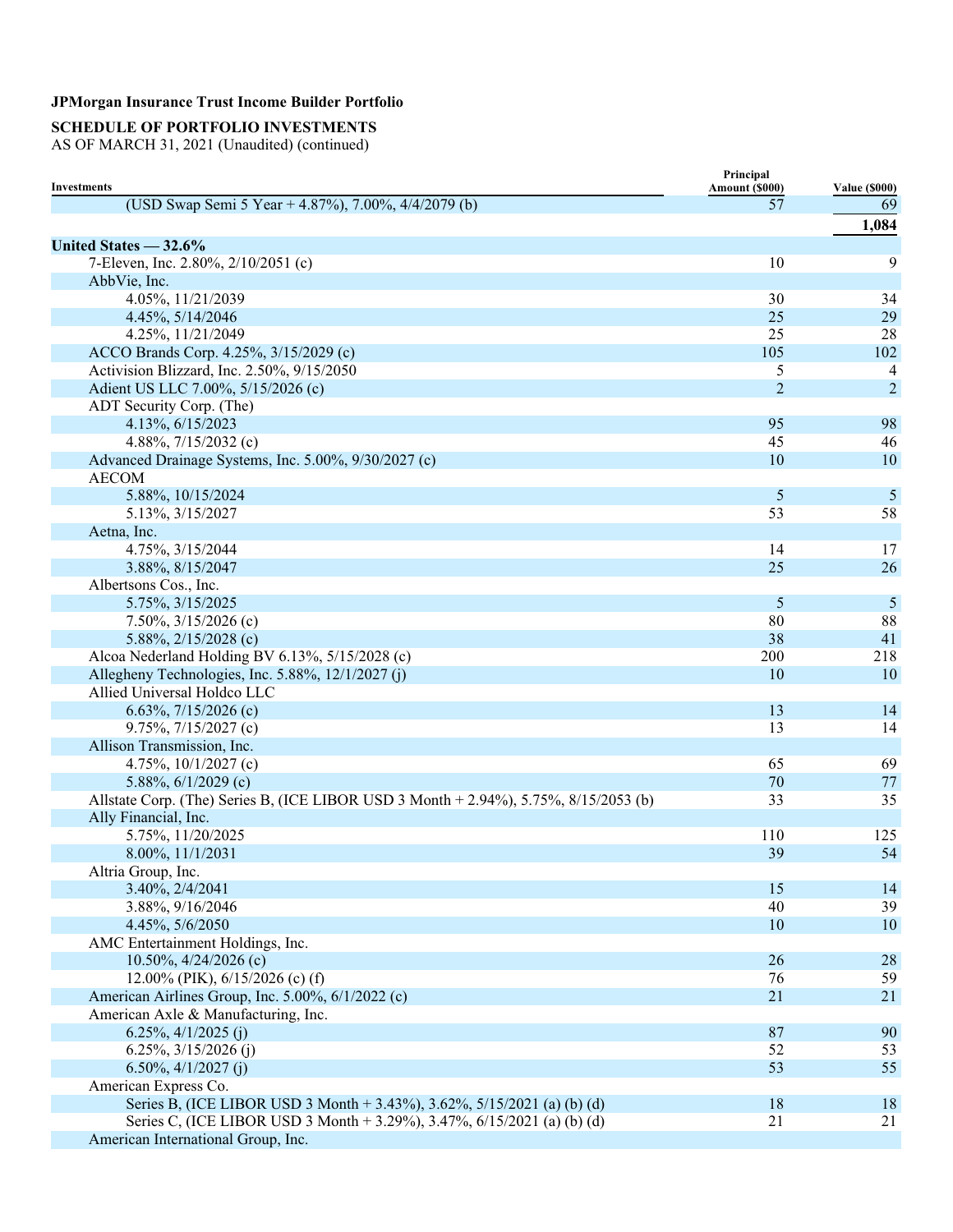**JPMorgan Insurance Trust Income Builder Portfolio**

**SCHEDULE OF PORTFOLIO INVESTMENTS**

AS OF MARCH 31, 2021 (Unaudited) (continued)

| Investments | Principal Amount ($000) | Value ($000) |
|---|---|---|
| (USD Swap Semi 5 Year + 4.87%), 7.00%, 4/4/2079 (b) | 57 | 69 |
| | | **1,084** |
| **United States — 32.6%** | | |
| 7-Eleven, Inc. 2.80%, 2/10/2051 (c) | 10 | 9 |
| AbbVie, Inc. | | |
| 4.05%, 11/21/2039 | 30 | 34 |
| 4.45%, 5/14/2046 | 25 | 29 |
| 4.25%, 11/21/2049 | 25 | 28 |
| ACCO Brands Corp. 4.25%, 3/15/2029 (c) | 105 | 102 |
| Activision Blizzard, Inc. 2.50%, 9/15/2050 | 5 | 4 |
| Adient US LLC 7.00%, 5/15/2026 (c) | 2 | 2 |
| ADT Security Corp. (The) | | |
| 4.13%, 6/15/2023 | 95 | 98 |
| 4.88%, 7/15/2032 (c) | 45 | 46 |
| Advanced Drainage Systems, Inc. 5.00%, 9/30/2027 (c) | 10 | 10 |
| AECOM | | |
| 5.88%, 10/15/2024 | 5 | 5 |
| 5.13%, 3/15/2027 | 53 | 58 |
| Aetna, Inc. | | |
| 4.75%, 3/15/2044 | 14 | 17 |
| 3.88%, 8/15/2047 | 25 | 26 |
| Albertsons Cos., Inc. | | |
| 5.75%, 3/15/2025 | 5 | 5 |
| 7.50%, 3/15/2026 (c) | 80 | 88 |
| 5.88%, 2/15/2028 (c) | 38 | 41 |
| Alcoa Nederland Holding BV 6.13%, 5/15/2028 (c) | 200 | 218 |
| Allegheny Technologies, Inc. 5.88%, 12/1/2027 (j) | 10 | 10 |
| Allied Universal Holdco LLC | | |
| 6.63%, 7/15/2026 (c) | 13 | 14 |
| 9.75%, 7/15/2027 (c) | 13 | 14 |
| Allison Transmission, Inc. | | |
| 4.75%, 10/1/2027 (c) | 65 | 69 |
| 5.88%, 6/1/2029 (c) | 70 | 77 |
| Allstate Corp. (The) Series B, (ICE LIBOR USD 3 Month + 2.94%), 5.75%, 8/15/2053 (b) | 33 | 35 |
| Ally Financial, Inc. | | |
| 5.75%, 11/20/2025 | 110 | 125 |
| 8.00%, 11/1/2031 | 39 | 54 |
| Altria Group, Inc. | | |
| 3.40%, 2/4/2041 | 15 | 14 |
| 3.88%, 9/16/2046 | 40 | 39 |
| 4.45%, 5/6/2050 | 10 | 10 |
| AMC Entertainment Holdings, Inc. | | |
| 10.50%, 4/24/2026 (c) | 26 | 28 |
| 12.00% (PIK), 6/15/2026 (c) (f) | 76 | 59 |
| American Airlines Group, Inc. 5.00%, 6/1/2022 (c) | 21 | 21 |
| American Axle & Manufacturing, Inc. | | |
| 6.25%, 4/1/2025 (j) | 87 | 90 |
| 6.25%, 3/15/2026 (j) | 52 | 53 |
| 6.50%, 4/1/2027 (j) | 53 | 55 |
| American Express Co. | | |
| Series B, (ICE LIBOR USD 3 Month + 3.43%), 3.62%, 5/15/2021 (a) (b) (d) | 18 | 18 |
| Series C, (ICE LIBOR USD 3 Month + 3.29%), 3.47%, 6/15/2021 (a) (b) (d) | 21 | 21 |
| American International Group, Inc. | | |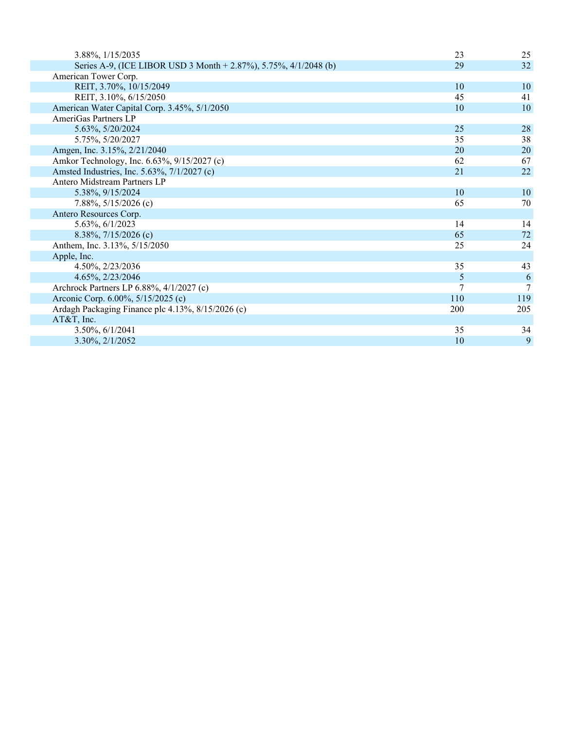| | | |
|---|---|---|
| 3.88%, 1/15/2035 | 23 | 25 |
| Series A-9, (ICE LIBOR USD 3 Month + 2.87%), 5.75%, 4/1/2048 (b) | 29 | 32 |
| American Tower Corp. | | |
| REIT, 3.70%, 10/15/2049 | 10 | 10 |
| REIT, 3.10%, 6/15/2050 | 45 | 41 |
| American Water Capital Corp. 3.45%, 5/1/2050 | 10 | 10 |
| AmeriGas Partners LP | | |
| 5.63%, 5/20/2024 | 25 | 28 |
| 5.75%, 5/20/2027 | 35 | 38 |
| Amgen, Inc. 3.15%, 2/21/2040 | 20 | 20 |
| Amkor Technology, Inc. 6.63%, 9/15/2027 (c) | 62 | 67 |
| Amsted Industries, Inc. 5.63%, 7/1/2027 (c) | 21 | 22 |
| Antero Midstream Partners LP | | |
| 5.38%, 9/15/2024 | 10 | 10 |
| 7.88%, 5/15/2026 (c) | 65 | 70 |
| Antero Resources Corp. | | |
| 5.63%, 6/1/2023 | 14 | 14 |
| 8.38%, 7/15/2026 (c) | 65 | 72 |
| Anthem, Inc. 3.13%, 5/15/2050 | 25 | 24 |
| Apple, Inc. | | |
| 4.50%, 2/23/2036 | 35 | 43 |
| 4.65%, 2/23/2046 | 5 | 6 |
| Archrock Partners LP 6.88%, 4/1/2027 (c) | 7 | 7 |
| Arconic Corp. 6.00%, 5/15/2025 (c) | 110 | 119 |
| Ardagh Packaging Finance plc 4.13%, 8/15/2026 (c) | 200 | 205 |
| AT&T, Inc. | | |
| 3.50%, 6/1/2041 | 35 | 34 |
| 3.30%, 2/1/2052 | 10 | 9 |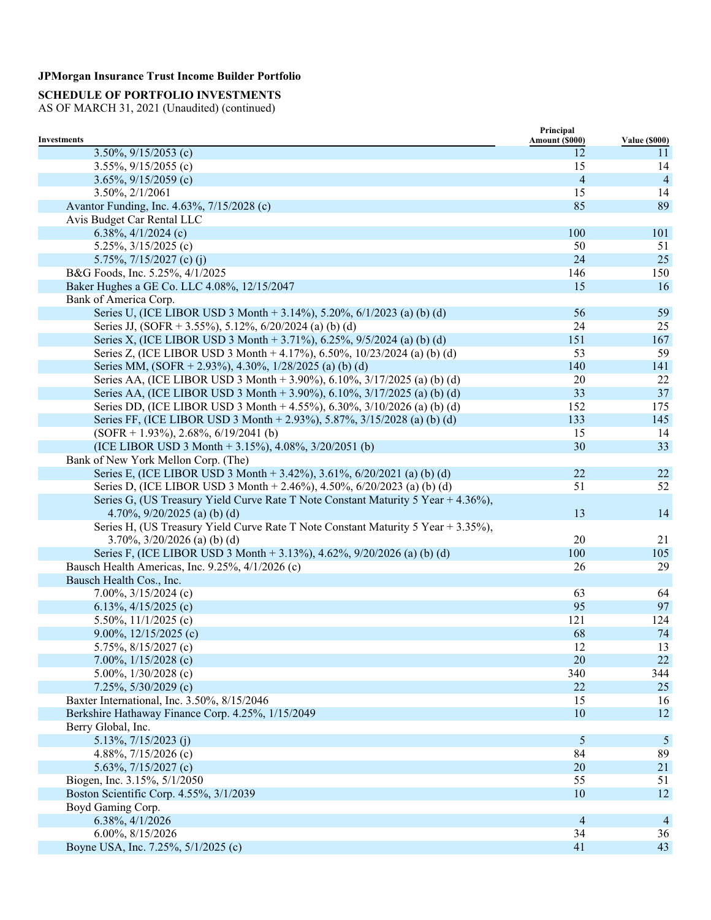**JPMorgan Insurance Trust Income Builder Portfolio**

**SCHEDULE OF PORTFOLIO INVESTMENTS**
AS OF MARCH 31, 2021 (Unaudited) (continued)

| Investments | Principal Amount ($000) | Value ($000) |
|---|---|---|
| 3.50%, 9/15/2053 (c) | 12 | 11 |
| 3.55%, 9/15/2055 (c) | 15 | 14 |
| 3.65%, 9/15/2059 (c) | 4 | 4 |
| 3.50%, 2/1/2061 | 15 | 14 |
| Avantor Funding, Inc. 4.63%, 7/15/2028 (c) | 85 | 89 |
| Avis Budget Car Rental LLC | | |
| 6.38%, 4/1/2024 (c) | 100 | 101 |
| 5.25%, 3/15/2025 (c) | 50 | 51 |
| 5.75%, 7/15/2027 (c) (j) | 24 | 25 |
| B&G Foods, Inc. 5.25%, 4/1/2025 | 146 | 150 |
| Baker Hughes a GE Co. LLC 4.08%, 12/15/2047 | 15 | 16 |
| Bank of America Corp. | | |
| Series U, (ICE LIBOR USD 3 Month + 3.14%), 5.20%, 6/1/2023 (a) (b) (d) | 56 | 59 |
| Series JJ, (SOFR + 3.55%), 5.12%, 6/20/2024 (a) (b) (d) | 24 | 25 |
| Series X, (ICE LIBOR USD 3 Month + 3.71%), 6.25%, 9/5/2024 (a) (b) (d) | 151 | 167 |
| Series Z, (ICE LIBOR USD 3 Month + 4.17%), 6.50%, 10/23/2024 (a) (b) (d) | 53 | 59 |
| Series MM, (SOFR + 2.93%), 4.30%, 1/28/2025 (a) (b) (d) | 140 | 141 |
| Series AA, (ICE LIBOR USD 3 Month + 3.90%), 6.10%, 3/17/2025 (a) (b) (d) | 20 | 22 |
| Series AA, (ICE LIBOR USD 3 Month + 3.90%), 6.10%, 3/17/2025 (a) (b) (d) | 33 | 37 |
| Series DD, (ICE LIBOR USD 3 Month + 4.55%), 6.30%, 3/10/2026 (a) (b) (d) | 152 | 175 |
| Series FF, (ICE LIBOR USD 3 Month + 2.93%), 5.87%, 3/15/2028 (a) (b) (d) | 133 | 145 |
| (SOFR + 1.93%), 2.68%, 6/19/2041 (b) | 15 | 14 |
| (ICE LIBOR USD 3 Month + 3.15%), 4.08%, 3/20/2051 (b) | 30 | 33 |
| Bank of New York Mellon Corp. (The) | | |
| Series E, (ICE LIBOR USD 3 Month + 3.42%), 3.61%, 6/20/2021 (a) (b) (d) | 22 | 22 |
| Series D, (ICE LIBOR USD 3 Month + 2.46%), 4.50%, 6/20/2023 (a) (b) (d) | 51 | 52 |
| Series G, (US Treasury Yield Curve Rate T Note Constant Maturity 5 Year + 4.36%), 4.70%, 9/20/2025 (a) (b) (d) | 13 | 14 |
| Series H, (US Treasury Yield Curve Rate T Note Constant Maturity 5 Year + 3.35%), 3.70%, 3/20/2026 (a) (b) (d) | 20 | 21 |
| Series F, (ICE LIBOR USD 3 Month + 3.13%), 4.62%, 9/20/2026 (a) (b) (d) | 100 | 105 |
| Bausch Health Americas, Inc. 9.25%, 4/1/2026 (c) | 26 | 29 |
| Bausch Health Cos., Inc. | | |
| 7.00%, 3/15/2024 (c) | 63 | 64 |
| 6.13%, 4/15/2025 (c) | 95 | 97 |
| 5.50%, 11/1/2025 (c) | 121 | 124 |
| 9.00%, 12/15/2025 (c) | 68 | 74 |
| 5.75%, 8/15/2027 (c) | 12 | 13 |
| 7.00%, 1/15/2028 (c) | 20 | 22 |
| 5.00%, 1/30/2028 (c) | 340 | 344 |
| 7.25%, 5/30/2029 (c) | 22 | 25 |
| Baxter International, Inc. 3.50%, 8/15/2046 | 15 | 16 |
| Berkshire Hathaway Finance Corp. 4.25%, 1/15/2049 | 10 | 12 |
| Berry Global, Inc. | | |
| 5.13%, 7/15/2023 (j) | 5 | 5 |
| 4.88%, 7/15/2026 (c) | 84 | 89 |
| 5.63%, 7/15/2027 (c) | 20 | 21 |
| Biogen, Inc. 3.15%, 5/1/2050 | 55 | 51 |
| Boston Scientific Corp. 4.55%, 3/1/2039 | 10 | 12 |
| Boyd Gaming Corp. | | |
| 6.38%, 4/1/2026 | 4 | 4 |
| 6.00%, 8/15/2026 | 34 | 36 |
| Boyne USA, Inc. 7.25%, 5/1/2025 (c) | 41 | 43 |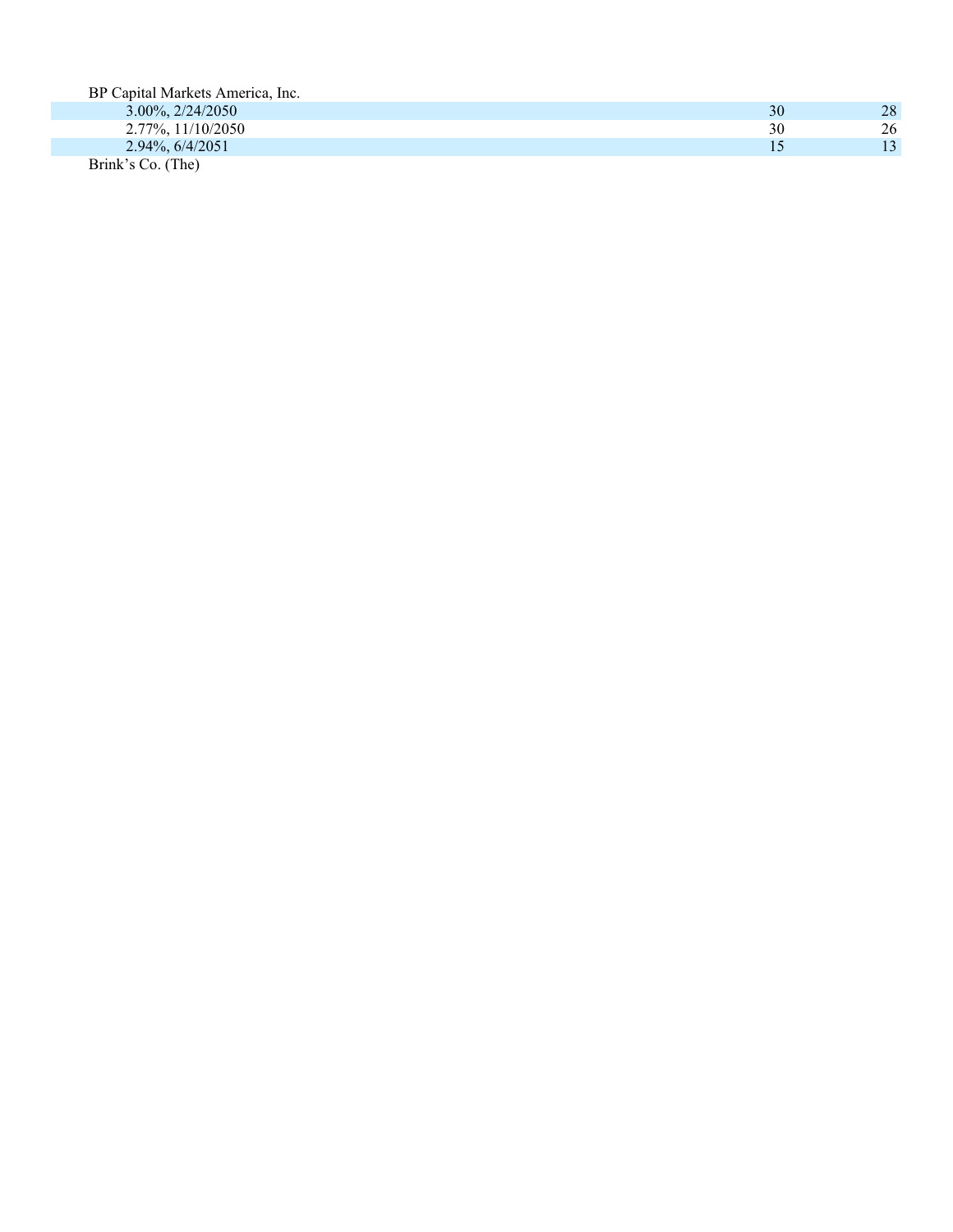| | | |
|---|---|---|
| BP Capital Markets America, Inc. | | |
| 3.00%, 2/24/2050 | 30 | 28 |
| 2.77%, 11/10/2050 | 30 | 26 |
| 2.94%, 6/4/2051 | 15 | 13 |
| Brink's Co. (The) | | |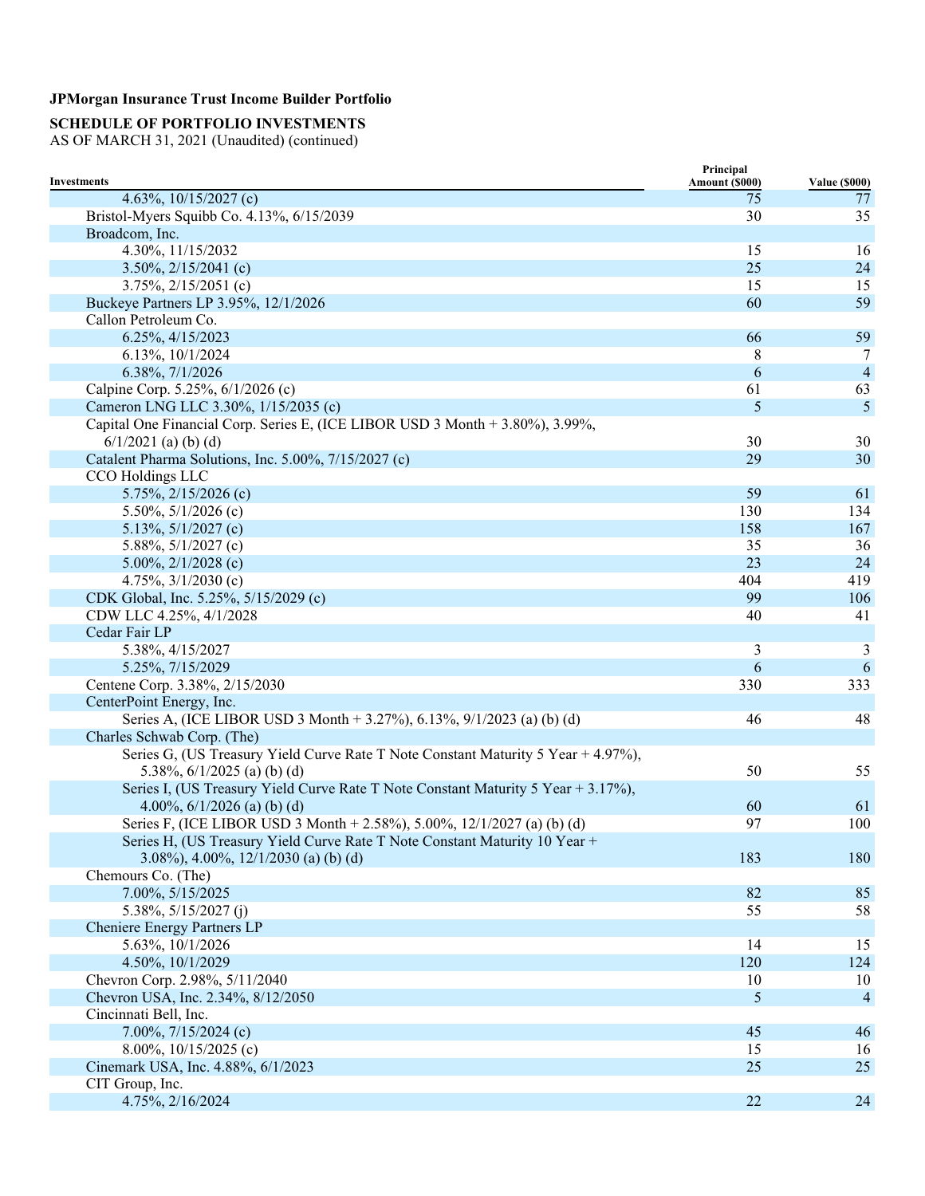**JPMorgan Insurance Trust Income Builder Portfolio**

**SCHEDULE OF PORTFOLIO INVESTMENTS**

AS OF MARCH 31, 2021 (Unaudited) (continued)

| Investments | Principal Amount ($000) | Value ($000) |
|---|---|---|
| 4.63%, 10/15/2027 (c) | 75 | 77 |
| Bristol-Myers Squibb Co. 4.13%, 6/15/2039 | 30 | 35 |
| Broadcom, Inc. | | |
| 4.30%, 11/15/2032 | 15 | 16 |
| 3.50%, 2/15/2041 (c) | 25 | 24 |
| 3.75%, 2/15/2051 (c) | 15 | 15 |
| Buckeye Partners LP 3.95%, 12/1/2026 | 60 | 59 |
| Callon Petroleum Co. | | |
| 6.25%, 4/15/2023 | 66 | 59 |
| 6.13%, 10/1/2024 | 8 | 7 |
| 6.38%, 7/1/2026 | 6 | 4 |
| Calpine Corp. 5.25%, 6/1/2026 (c) | 61 | 63 |
| Cameron LNG LLC 3.30%, 1/15/2035 (c) | 5 | 5 |
| Capital One Financial Corp. Series E, (ICE LIBOR USD 3 Month + 3.80%), 3.99%, 6/1/2021 (a) (b) (d) | 30 | 30 |
| Catalent Pharma Solutions, Inc. 5.00%, 7/15/2027 (c) | 29 | 30 |
| CCO Holdings LLC | | |
| 5.75%, 2/15/2026 (c) | 59 | 61 |
| 5.50%, 5/1/2026 (c) | 130 | 134 |
| 5.13%, 5/1/2027 (c) | 158 | 167 |
| 5.88%, 5/1/2027 (c) | 35 | 36 |
| 5.00%, 2/1/2028 (c) | 23 | 24 |
| 4.75%, 3/1/2030 (c) | 404 | 419 |
| CDK Global, Inc. 5.25%, 5/15/2029 (c) | 99 | 106 |
| CDW LLC 4.25%, 4/1/2028 | 40 | 41 |
| Cedar Fair LP | | |
| 5.38%, 4/15/2027 | 3 | 3 |
| 5.25%, 7/15/2029 | 6 | 6 |
| Centene Corp. 3.38%, 2/15/2030 | 330 | 333 |
| CenterPoint Energy, Inc. | | |
| Series A, (ICE LIBOR USD 3 Month + 3.27%), 6.13%, 9/1/2023 (a) (b) (d) | 46 | 48 |
| Charles Schwab Corp. (The) | | |
| Series G, (US Treasury Yield Curve Rate T Note Constant Maturity 5 Year + 4.97%), 5.38%, 6/1/2025 (a) (b) (d) | 50 | 55 |
| Series I, (US Treasury Yield Curve Rate T Note Constant Maturity 5 Year + 3.17%), 4.00%, 6/1/2026 (a) (b) (d) | 60 | 61 |
| Series F, (ICE LIBOR USD 3 Month + 2.58%), 5.00%, 12/1/2027 (a) (b) (d) | 97 | 100 |
| Series H, (US Treasury Yield Curve Rate T Note Constant Maturity 10 Year + 3.08%), 4.00%, 12/1/2030 (a) (b) (d) | 183 | 180 |
| Chemours Co. (The) | | |
| 7.00%, 5/15/2025 | 82 | 85 |
| 5.38%, 5/15/2027 (j) | 55 | 58 |
| Cheniere Energy Partners LP | | |
| 5.63%, 10/1/2026 | 14 | 15 |
| 4.50%, 10/1/2029 | 120 | 124 |
| Chevron Corp. 2.98%, 5/11/2040 | 10 | 10 |
| Chevron USA, Inc. 2.34%, 8/12/2050 | 5 | 4 |
| Cincinnati Bell, Inc. | | |
| 7.00%, 7/15/2024 (c) | 45 | 46 |
| 8.00%, 10/15/2025 (c) | 15 | 16 |
| Cinemark USA, Inc. 4.88%, 6/1/2023 | 25 | 25 |
| CIT Group, Inc. | | |
| 4.75%, 2/16/2024 | 22 | 24 |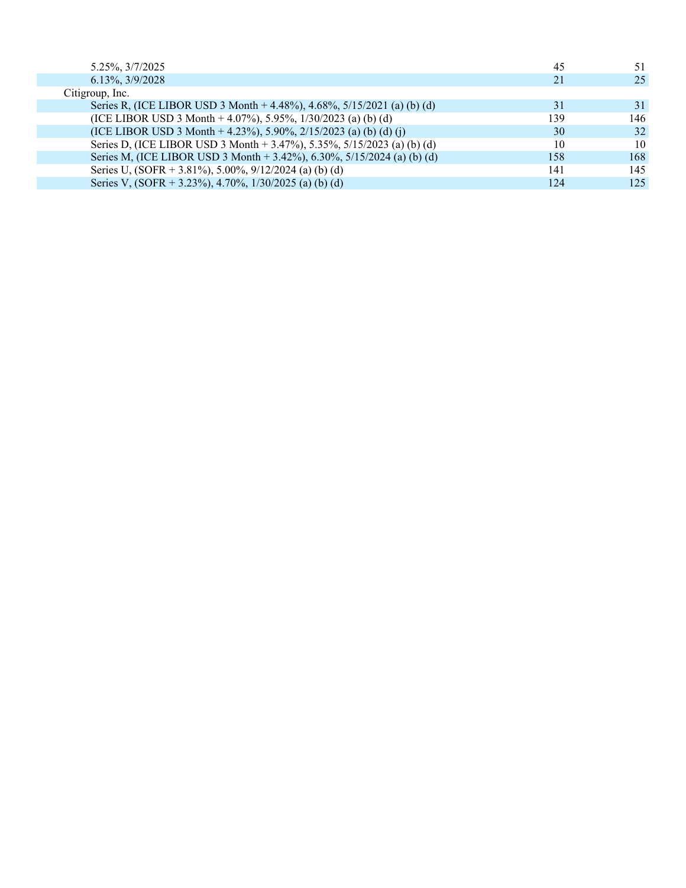| | | |
|---|---|---|
| 5.25%, 3/7/2025 | 45 | 51 |
| 6.13%, 3/9/2028 | 21 | 25 |
| Citigroup, Inc. | | |
| Series R, (ICE LIBOR USD 3 Month + 4.48%), 4.68%, 5/15/2021 (a) (b) (d) | 31 | 31 |
| (ICE LIBOR USD 3 Month + 4.07%), 5.95%, 1/30/2023 (a) (b) (d) | 139 | 146 |
| (ICE LIBOR USD 3 Month + 4.23%), 5.90%, 2/15/2023 (a) (b) (d) (j) | 30 | 32 |
| Series D, (ICE LIBOR USD 3 Month + 3.47%), 5.35%, 5/15/2023 (a) (b) (d) | 10 | 10 |
| Series M, (ICE LIBOR USD 3 Month + 3.42%), 6.30%, 5/15/2024 (a) (b) (d) | 158 | 168 |
| Series U, (SOFR + 3.81%), 5.00%, 9/12/2024 (a) (b) (d) | 141 | 145 |
| Series V, (SOFR + 3.23%), 4.70%, 1/30/2025 (a) (b) (d) | 124 | 125 |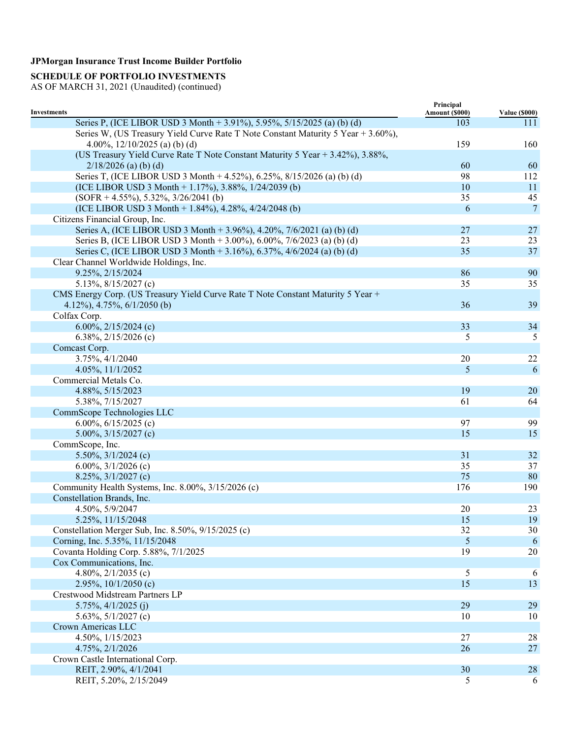**JPMorgan Insurance Trust Income Builder Portfolio**

**SCHEDULE OF PORTFOLIO INVESTMENTS**

AS OF MARCH 31, 2021 (Unaudited) (continued)

| Investments | Principal Amount ($000) | Value ($000) |
|---|---|---|
| Series P, (ICE LIBOR USD 3 Month + 3.91%), 5.95%, 5/15/2025 (a) (b) (d) | 103 | 111 |
| Series W, (US Treasury Yield Curve Rate T Note Constant Maturity 5 Year + 3.60%), 4.00%, 12/10/2025 (a) (b) (d) | 159 | 160 |
| (US Treasury Yield Curve Rate T Note Constant Maturity 5 Year + 3.42%), 3.88%, 2/18/2026 (a) (b) (d) | 60 | 60 |
| Series T, (ICE LIBOR USD 3 Month + 4.52%), 6.25%, 8/15/2026 (a) (b) (d) | 98 | 112 |
| (ICE LIBOR USD 3 Month + 1.17%), 3.88%, 1/24/2039 (b) | 10 | 11 |
| (SOFR + 4.55%), 5.32%, 3/26/2041 (b) | 35 | 45 |
| (ICE LIBOR USD 3 Month + 1.84%), 4.28%, 4/24/2048 (b) | 6 | 7 |
| Citizens Financial Group, Inc. | | |
| Series A, (ICE LIBOR USD 3 Month + 3.96%), 4.20%, 7/6/2021 (a) (b) (d) | 27 | 27 |
| Series B, (ICE LIBOR USD 3 Month + 3.00%), 6.00%, 7/6/2023 (a) (b) (d) | 23 | 23 |
| Series C, (ICE LIBOR USD 3 Month + 3.16%), 6.37%, 4/6/2024 (a) (b) (d) | 35 | 37 |
| Clear Channel Worldwide Holdings, Inc. | | |
| 9.25%, 2/15/2024 | 86 | 90 |
| 5.13%, 8/15/2027 (c) | 35 | 35 |
| CMS Energy Corp. (US Treasury Yield Curve Rate T Note Constant Maturity 5 Year + 4.12%), 4.75%, 6/1/2050 (b) | 36 | 39 |
| Colfax Corp. | | |
| 6.00%, 2/15/2024 (c) | 33 | 34 |
| 6.38%, 2/15/2026 (c) | 5 | 5 |
| Comcast Corp. | | |
| 3.75%, 4/1/2040 | 20 | 22 |
| 4.05%, 11/1/2052 | 5 | 6 |
| Commercial Metals Co. | | |
| 4.88%, 5/15/2023 | 19 | 20 |
| 5.38%, 7/15/2027 | 61 | 64 |
| CommScope Technologies LLC | | |
| 6.00%, 6/15/2025 (c) | 97 | 99 |
| 5.00%, 3/15/2027 (c) | 15 | 15 |
| CommScope, Inc. | | |
| 5.50%, 3/1/2024 (c) | 31 | 32 |
| 6.00%, 3/1/2026 (c) | 35 | 37 |
| 8.25%, 3/1/2027 (c) | 75 | 80 |
| Community Health Systems, Inc. 8.00%, 3/15/2026 (c) | 176 | 190 |
| Constellation Brands, Inc. | | |
| 4.50%, 5/9/2047 | 20 | 23 |
| 5.25%, 11/15/2048 | 15 | 19 |
| Constellation Merger Sub, Inc. 8.50%, 9/15/2025 (c) | 32 | 30 |
| Corning, Inc. 5.35%, 11/15/2048 | 5 | 6 |
| Covanta Holding Corp. 5.88%, 7/1/2025 | 19 | 20 |
| Cox Communications, Inc. | | |
| 4.80%, 2/1/2035 (c) | 5 | 6 |
| 2.95%, 10/1/2050 (c) | 15 | 13 |
| Crestwood Midstream Partners LP | | |
| 5.75%, 4/1/2025 (j) | 29 | 29 |
| 5.63%, 5/1/2027 (c) | 10 | 10 |
| Crown Americas LLC | | |
| 4.50%, 1/15/2023 | 27 | 28 |
| 4.75%, 2/1/2026 | 26 | 27 |
| Crown Castle International Corp. | | |
| REIT, 2.90%, 4/1/2041 | 30 | 28 |
| REIT, 5.20%, 2/15/2049 | 5 | 6 |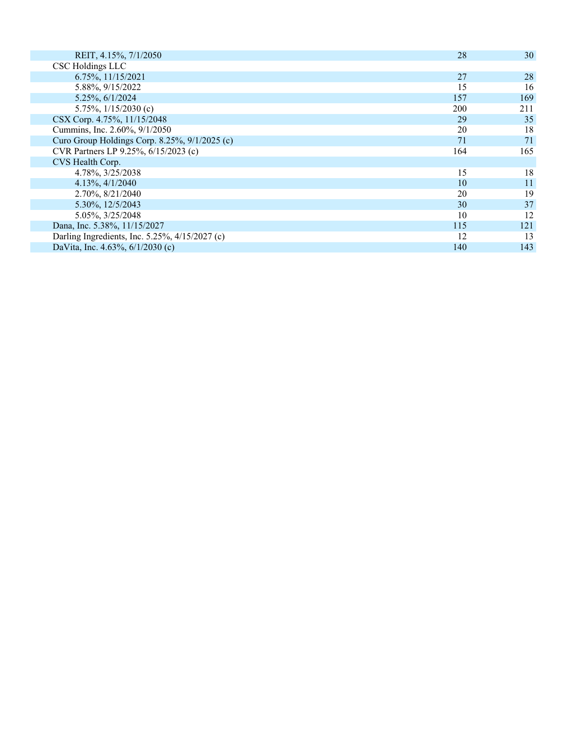| | | |
|---|---|---|
| REIT, 4.15%, 7/1/2050 | 28 | 30 |
| CSC Holdings LLC | | |
| 6.75%, 11/15/2021 | 27 | 28 |
| 5.88%, 9/15/2022 | 15 | 16 |
| 5.25%, 6/1/2024 | 157 | 169 |
| 5.75%, 1/15/2030 (c) | 200 | 211 |
| CSX Corp. 4.75%, 11/15/2048 | 29 | 35 |
| Cummins, Inc. 2.60%, 9/1/2050 | 20 | 18 |
| Curo Group Holdings Corp. 8.25%, 9/1/2025 (c) | 71 | 71 |
| CVR Partners LP 9.25%, 6/15/2023 (c) | 164 | 165 |
| CVS Health Corp. | | |
| 4.78%, 3/25/2038 | 15 | 18 |
| 4.13%, 4/1/2040 | 10 | 11 |
| 2.70%, 8/21/2040 | 20 | 19 |
| 5.30%, 12/5/2043 | 30 | 37 |
| 5.05%, 3/25/2048 | 10 | 12 |
| Dana, Inc. 5.38%, 11/15/2027 | 115 | 121 |
| Darling Ingredients, Inc. 5.25%, 4/15/2027 (c) | 12 | 13 |
| DaVita, Inc. 4.63%, 6/1/2030 (c) | 140 | 143 |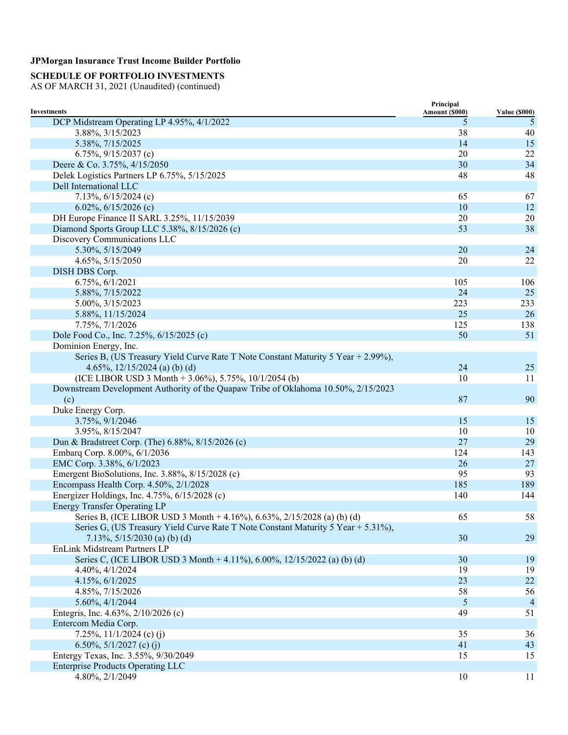**JPMorgan Insurance Trust Income Builder Portfolio**

**SCHEDULE OF PORTFOLIO INVESTMENTS**
AS OF MARCH 31, 2021 (Unaudited) (continued)

| Investments | Principal Amount ($000) | Value ($000) |
|---|---|---|
| DCP Midstream Operating LP 4.95%, 4/1/2022 | 5 | 5 |
| 3.88%, 3/15/2023 | 38 | 40 |
| 5.38%, 7/15/2025 | 14 | 15 |
| 6.75%, 9/15/2037 (c) | 20 | 22 |
| Deere & Co. 3.75%, 4/15/2050 | 30 | 34 |
| Delek Logistics Partners LP 6.75%, 5/15/2025 | 48 | 48 |
| Dell International LLC | | |
| 7.13%, 6/15/2024 (c) | 65 | 67 |
| 6.02%, 6/15/2026 (c) | 10 | 12 |
| DH Europe Finance II SARL 3.25%, 11/15/2039 | 20 | 20 |
| Diamond Sports Group LLC 5.38%, 8/15/2026 (c) | 53 | 38 |
| Discovery Communications LLC | | |
| 5.30%, 5/15/2049 | 20 | 24 |
| 4.65%, 5/15/2050 | 20 | 22 |
| DISH DBS Corp. | | |
| 6.75%, 6/1/2021 | 105 | 106 |
| 5.88%, 7/15/2022 | 24 | 25 |
| 5.00%, 3/15/2023 | 223 | 233 |
| 5.88%, 11/15/2024 | 25 | 26 |
| 7.75%, 7/1/2026 | 125 | 138 |
| Dole Food Co., Inc. 7.25%, 6/15/2025 (c) | 50 | 51 |
| Dominion Energy, Inc. | | |
| Series B, (US Treasury Yield Curve Rate T Note Constant Maturity 5 Year + 2.99%), 4.65%, 12/15/2024 (a) (b) (d) | 24 | 25 |
| (ICE LIBOR USD 3 Month + 3.06%), 5.75%, 10/1/2054 (b) | 10 | 11 |
| Downstream Development Authority of the Quapaw Tribe of Oklahoma 10.50%, 2/15/2023 (c) | 87 | 90 |
| Duke Energy Corp. | | |
| 3.75%, 9/1/2046 | 15 | 15 |
| 3.95%, 8/15/2047 | 10 | 10 |
| Dun & Bradstreet Corp. (The) 6.88%, 8/15/2026 (c) | 27 | 29 |
| Embarq Corp. 8.00%, 6/1/2036 | 124 | 143 |
| EMC Corp. 3.38%, 6/1/2023 | 26 | 27 |
| Emergent BioSolutions, Inc. 3.88%, 8/15/2028 (c) | 95 | 93 |
| Encompass Health Corp. 4.50%, 2/1/2028 | 185 | 189 |
| Energizer Holdings, Inc. 4.75%, 6/15/2028 (c) | 140 | 144 |
| Energy Transfer Operating LP | | |
| Series B, (ICE LIBOR USD 3 Month + 4.16%), 6.63%, 2/15/2028 (a) (b) (d) | 65 | 58 |
| Series G, (US Treasury Yield Curve Rate T Note Constant Maturity 5 Year + 5.31%), 7.13%, 5/15/2030 (a) (b) (d) | 30 | 29 |
| EnLink Midstream Partners LP | | |
| Series C, (ICE LIBOR USD 3 Month + 4.11%), 6.00%, 12/15/2022 (a) (b) (d) | 30 | 19 |
| 4.40%, 4/1/2024 | 19 | 19 |
| 4.15%, 6/1/2025 | 23 | 22 |
| 4.85%, 7/15/2026 | 58 | 56 |
| 5.60%, 4/1/2044 | 5 | 4 |
| Entegris, Inc. 4.63%, 2/10/2026 (c) | 49 | 51 |
| Entercom Media Corp. | | |
| 7.25%, 11/1/2024 (c) (j) | 35 | 36 |
| 6.50%, 5/1/2027 (c) (j) | 41 | 43 |
| Entergy Texas, Inc. 3.55%, 9/30/2049 | 15 | 15 |
| Enterprise Products Operating LLC | | |
| 4.80%, 2/1/2049 | 10 | 11 |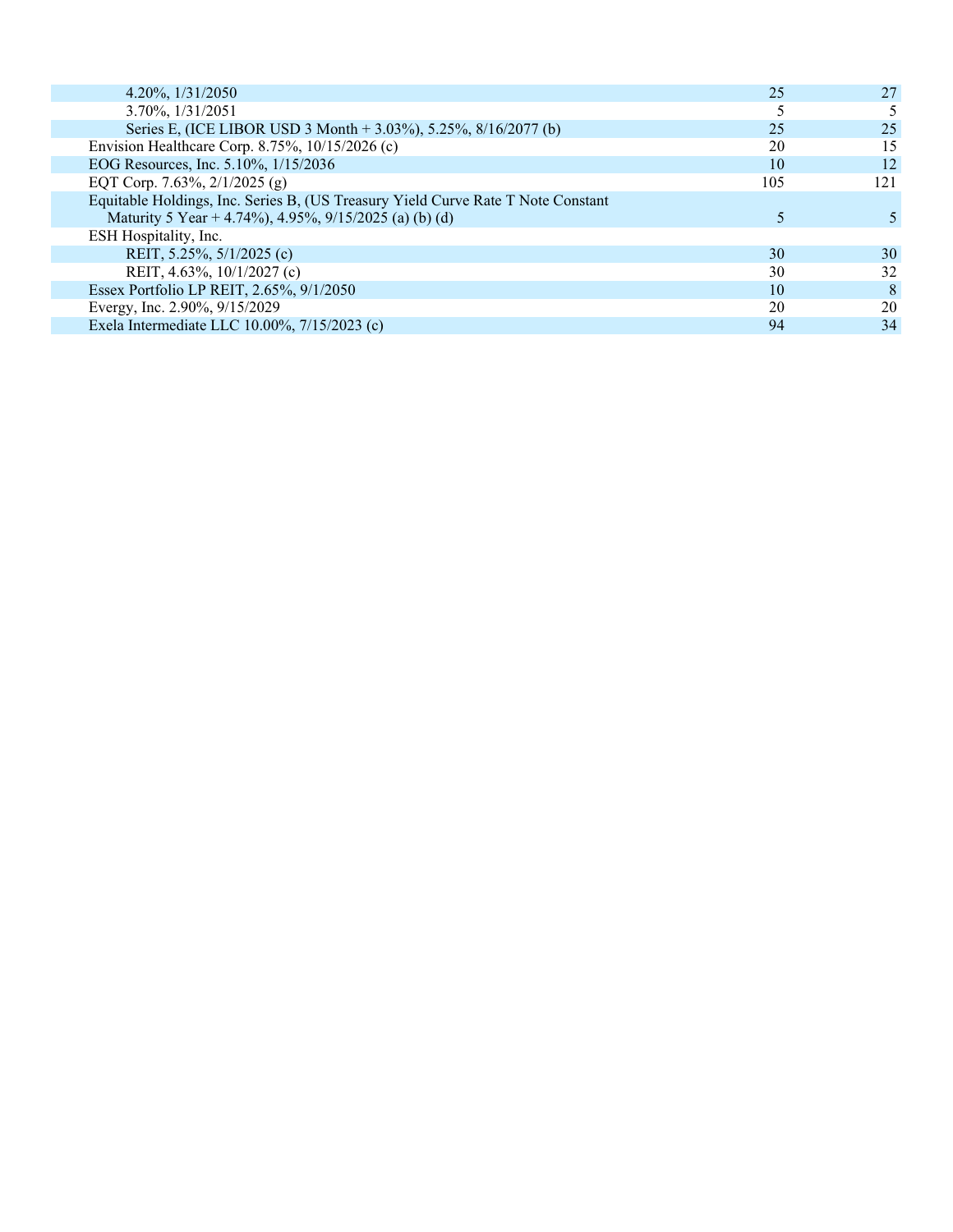| | | |
|---|---|---|
| 4.20%, 1/31/2050 | 25 | 27 |
| 3.70%, 1/31/2051 | 5 | 5 |
| Series E, (ICE LIBOR USD 3 Month + 3.03%), 5.25%, 8/16/2077 (b) | 25 | 25 |
| Envision Healthcare Corp. 8.75%, 10/15/2026 (c) | 20 | 15 |
| EOG Resources, Inc. 5.10%, 1/15/2036 | 10 | 12 |
| EQT Corp. 7.63%, 2/1/2025 (g) | 105 | 121 |
| Equitable Holdings, Inc. Series B, (US Treasury Yield Curve Rate T Note Constant Maturity 5 Year + 4.74%), 4.95%, 9/15/2025 (a) (b) (d) | 5 | 5 |
| ESH Hospitality, Inc. | | |
| REIT, 5.25%, 5/1/2025 (c) | 30 | 30 |
| REIT, 4.63%, 10/1/2027 (c) | 30 | 32 |
| Essex Portfolio LP REIT, 2.65%, 9/1/2050 | 10 | 8 |
| Evergy, Inc. 2.90%, 9/15/2029 | 20 | 20 |
| Exela Intermediate LLC 10.00%, 7/15/2023 (c) | 94 | 34 |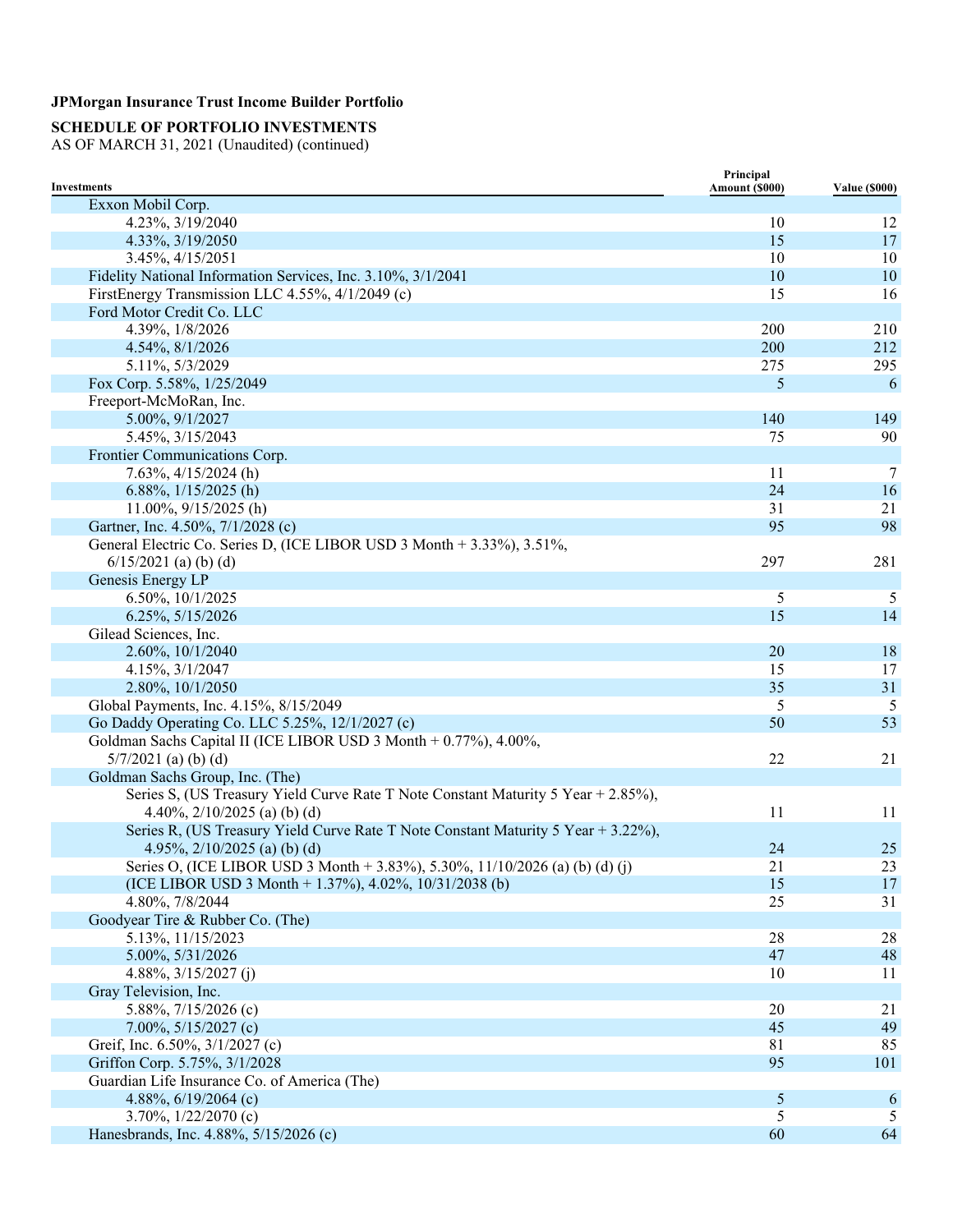**JPMorgan Insurance Trust Income Builder Portfolio**

**SCHEDULE OF PORTFOLIO INVESTMENTS**
AS OF MARCH 31, 2021 (Unaudited) (continued)

| Investments | Principal Amount ($000) | Value ($000) |
|---|---|---|
| Exxon Mobil Corp. | | |
| 4.23%, 3/19/2040 | 10 | 12 |
| 4.33%, 3/19/2050 | 15 | 17 |
| 3.45%, 4/15/2051 | 10 | 10 |
| Fidelity National Information Services, Inc. 3.10%, 3/1/2041 | 10 | 10 |
| FirstEnergy Transmission LLC 4.55%, 4/1/2049 (c) | 15 | 16 |
| Ford Motor Credit Co. LLC | | |
| 4.39%, 1/8/2026 | 200 | 210 |
| 4.54%, 8/1/2026 | 200 | 212 |
| 5.11%, 5/3/2029 | 275 | 295 |
| Fox Corp. 5.58%, 1/25/2049 | 5 | 6 |
| Freeport-McMoRan, Inc. | | |
| 5.00%, 9/1/2027 | 140 | 149 |
| 5.45%, 3/15/2043 | 75 | 90 |
| Frontier Communications Corp. | | |
| 7.63%, 4/15/2024 (h) | 11 | 7 |
| 6.88%, 1/15/2025 (h) | 24 | 16 |
| 11.00%, 9/15/2025 (h) | 31 | 21 |
| Gartner, Inc. 4.50%, 7/1/2028 (c) | 95 | 98 |
| General Electric Co. Series D, (ICE LIBOR USD 3 Month + 3.33%), 3.51%, 6/15/2021 (a) (b) (d) | 297 | 281 |
| Genesis Energy LP | | |
| 6.50%, 10/1/2025 | 5 | 5 |
| 6.25%, 5/15/2026 | 15 | 14 |
| Gilead Sciences, Inc. | | |
| 2.60%, 10/1/2040 | 20 | 18 |
| 4.15%, 3/1/2047 | 15 | 17 |
| 2.80%, 10/1/2050 | 35 | 31 |
| Global Payments, Inc. 4.15%, 8/15/2049 | 5 | 5 |
| Go Daddy Operating Co. LLC 5.25%, 12/1/2027 (c) | 50 | 53 |
| Goldman Sachs Capital II (ICE LIBOR USD 3 Month + 0.77%), 4.00%, 5/7/2021 (a) (b) (d) | 22 | 21 |
| Goldman Sachs Group, Inc. (The) | | |
| Series S, (US Treasury Yield Curve Rate T Note Constant Maturity 5 Year + 2.85%), 4.40%, 2/10/2025 (a) (b) (d) | 11 | 11 |
| Series R, (US Treasury Yield Curve Rate T Note Constant Maturity 5 Year + 3.22%), 4.95%, 2/10/2025 (a) (b) (d) | 24 | 25 |
| Series O, (ICE LIBOR USD 3 Month + 3.83%), 5.30%, 11/10/2026 (a) (b) (d) (j) | 21 | 23 |
| (ICE LIBOR USD 3 Month + 1.37%), 4.02%, 10/31/2038 (b) | 15 | 17 |
| 4.80%, 7/8/2044 | 25 | 31 |
| Goodyear Tire & Rubber Co. (The) | | |
| 5.13%, 11/15/2023 | 28 | 28 |
| 5.00%, 5/31/2026 | 47 | 48 |
| 4.88%, 3/15/2027 (j) | 10 | 11 |
| Gray Television, Inc. | | |
| 5.88%, 7/15/2026 (c) | 20 | 21 |
| 7.00%, 5/15/2027 (c) | 45 | 49 |
| Greif, Inc. 6.50%, 3/1/2027 (c) | 81 | 85 |
| Griffon Corp. 5.75%, 3/1/2028 | 95 | 101 |
| Guardian Life Insurance Co. of America (The) | | |
| 4.88%, 6/19/2064 (c) | 5 | 6 |
| 3.70%, 1/22/2070 (c) | 5 | 5 |
| Hanesbrands, Inc. 4.88%, 5/15/2026 (c) | 60 | 64 |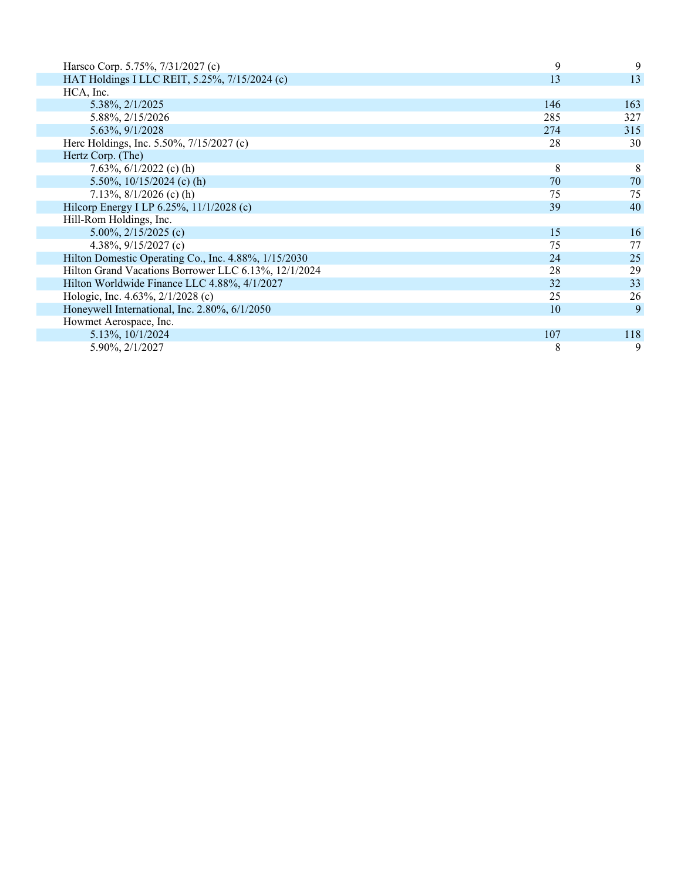| | | |
|---|---|---|
| Harsco Corp. 5.75%, 7/31/2027 (c) | 9 | 9 |
| HAT Holdings I LLC REIT, 5.25%, 7/15/2024 (c) | 13 | 13 |
| HCA, Inc. | | |
| 5.38%, 2/1/2025 | 146 | 163 |
| 5.88%, 2/15/2026 | 285 | 327 |
| 5.63%, 9/1/2028 | 274 | 315 |
| Herc Holdings, Inc. 5.50%, 7/15/2027 (c) | 28 | 30 |
| Hertz Corp. (The) | | |
| 7.63%, 6/1/2022 (c) (h) | 8 | 8 |
| 5.50%, 10/15/2024 (c) (h) | 70 | 70 |
| 7.13%, 8/1/2026 (c) (h) | 75 | 75 |
| Hilcorp Energy I LP 6.25%, 11/1/2028 (c) | 39 | 40 |
| Hill-Rom Holdings, Inc. | | |
| 5.00%, 2/15/2025 (c) | 15 | 16 |
| 4.38%, 9/15/2027 (c) | 75 | 77 |
| Hilton Domestic Operating Co., Inc. 4.88%, 1/15/2030 | 24 | 25 |
| Hilton Grand Vacations Borrower LLC 6.13%, 12/1/2024 | 28 | 29 |
| Hilton Worldwide Finance LLC 4.88%, 4/1/2027 | 32 | 33 |
| Hologic, Inc. 4.63%, 2/1/2028 (c) | 25 | 26 |
| Honeywell International, Inc. 2.80%, 6/1/2050 | 10 | 9 |
| Howmet Aerospace, Inc. | | |
| 5.13%, 10/1/2024 | 107 | 118 |
| 5.90%, 2/1/2027 | 8 | 9 |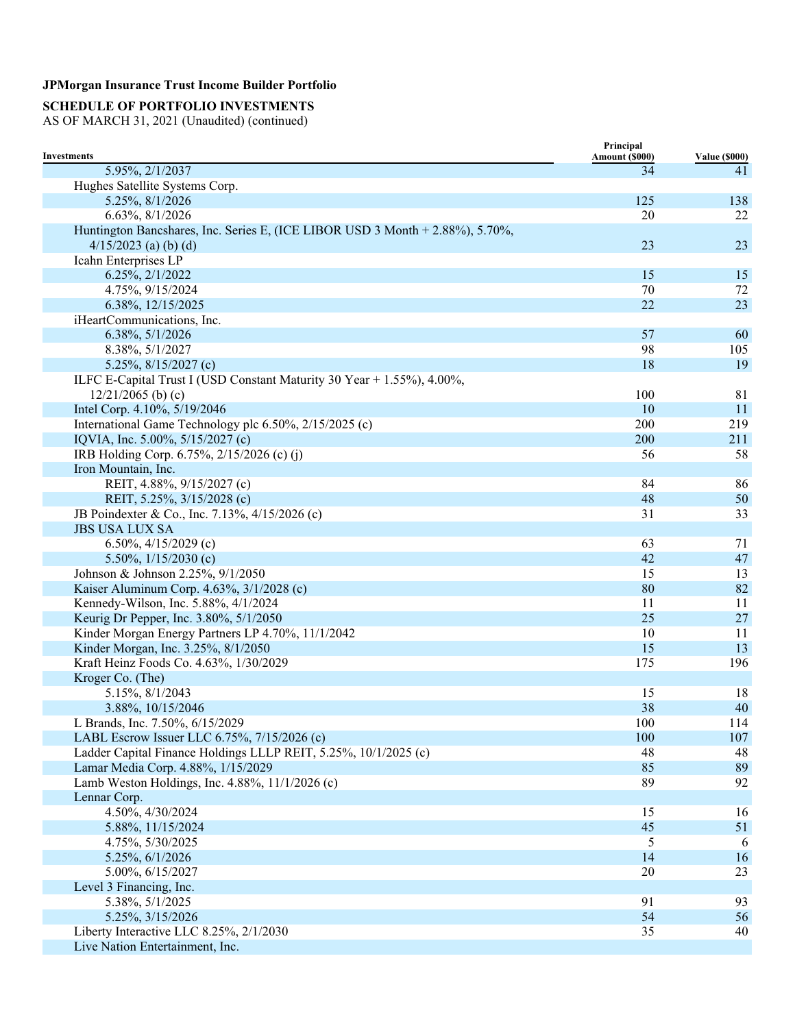**JPMorgan Insurance Trust Income Builder Portfolio**

**SCHEDULE OF PORTFOLIO INVESTMENTS**
AS OF MARCH 31, 2021 (Unaudited) (continued)

| Investments | Principal Amount ($000) | Value ($000) |
|---|---|---|
| 5.95%, 2/1/2037 | 34 | 41 |
| Hughes Satellite Systems Corp. | | |
| 5.25%, 8/1/2026 | 125 | 138 |
| 6.63%, 8/1/2026 | 20 | 22 |
| Huntington Bancshares, Inc. Series E, (ICE LIBOR USD 3 Month + 2.88%), 5.70%, 4/15/2023 (a) (b) (d) | 23 | 23 |
| Icahn Enterprises LP | | |
| 6.25%, 2/1/2022 | 15 | 15 |
| 4.75%, 9/15/2024 | 70 | 72 |
| 6.38%, 12/15/2025 | 22 | 23 |
| iHeartCommunications, Inc. | | |
| 6.38%, 5/1/2026 | 57 | 60 |
| 8.38%, 5/1/2027 | 98 | 105 |
| 5.25%, 8/15/2027 (c) | 18 | 19 |
| ILFC E-Capital Trust I (USD Constant Maturity 30 Year + 1.55%), 4.00%, 12/21/2065 (b) (c) | 100 | 81 |
| Intel Corp. 4.10%, 5/19/2046 | 10 | 11 |
| International Game Technology plc 6.50%, 2/15/2025 (c) | 200 | 219 |
| IQVIA, Inc. 5.00%, 5/15/2027 (c) | 200 | 211 |
| IRB Holding Corp. 6.75%, 2/15/2026 (c) (j) | 56 | 58 |
| Iron Mountain, Inc. | | |
| REIT, 4.88%, 9/15/2027 (c) | 84 | 86 |
| REIT, 5.25%, 3/15/2028 (c) | 48 | 50 |
| JB Poindexter & Co., Inc. 7.13%, 4/15/2026 (c) | 31 | 33 |
| JBS USA LUX SA | | |
| 6.50%, 4/15/2029 (c) | 63 | 71 |
| 5.50%, 1/15/2030 (c) | 42 | 47 |
| Johnson & Johnson 2.25%, 9/1/2050 | 15 | 13 |
| Kaiser Aluminum Corp. 4.63%, 3/1/2028 (c) | 80 | 82 |
| Kennedy-Wilson, Inc. 5.88%, 4/1/2024 | 11 | 11 |
| Keurig Dr Pepper, Inc. 3.80%, 5/1/2050 | 25 | 27 |
| Kinder Morgan Energy Partners LP 4.70%, 11/1/2042 | 10 | 11 |
| Kinder Morgan, Inc. 3.25%, 8/1/2050 | 15 | 13 |
| Kraft Heinz Foods Co. 4.63%, 1/30/2029 | 175 | 196 |
| Kroger Co. (The) | | |
| 5.15%, 8/1/2043 | 15 | 18 |
| 3.88%, 10/15/2046 | 38 | 40 |
| L Brands, Inc. 7.50%, 6/15/2029 | 100 | 114 |
| LABL Escrow Issuer LLC 6.75%, 7/15/2026 (c) | 100 | 107 |
| Ladder Capital Finance Holdings LLLP REIT, 5.25%, 10/1/2025 (c) | 48 | 48 |
| Lamar Media Corp. 4.88%, 1/15/2029 | 85 | 89 |
| Lamb Weston Holdings, Inc. 4.88%, 11/1/2026 (c) | 89 | 92 |
| Lennar Corp. | | |
| 4.50%, 4/30/2024 | 15 | 16 |
| 5.88%, 11/15/2024 | 45 | 51 |
| 4.75%, 5/30/2025 | 5 | 6 |
| 5.25%, 6/1/2026 | 14 | 16 |
| 5.00%, 6/15/2027 | 20 | 23 |
| Level 3 Financing, Inc. | | |
| 5.38%, 5/1/2025 | 91 | 93 |
| 5.25%, 3/15/2026 | 54 | 56 |
| Liberty Interactive LLC 8.25%, 2/1/2030 | 35 | 40 |
| Live Nation Entertainment, Inc. | | |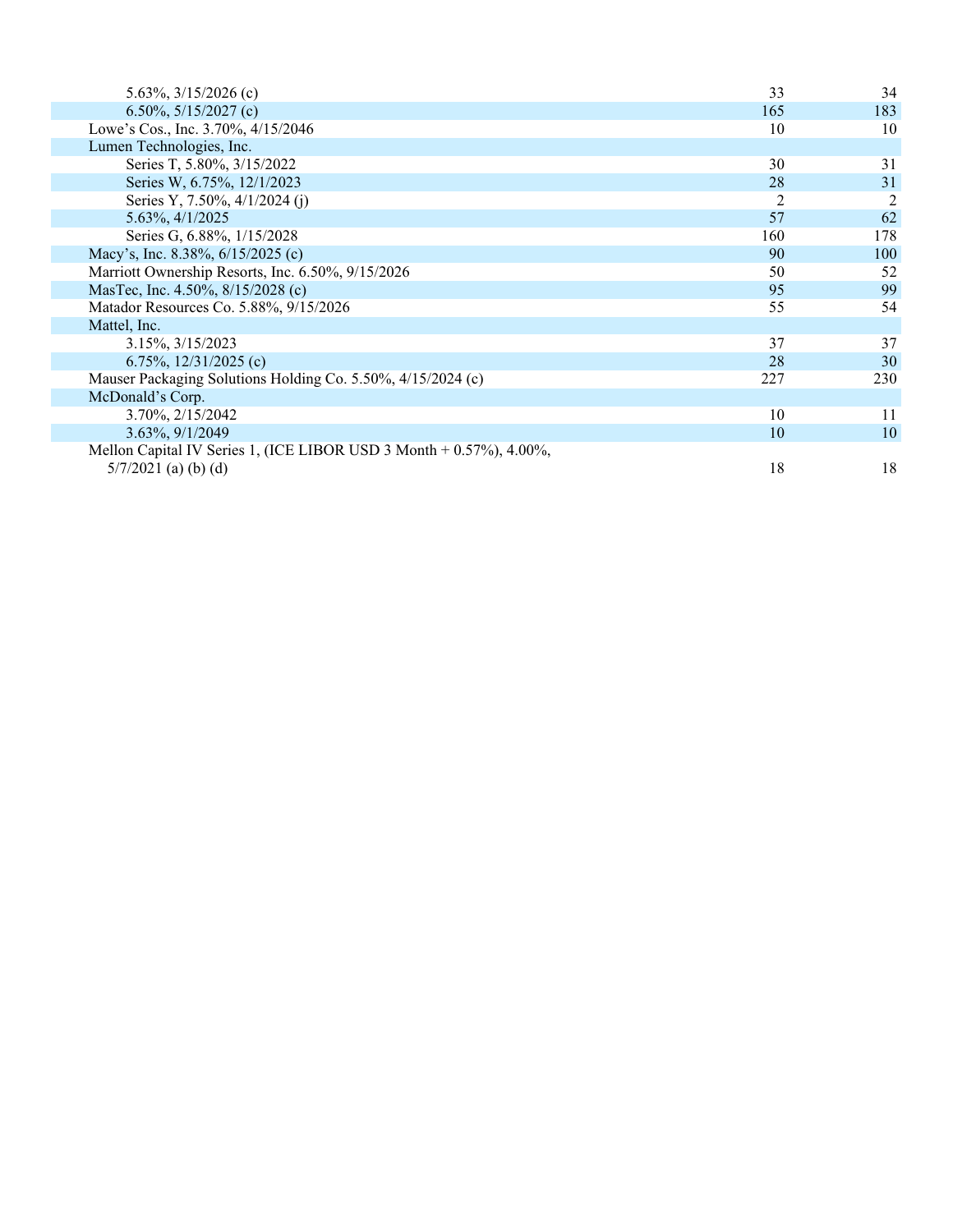| | | |
|---|---|---|
| 5.63%, 3/15/2026 (c) | 33 | 34 |
| 6.50%, 5/15/2027 (c) | 165 | 183 |
| Lowe's Cos., Inc. 3.70%, 4/15/2046 | 10 | 10 |
| Lumen Technologies, Inc. | | |
| Series T, 5.80%, 3/15/2022 | 30 | 31 |
| Series W, 6.75%, 12/1/2023 | 28 | 31 |
| Series Y, 7.50%, 4/1/2024 (j) | 2 | 2 |
| 5.63%, 4/1/2025 | 57 | 62 |
| Series G, 6.88%, 1/15/2028 | 160 | 178 |
| Macy's, Inc. 8.38%, 6/15/2025 (c) | 90 | 100 |
| Marriott Ownership Resorts, Inc. 6.50%, 9/15/2026 | 50 | 52 |
| MasTec, Inc. 4.50%, 8/15/2028 (c) | 95 | 99 |
| Matador Resources Co. 5.88%, 9/15/2026 | 55 | 54 |
| Mattel, Inc. | | |
| 3.15%, 3/15/2023 | 37 | 37 |
| 6.75%, 12/31/2025 (c) | 28 | 30 |
| Mauser Packaging Solutions Holding Co. 5.50%, 4/15/2024 (c) | 227 | 230 |
| McDonald's Corp. | | |
| 3.70%, 2/15/2042 | 10 | 11 |
| 3.63%, 9/1/2049 | 10 | 10 |
| Mellon Capital IV Series 1, (ICE LIBOR USD 3 Month + 0.57%), 4.00%, 5/7/2021 (a) (b) (d) | 18 | 18 |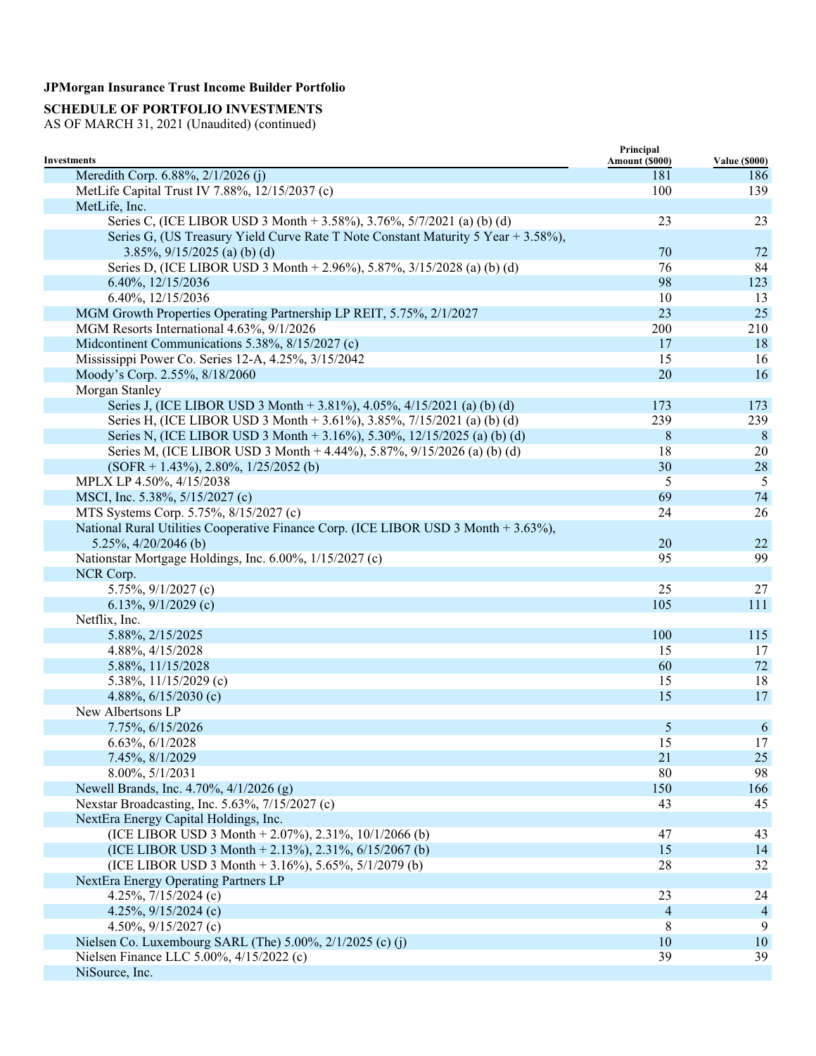**JPMorgan Insurance Trust Income Builder Portfolio**

**SCHEDULE OF PORTFOLIO INVESTMENTS**
AS OF MARCH 31, 2021 (Unaudited) (continued)

| Investments | Principal Amount ($000) | Value ($000) |
|---|---|---|
| Meredith Corp. 6.88%, 2/1/2026 (j) | 181 | 186 |
| MetLife Capital Trust IV 7.88%, 12/15/2037 (c) | 100 | 139 |
| MetLife, Inc. | | |
| Series C, (ICE LIBOR USD 3 Month + 3.58%), 3.76%, 5/7/2021 (a) (b) (d) | 23 | 23 |
| Series G, (US Treasury Yield Curve Rate T Note Constant Maturity 5 Year + 3.58%), 3.85%, 9/15/2025 (a) (b) (d) | 70 | 72 |
| Series D, (ICE LIBOR USD 3 Month + 2.96%), 5.87%, 3/15/2028 (a) (b) (d) | 76 | 84 |
| 6.40%, 12/15/2036 | 98 | 123 |
| 6.40%, 12/15/2036 | 10 | 13 |
| MGM Growth Properties Operating Partnership LP REIT, 5.75%, 2/1/2027 | 23 | 25 |
| MGM Resorts International 4.63%, 9/1/2026 | 200 | 210 |
| Midcontinent Communications 5.38%, 8/15/2027 (c) | 17 | 18 |
| Mississippi Power Co. Series 12-A, 4.25%, 3/15/2042 | 15 | 16 |
| Moody's Corp. 2.55%, 8/18/2060 | 20 | 16 |
| Morgan Stanley | | |
| Series J, (ICE LIBOR USD 3 Month + 3.81%), 4.05%, 4/15/2021 (a) (b) (d) | 173 | 173 |
| Series H, (ICE LIBOR USD 3 Month + 3.61%), 3.85%, 7/15/2021 (a) (b) (d) | 239 | 239 |
| Series N, (ICE LIBOR USD 3 Month + 3.16%), 5.30%, 12/15/2025 (a) (b) (d) | 8 | 8 |
| Series M, (ICE LIBOR USD 3 Month + 4.44%), 5.87%, 9/15/2026 (a) (b) (d) | 18 | 20 |
| (SOFR + 1.43%), 2.80%, 1/25/2052 (b) | 30 | 28 |
| MPLX LP 4.50%, 4/15/2038 | 5 | 5 |
| MSCI, Inc. 5.38%, 5/15/2027 (c) | 69 | 74 |
| MTS Systems Corp. 5.75%, 8/15/2027 (c) | 24 | 26 |
| National Rural Utilities Cooperative Finance Corp. (ICE LIBOR USD 3 Month + 3.63%), 5.25%, 4/20/2046 (b) | 20 | 22 |
| Nationstar Mortgage Holdings, Inc. 6.00%, 1/15/2027 (c) | 95 | 99 |
| NCR Corp. | | |
| 5.75%, 9/1/2027 (c) | 25 | 27 |
| 6.13%, 9/1/2029 (c) | 105 | 111 |
| Netflix, Inc. | | |
| 5.88%, 2/15/2025 | 100 | 115 |
| 4.88%, 4/15/2028 | 15 | 17 |
| 5.88%, 11/15/2028 | 60 | 72 |
| 5.38%, 11/15/2029 (c) | 15 | 18 |
| 4.88%, 6/15/2030 (c) | 15 | 17 |
| New Albertsons LP | | |
| 7.75%, 6/15/2026 | 5 | 6 |
| 6.63%, 6/1/2028 | 15 | 17 |
| 7.45%, 8/1/2029 | 21 | 25 |
| 8.00%, 5/1/2031 | 80 | 98 |
| Newell Brands, Inc. 4.70%, 4/1/2026 (g) | 150 | 166 |
| Nexstar Broadcasting, Inc. 5.63%, 7/15/2027 (c) | 43 | 45 |
| NextEra Energy Capital Holdings, Inc. | | |
| (ICE LIBOR USD 3 Month + 2.07%), 2.31%, 10/1/2066 (b) | 47 | 43 |
| (ICE LIBOR USD 3 Month + 2.13%), 2.31%, 6/15/2067 (b) | 15 | 14 |
| (ICE LIBOR USD 3 Month + 3.16%), 5.65%, 5/1/2079 (b) | 28 | 32 |
| NextEra Energy Operating Partners LP | | |
| 4.25%, 7/15/2024 (c) | 23 | 24 |
| 4.25%, 9/15/2024 (c) | 4 | 4 |
| 4.50%, 9/15/2027 (c) | 8 | 9 |
| Nielsen Co. Luxembourg SARL (The) 5.00%, 2/1/2025 (c) (j) | 10 | 10 |
| Nielsen Finance LLC 5.00%, 4/15/2022 (c) | 39 | 39 |
| NiSource, Inc. | | |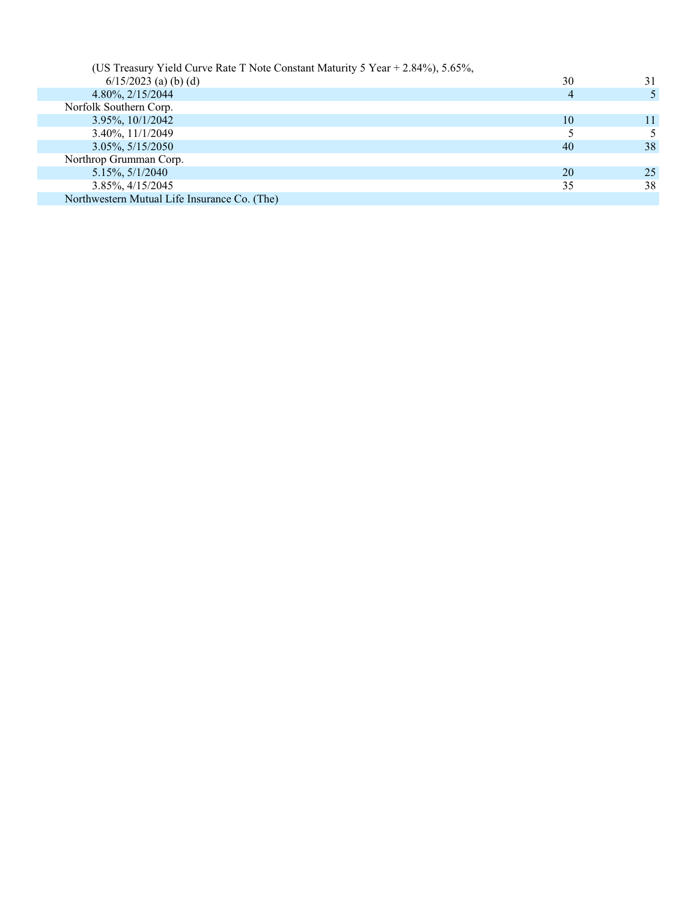| | | |
|---|---|---|
| (US Treasury Yield Curve Rate T Note Constant Maturity 5 Year + 2.84%), 5.65%, 6/15/2023 (a) (b) (d) | 30 | 31 |
| 4.80%, 2/15/2044 | 4 | 5 |
| Norfolk Southern Corp. | | |
| 3.95%, 10/1/2042 | 10 | 11 |
| 3.40%, 11/1/2049 | 5 | 5 |
| 3.05%, 5/15/2050 | 40 | 38 |
| Northrop Grumman Corp. | | |
| 5.15%, 5/1/2040 | 20 | 25 |
| 3.85%, 4/15/2045 | 35 | 38 |
| Northwestern Mutual Life Insurance Co. (The) | | |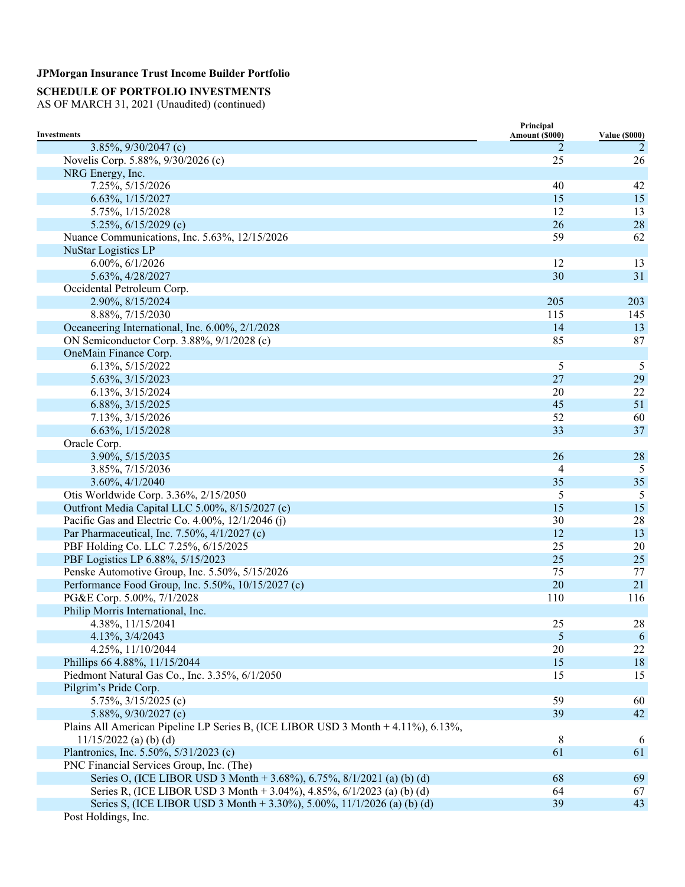**JPMorgan Insurance Trust Income Builder Portfolio**

**SCHEDULE OF PORTFOLIO INVESTMENTS**
AS OF MARCH 31, 2021 (Unaudited) (continued)

| Investments | Principal Amount ($000) | Value ($000) |
|---|---|---|
| 3.85%, 9/30/2047 (c) | 2 | 2 |
| Novelis Corp. 5.88%, 9/30/2026 (c) | 25 | 26 |
| NRG Energy, Inc. | | |
| 7.25%, 5/15/2026 | 40 | 42 |
| 6.63%, 1/15/2027 | 15 | 15 |
| 5.75%, 1/15/2028 | 12 | 13 |
| 5.25%, 6/15/2029 (c) | 26 | 28 |
| Nuance Communications, Inc. 5.63%, 12/15/2026 | 59 | 62 |
| NuStar Logistics LP | | |
| 6.00%, 6/1/2026 | 12 | 13 |
| 5.63%, 4/28/2027 | 30 | 31 |
| Occidental Petroleum Corp. | | |
| 2.90%, 8/15/2024 | 205 | 203 |
| 8.88%, 7/15/2030 | 115 | 145 |
| Oceaneering International, Inc. 6.00%, 2/1/2028 | 14 | 13 |
| ON Semiconductor Corp. 3.88%, 9/1/2028 (c) | 85 | 87 |
| OneMain Finance Corp. | | |
| 6.13%, 5/15/2022 | 5 | 5 |
| 5.63%, 3/15/2023 | 27 | 29 |
| 6.13%, 3/15/2024 | 20 | 22 |
| 6.88%, 3/15/2025 | 45 | 51 |
| 7.13%, 3/15/2026 | 52 | 60 |
| 6.63%, 1/15/2028 | 33 | 37 |
| Oracle Corp. | | |
| 3.90%, 5/15/2035 | 26 | 28 |
| 3.85%, 7/15/2036 | 4 | 5 |
| 3.60%, 4/1/2040 | 35 | 35 |
| Otis Worldwide Corp. 3.36%, 2/15/2050 | 5 | 5 |
| Outfront Media Capital LLC 5.00%, 8/15/2027 (c) | 15 | 15 |
| Pacific Gas and Electric Co. 4.00%, 12/1/2046 (j) | 30 | 28 |
| Par Pharmaceutical, Inc. 7.50%, 4/1/2027 (c) | 12 | 13 |
| PBF Holding Co. LLC 7.25%, 6/15/2025 | 25 | 20 |
| PBF Logistics LP 6.88%, 5/15/2023 | 25 | 25 |
| Penske Automotive Group, Inc. 5.50%, 5/15/2026 | 75 | 77 |
| Performance Food Group, Inc. 5.50%, 10/15/2027 (c) | 20 | 21 |
| PG&E Corp. 5.00%, 7/1/2028 | 110 | 116 |
| Philip Morris International, Inc. | | |
| 4.38%, 11/15/2041 | 25 | 28 |
| 4.13%, 3/4/2043 | 5 | 6 |
| 4.25%, 11/10/2044 | 20 | 22 |
| Phillips 66 4.88%, 11/15/2044 | 15 | 18 |
| Piedmont Natural Gas Co., Inc. 3.35%, 6/1/2050 | 15 | 15 |
| Pilgrim's Pride Corp. | | |
| 5.75%, 3/15/2025 (c) | 59 | 60 |
| 5.88%, 9/30/2027 (c) | 39 | 42 |
| Plains All American Pipeline LP Series B, (ICE LIBOR USD 3 Month + 4.11%), 6.13%, 11/15/2022 (a) (b) (d) | 8 | 6 |
| Plantronics, Inc. 5.50%, 5/31/2023 (c) | 61 | 61 |
| PNC Financial Services Group, Inc. (The) | | |
| Series O, (ICE LIBOR USD 3 Month + 3.68%), 6.75%, 8/1/2021 (a) (b) (d) | 68 | 69 |
| Series R, (ICE LIBOR USD 3 Month + 3.04%), 4.85%, 6/1/2023 (a) (b) (d) | 64 | 67 |
| Series S, (ICE LIBOR USD 3 Month + 3.30%), 5.00%, 11/1/2026 (a) (b) (d) | 39 | 43 |
| Post Holdings, Inc. | | |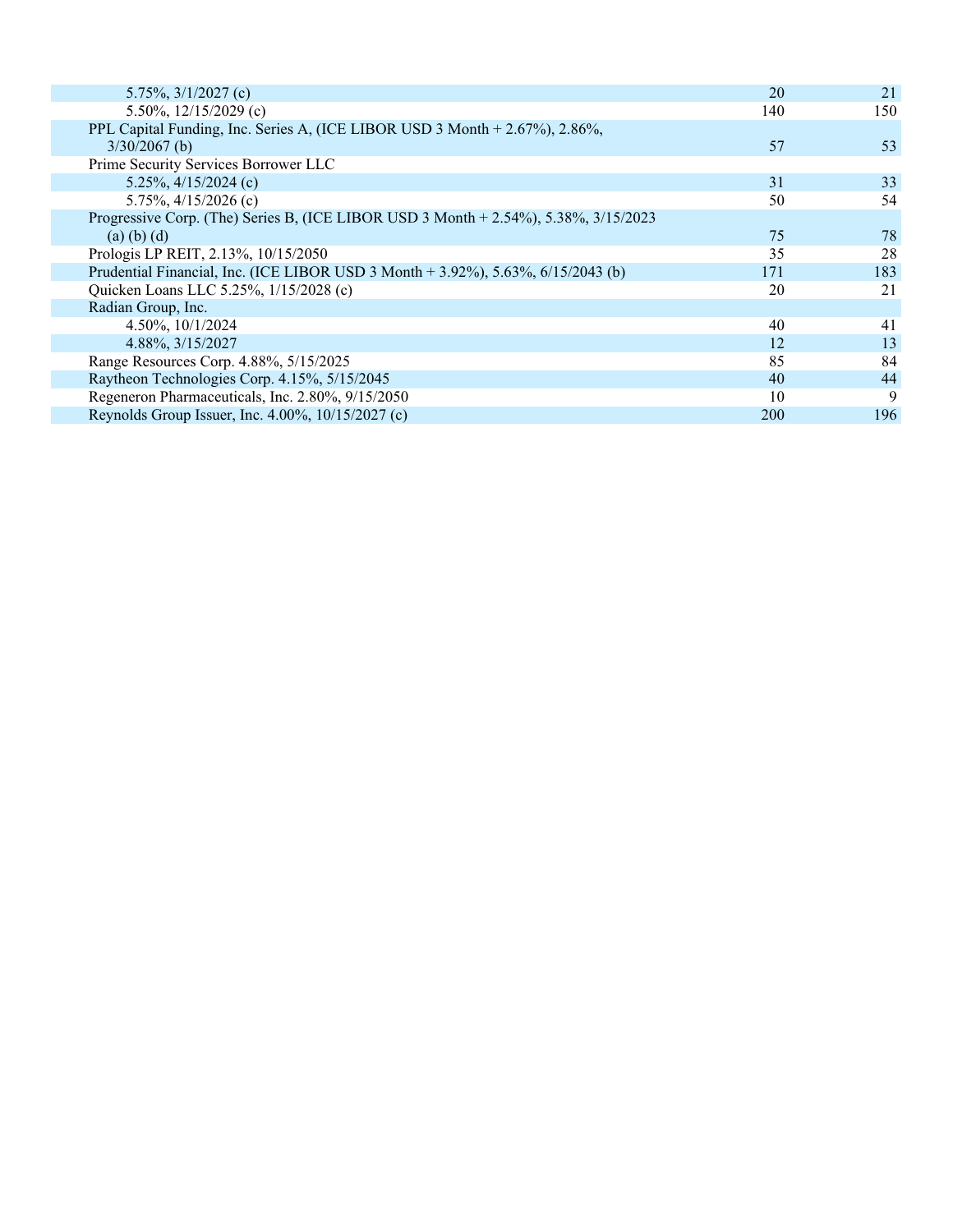| | | |
|---|---|---|
| 5.75%, 3/1/2027 (c) | 20 | 21 |
| 5.50%, 12/15/2029 (c) | 140 | 150 |
| PPL Capital Funding, Inc. Series A, (ICE LIBOR USD 3 Month + 2.67%), 2.86%, 3/30/2067 (b) | 57 | 53 |
| Prime Security Services Borrower LLC | | |
| 5.25%, 4/15/2024 (c) | 31 | 33 |
| 5.75%, 4/15/2026 (c) | 50 | 54 |
| Progressive Corp. (The) Series B, (ICE LIBOR USD 3 Month + 2.54%), 5.38%, 3/15/2023 (a) (b) (d) | 75 | 78 |
| Prologis LP REIT, 2.13%, 10/15/2050 | 35 | 28 |
| Prudential Financial, Inc. (ICE LIBOR USD 3 Month + 3.92%), 5.63%, 6/15/2043 (b) | 171 | 183 |
| Quicken Loans LLC 5.25%, 1/15/2028 (c) | 20 | 21 |
| Radian Group, Inc. | | |
| 4.50%, 10/1/2024 | 40 | 41 |
| 4.88%, 3/15/2027 | 12 | 13 |
| Range Resources Corp. 4.88%, 5/15/2025 | 85 | 84 |
| Raytheon Technologies Corp. 4.15%, 5/15/2045 | 40 | 44 |
| Regeneron Pharmaceuticals, Inc. 2.80%, 9/15/2050 | 10 | 9 |
| Reynolds Group Issuer, Inc. 4.00%, 10/15/2027 (c) | 200 | 196 |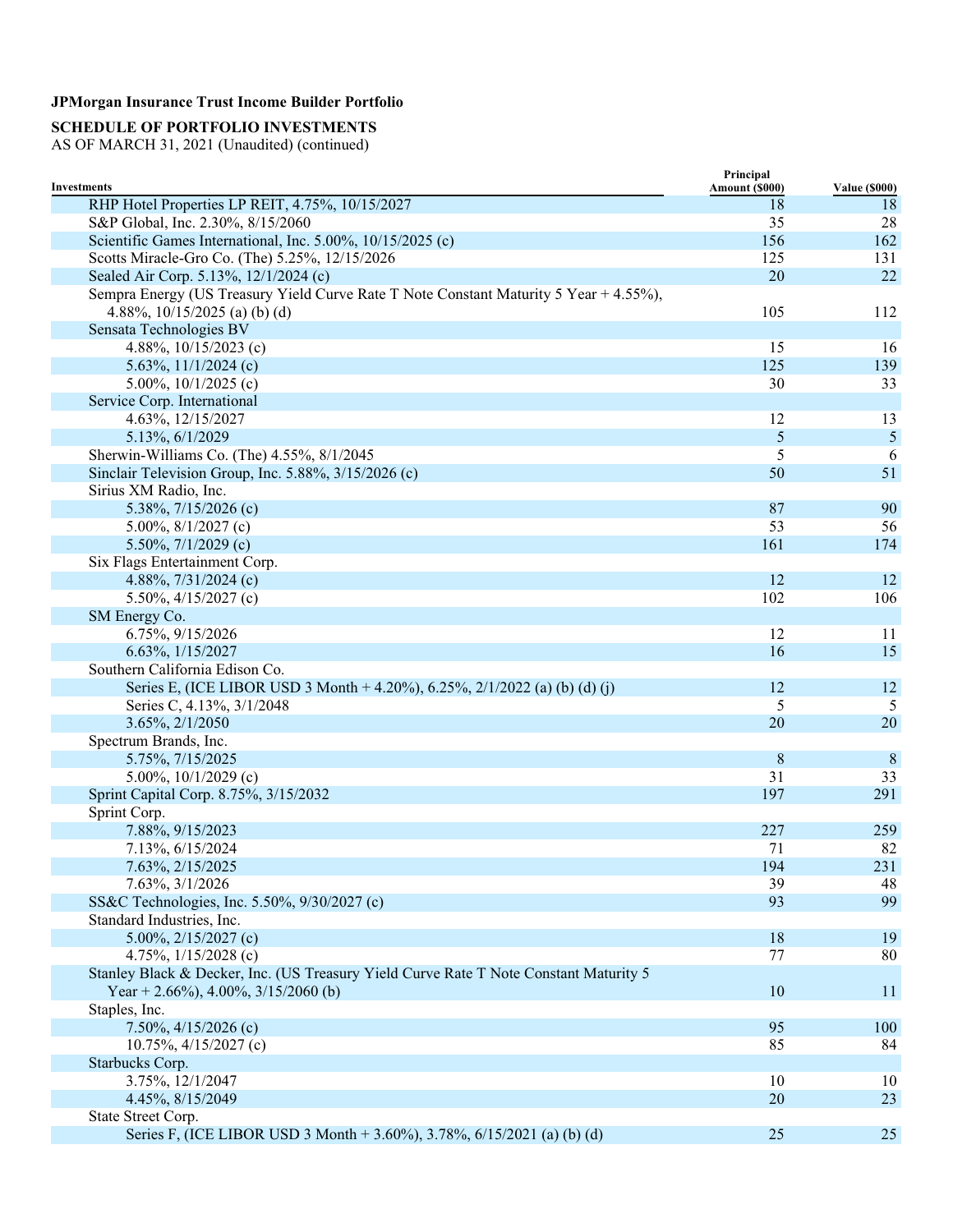**JPMorgan Insurance Trust Income Builder Portfolio**

**SCHEDULE OF PORTFOLIO INVESTMENTS**
AS OF MARCH 31, 2021 (Unaudited) (continued)

| Investments | Principal Amount ($000) | Value ($000) |
|---|---|---|
| RHP Hotel Properties LP REIT, 4.75%, 10/15/2027 | 18 | 18 |
| S&P Global, Inc. 2.30%, 8/15/2060 | 35 | 28 |
| Scientific Games International, Inc. 5.00%, 10/15/2025 (c) | 156 | 162 |
| Scotts Miracle-Gro Co. (The) 5.25%, 12/15/2026 | 125 | 131 |
| Sealed Air Corp. 5.13%, 12/1/2024 (c) | 20 | 22 |
| Sempra Energy (US Treasury Yield Curve Rate T Note Constant Maturity 5 Year + 4.55%), 4.88%, 10/15/2025 (a) (b) (d) | 105 | 112 |
| Sensata Technologies BV | | |
| 4.88%, 10/15/2023 (c) | 15 | 16 |
| 5.63%, 11/1/2024 (c) | 125 | 139 |
| 5.00%, 10/1/2025 (c) | 30 | 33 |
| Service Corp. International | | |
| 4.63%, 12/15/2027 | 12 | 13 |
| 5.13%, 6/1/2029 | 5 | 5 |
| Sherwin-Williams Co. (The) 4.55%, 8/1/2045 | 5 | 6 |
| Sinclair Television Group, Inc. 5.88%, 3/15/2026 (c) | 50 | 51 |
| Sirius XM Radio, Inc. | | |
| 5.38%, 7/15/2026 (c) | 87 | 90 |
| 5.00%, 8/1/2027 (c) | 53 | 56 |
| 5.50%, 7/1/2029 (c) | 161 | 174 |
| Six Flags Entertainment Corp. | | |
| 4.88%, 7/31/2024 (c) | 12 | 12 |
| 5.50%, 4/15/2027 (c) | 102 | 106 |
| SM Energy Co. | | |
| 6.75%, 9/15/2026 | 12 | 11 |
| 6.63%, 1/15/2027 | 16 | 15 |
| Southern California Edison Co. | | |
| Series E, (ICE LIBOR USD 3 Month + 4.20%), 6.25%, 2/1/2022 (a) (b) (d) (j) | 12 | 12 |
| Series C, 4.13%, 3/1/2048 | 5 | 5 |
| 3.65%, 2/1/2050 | 20 | 20 |
| Spectrum Brands, Inc. | | |
| 5.75%, 7/15/2025 | 8 | 8 |
| 5.00%, 10/1/2029 (c) | 31 | 33 |
| Sprint Capital Corp. 8.75%, 3/15/2032 | 197 | 291 |
| Sprint Corp. | | |
| 7.88%, 9/15/2023 | 227 | 259 |
| 7.13%, 6/15/2024 | 71 | 82 |
| 7.63%, 2/15/2025 | 194 | 231 |
| 7.63%, 3/1/2026 | 39 | 48 |
| SS&C Technologies, Inc. 5.50%, 9/30/2027 (c) | 93 | 99 |
| Standard Industries, Inc. | | |
| 5.00%, 2/15/2027 (c) | 18 | 19 |
| 4.75%, 1/15/2028 (c) | 77 | 80 |
| Stanley Black & Decker, Inc. (US Treasury Yield Curve Rate T Note Constant Maturity 5 Year + 2.66%), 4.00%, 3/15/2060 (b) | 10 | 11 |
| Staples, Inc. | | |
| 7.50%, 4/15/2026 (c) | 95 | 100 |
| 10.75%, 4/15/2027 (c) | 85 | 84 |
| Starbucks Corp. | | |
| 3.75%, 12/1/2047 | 10 | 10 |
| 4.45%, 8/15/2049 | 20 | 23 |
| State Street Corp. | | |
| Series F, (ICE LIBOR USD 3 Month + 3.60%), 3.78%, 6/15/2021 (a) (b) (d) | 25 | 25 |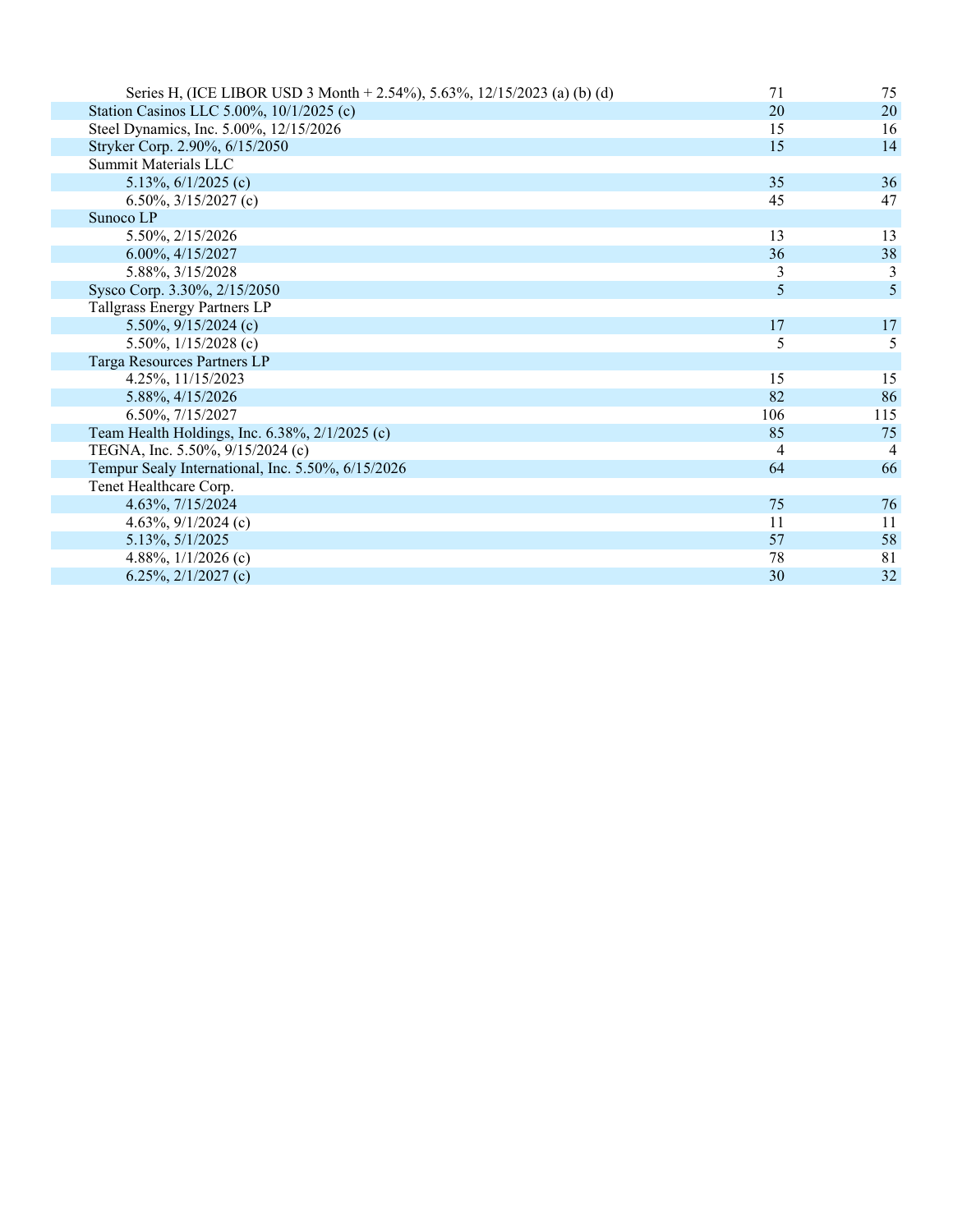| | | |
|---|---|---|
| Series H, (ICE LIBOR USD 3 Month + 2.54%), 5.63%, 12/15/2023 (a) (b) (d) | 71 | 75 |
| Station Casinos LLC 5.00%, 10/1/2025 (c) | 20 | 20 |
| Steel Dynamics, Inc. 5.00%, 12/15/2026 | 15 | 16 |
| Stryker Corp. 2.90%, 6/15/2050 | 15 | 14 |
| Summit Materials LLC | | |
| 5.13%, 6/1/2025 (c) | 35 | 36 |
| 6.50%, 3/15/2027 (c) | 45 | 47 |
| Sunoco LP | | |
| 5.50%, 2/15/2026 | 13 | 13 |
| 6.00%, 4/15/2027 | 36 | 38 |
| 5.88%, 3/15/2028 | 3 | 3 |
| Sysco Corp. 3.30%, 2/15/2050 | 5 | 5 |
| Tallgrass Energy Partners LP | | |
| 5.50%, 9/15/2024 (c) | 17 | 17 |
| 5.50%, 1/15/2028 (c) | 5 | 5 |
| Targa Resources Partners LP | | |
| 4.25%, 11/15/2023 | 15 | 15 |
| 5.88%, 4/15/2026 | 82 | 86 |
| 6.50%, 7/15/2027 | 106 | 115 |
| Team Health Holdings, Inc. 6.38%, 2/1/2025 (c) | 85 | 75 |
| TEGNA, Inc. 5.50%, 9/15/2024 (c) | 4 | 4 |
| Tempur Sealy International, Inc. 5.50%, 6/15/2026 | 64 | 66 |
| Tenet Healthcare Corp. | | |
| 4.63%, 7/15/2024 | 75 | 76 |
| 4.63%, 9/1/2024 (c) | 11 | 11 |
| 5.13%, 5/1/2025 | 57 | 58 |
| 4.88%, 1/1/2026 (c) | 78 | 81 |
| 6.25%, 2/1/2027 (c) | 30 | 32 |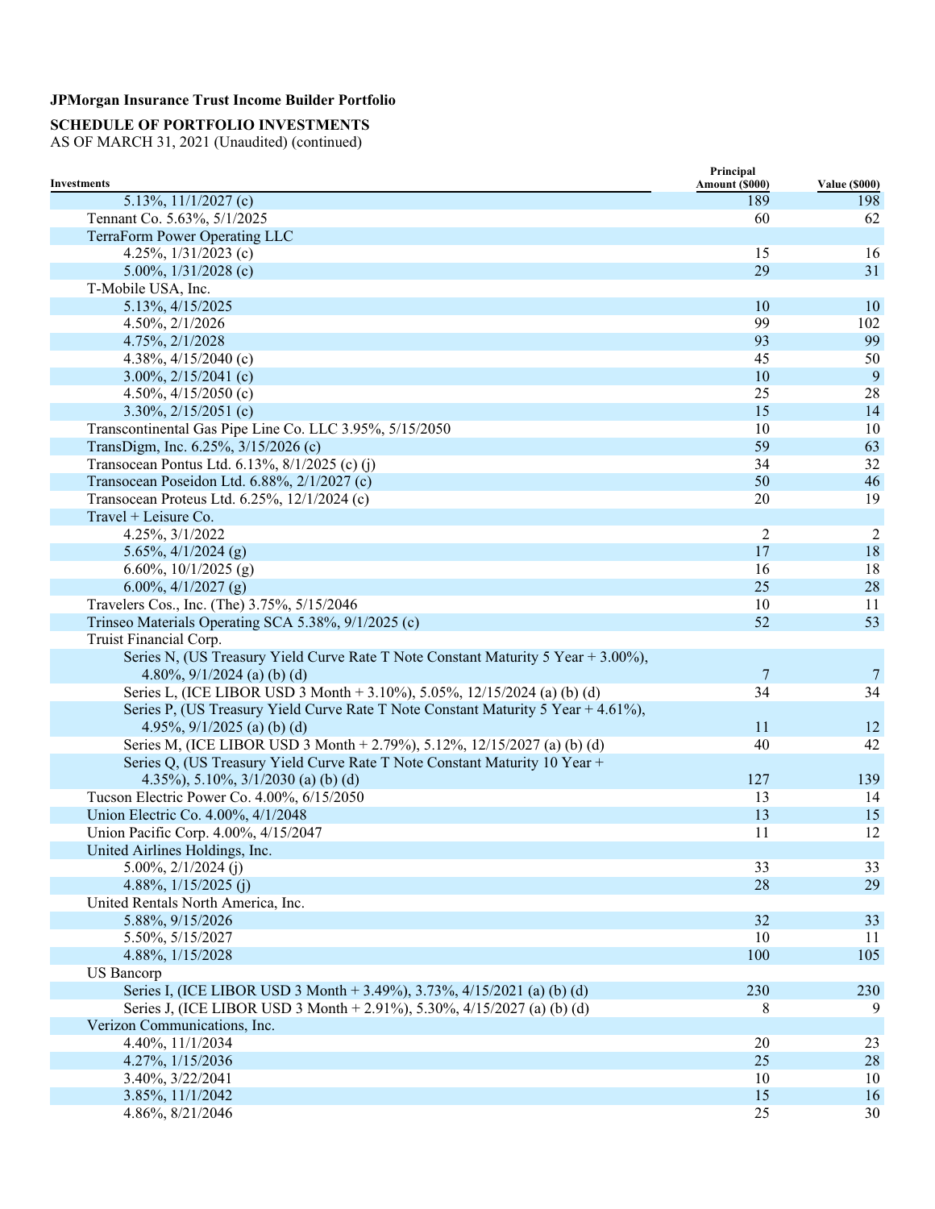**JPMorgan Insurance Trust Income Builder Portfolio**

**SCHEDULE OF PORTFOLIO INVESTMENTS**
AS OF MARCH 31, 2021 (Unaudited) (continued)

| Investments | Principal Amount ($000) | Value ($000) |
|---|---|---|
| 5.13%, 11/1/2027 (c) | 189 | 198 |
| Tennant Co. 5.63%, 5/1/2025 | 60 | 62 |
| TerraForm Power Operating LLC | | |
| 4.25%, 1/31/2023 (c) | 15 | 16 |
| 5.00%, 1/31/2028 (c) | 29 | 31 |
| T-Mobile USA, Inc. | | |
| 5.13%, 4/15/2025 | 10 | 10 |
| 4.50%, 2/1/2026 | 99 | 102 |
| 4.75%, 2/1/2028 | 93 | 99 |
| 4.38%, 4/15/2040 (c) | 45 | 50 |
| 3.00%, 2/15/2041 (c) | 10 | 9 |
| 4.50%, 4/15/2050 (c) | 25 | 28 |
| 3.30%, 2/15/2051 (c) | 15 | 14 |
| Transcontinental Gas Pipe Line Co. LLC 3.95%, 5/15/2050 | 10 | 10 |
| TransDigm, Inc. 6.25%, 3/15/2026 (c) | 59 | 63 |
| Transocean Pontus Ltd. 6.13%, 8/1/2025 (c) (j) | 34 | 32 |
| Transocean Poseidon Ltd. 6.88%, 2/1/2027 (c) | 50 | 46 |
| Transocean Proteus Ltd. 6.25%, 12/1/2024 (c) | 20 | 19 |
| Travel + Leisure Co. | | |
| 4.25%, 3/1/2022 | 2 | 2 |
| 5.65%, 4/1/2024 (g) | 17 | 18 |
| 6.60%, 10/1/2025 (g) | 16 | 18 |
| 6.00%, 4/1/2027 (g) | 25 | 28 |
| Travelers Cos., Inc. (The) 3.75%, 5/15/2046 | 10 | 11 |
| Trinseo Materials Operating SCA 5.38%, 9/1/2025 (c) | 52 | 53 |
| Truist Financial Corp. | | |
| Series N, (US Treasury Yield Curve Rate T Note Constant Maturity 5 Year + 3.00%), 4.80%, 9/1/2024 (a) (b) (d) | 7 | 7 |
| Series L, (ICE LIBOR USD 3 Month + 3.10%), 5.05%, 12/15/2024 (a) (b) (d) | 34 | 34 |
| Series P, (US Treasury Yield Curve Rate T Note Constant Maturity 5 Year + 4.61%), 4.95%, 9/1/2025 (a) (b) (d) | 11 | 12 |
| Series M, (ICE LIBOR USD 3 Month + 2.79%), 5.12%, 12/15/2027 (a) (b) (d) | 40 | 42 |
| Series Q, (US Treasury Yield Curve Rate T Note Constant Maturity 10 Year + 4.35%), 5.10%, 3/1/2030 (a) (b) (d) | 127 | 139 |
| Tucson Electric Power Co. 4.00%, 6/15/2050 | 13 | 14 |
| Union Electric Co. 4.00%, 4/1/2048 | 13 | 15 |
| Union Pacific Corp. 4.00%, 4/15/2047 | 11 | 12 |
| United Airlines Holdings, Inc. | | |
| 5.00%, 2/1/2024 (j) | 33 | 33 |
| 4.88%, 1/15/2025 (j) | 28 | 29 |
| United Rentals North America, Inc. | | |
| 5.88%, 9/15/2026 | 32 | 33 |
| 5.50%, 5/15/2027 | 10 | 11 |
| 4.88%, 1/15/2028 | 100 | 105 |
| US Bancorp | | |
| Series I, (ICE LIBOR USD 3 Month + 3.49%), 3.73%, 4/15/2021 (a) (b) (d) | 230 | 230 |
| Series J, (ICE LIBOR USD 3 Month + 2.91%), 5.30%, 4/15/2027 (a) (b) (d) | 8 | 9 |
| Verizon Communications, Inc. | | |
| 4.40%, 11/1/2034 | 20 | 23 |
| 4.27%, 1/15/2036 | 25 | 28 |
| 3.40%, 3/22/2041 | 10 | 10 |
| 3.85%, 11/1/2042 | 15 | 16 |
| 4.86%, 8/21/2046 | 25 | 30 |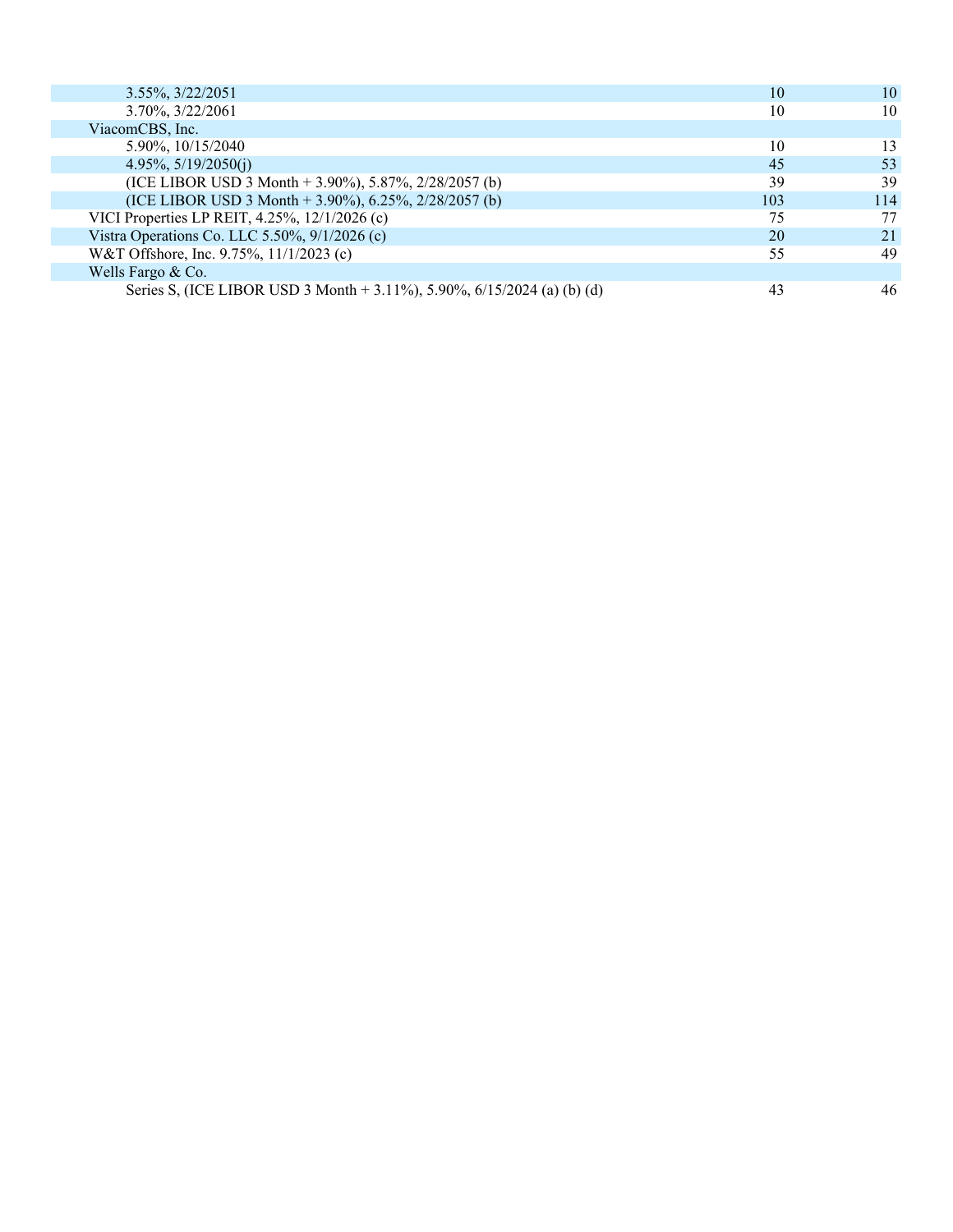| | | |
|---|---|---|
| 3.55%, 3/22/2051 | 10 | 10 |
| 3.70%, 3/22/2061 | 10 | 10 |
| ViacomCBS, Inc. | | |
| 5.90%, 10/15/2040 | 10 | 13 |
| 4.95%, 5/19/2050(j) | 45 | 53 |
| (ICE LIBOR USD 3 Month + 3.90%), 5.87%, 2/28/2057 (b) | 39 | 39 |
| (ICE LIBOR USD 3 Month + 3.90%), 6.25%, 2/28/2057 (b) | 103 | 114 |
| VICI Properties LP REIT, 4.25%, 12/1/2026 (c) | 75 | 77 |
| Vistra Operations Co. LLC 5.50%, 9/1/2026 (c) | 20 | 21 |
| W&T Offshore, Inc. 9.75%, 11/1/2023 (c) | 55 | 49 |
| Wells Fargo & Co. | | |
| Series S, (ICE LIBOR USD 3 Month + 3.11%), 5.90%, 6/15/2024 (a) (b) (d) | 43 | 46 |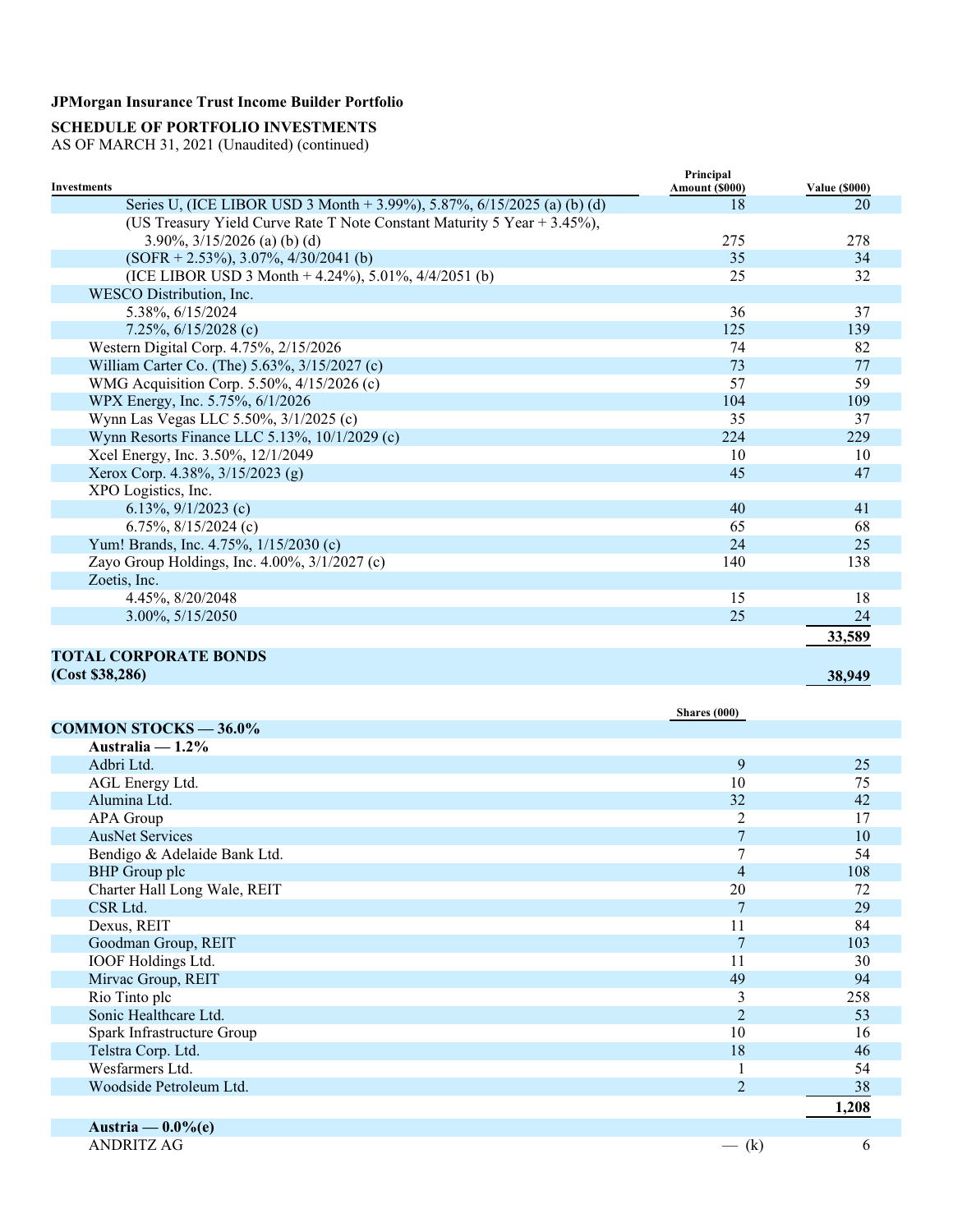**JPMorgan Insurance Trust Income Builder Portfolio**

**SCHEDULE OF PORTFOLIO INVESTMENTS**
AS OF MARCH 31, 2021 (Unaudited) (continued)

| Investments | Principal Amount ($000) | Value ($000) |
|---|---|---|
| Series U, (ICE LIBOR USD 3 Month + 3.99%), 5.87%, 6/15/2025 (a) (b) (d) | 18 | 20 |
| (US Treasury Yield Curve Rate T Note Constant Maturity 5 Year + 3.45%), 3.90%, 3/15/2026 (a) (b) (d) | 275 | 278 |
| (SOFR + 2.53%), 3.07%, 4/30/2041 (b) | 35 | 34 |
| (ICE LIBOR USD 3 Month + 4.24%), 5.01%, 4/4/2051 (b) | 25 | 32 |
| WESCO Distribution, Inc. | | |
| 5.38%, 6/15/2024 | 36 | 37 |
| 7.25%, 6/15/2028 (c) | 125 | 139 |
| Western Digital Corp. 4.75%, 2/15/2026 | 74 | 82 |
| William Carter Co. (The) 5.63%, 3/15/2027 (c) | 73 | 77 |
| WMG Acquisition Corp. 5.50%, 4/15/2026 (c) | 57 | 59 |
| WPX Energy, Inc. 5.75%, 6/1/2026 | 104 | 109 |
| Wynn Las Vegas LLC 5.50%, 3/1/2025 (c) | 35 | 37 |
| Wynn Resorts Finance LLC 5.13%, 10/1/2029 (c) | 224 | 229 |
| Xcel Energy, Inc. 3.50%, 12/1/2049 | 10 | 10 |
| Xerox Corp. 4.38%, 3/15/2023 (g) | 45 | 47 |
| XPO Logistics, Inc. | | |
| 6.13%, 9/1/2023 (c) | 40 | 41 |
| 6.75%, 8/15/2024 (c) | 65 | 68 |
| Yum! Brands, Inc. 4.75%, 1/15/2030 (c) | 24 | 25 |
| Zayo Group Holdings, Inc. 4.00%, 3/1/2027 (c) | 140 | 138 |
| Zoetis, Inc. | | |
| 4.45%, 8/20/2048 | 15 | 18 |
| 3.00%, 5/15/2050 | 25 | 24 |
| | | **33,589** |
| **TOTAL CORPORATE BONDS (Cost $38,286)** | | **38,949** |

| Investments | Shares (000) | Value ($000) |
|---|---|---|
| **COMMON STOCKS — 36.0%** | | |
| **Australia — 1.2%** | | |
| Adbri Ltd. | 9 | 25 |
| AGL Energy Ltd. | 10 | 75 |
| Alumina Ltd. | 32 | 42 |
| APA Group | 2 | 17 |
| AusNet Services | 7 | 10 |
| Bendigo & Adelaide Bank Ltd. | 7 | 54 |
| BHP Group plc | 4 | 108 |
| Charter Hall Long Wale, REIT | 20 | 72 |
| CSR Ltd. | 7 | 29 |
| Dexus, REIT | 11 | 84 |
| Goodman Group, REIT | 7 | 103 |
| IOOF Holdings Ltd. | 11 | 30 |
| Mirvac Group, REIT | 49 | 94 |
| Rio Tinto plc | 3 | 258 |
| Sonic Healthcare Ltd. | 2 | 53 |
| Spark Infrastructure Group | 10 | 16 |
| Telstra Corp. Ltd. | 18 | 46 |
| Wesfarmers Ltd. | 1 | 54 |
| Woodside Petroleum Ltd. | 2 | 38 |
| | | **1,208** |
| **Austria — 0.0%(e)** | | |
| ANDRITZ AG | — (k) | 6 |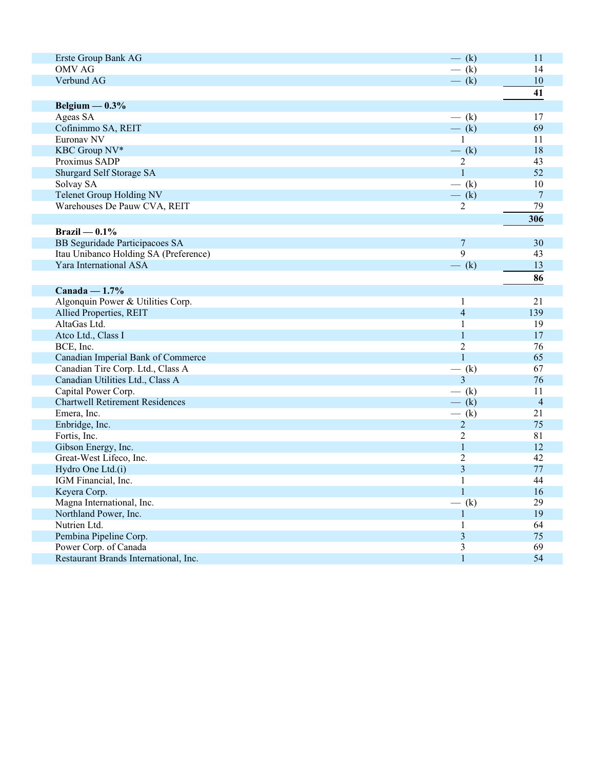| | | |
|---|---|---|
| Erste Group Bank AG | — (k) | 11 |
| OMV AG | — (k) | 14 |
| Verbund AG | — (k) | 10 |
| | | **41** |
| **Belgium — 0.3%** | | |
| Ageas SA | — (k) | 17 |
| Cofinimmo SA, REIT | — (k) | 69 |
| Euronav NV | 1 | 11 |
| KBC Group NV* | — (k) | 18 |
| Proximus SADP | 2 | 43 |
| Shurgard Self Storage SA | 1 | 52 |
| Solvay SA | — (k) | 10 |
| Telenet Group Holding NV | — (k) | 7 |
| Warehouses De Pauw CVA, REIT | 2 | 79 |
| | | **306** |
| **Brazil — 0.1%** | | |
| BB Seguridade Participacoes SA | 7 | 30 |
| Itau Unibanco Holding SA (Preference) | 9 | 43 |
| Yara International ASA | — (k) | 13 |
| | | **86** |
| **Canada — 1.7%** | | |
| Algonquin Power & Utilities Corp. | 1 | 21 |
| Allied Properties, REIT | 4 | 139 |
| AltaGas Ltd. | 1 | 19 |
| Atco Ltd., Class I | 1 | 17 |
| BCE, Inc. | 2 | 76 |
| Canadian Imperial Bank of Commerce | 1 | 65 |
| Canadian Tire Corp. Ltd., Class A | — (k) | 67 |
| Canadian Utilities Ltd., Class A | 3 | 76 |
| Capital Power Corp. | — (k) | 11 |
| Chartwell Retirement Residences | — (k) | 4 |
| Emera, Inc. | — (k) | 21 |
| Enbridge, Inc. | 2 | 75 |
| Fortis, Inc. | 2 | 81 |
| Gibson Energy, Inc. | 1 | 12 |
| Great-West Lifeco, Inc. | 2 | 42 |
| Hydro One Ltd.(i) | 3 | 77 |
| IGM Financial, Inc. | 1 | 44 |
| Keyera Corp. | 1 | 16 |
| Magna International, Inc. | — (k) | 29 |
| Northland Power, Inc. | 1 | 19 |
| Nutrien Ltd. | 1 | 64 |
| Pembina Pipeline Corp. | 3 | 75 |
| Power Corp. of Canada | 3 | 69 |
| Restaurant Brands International, Inc. | 1 | 54 |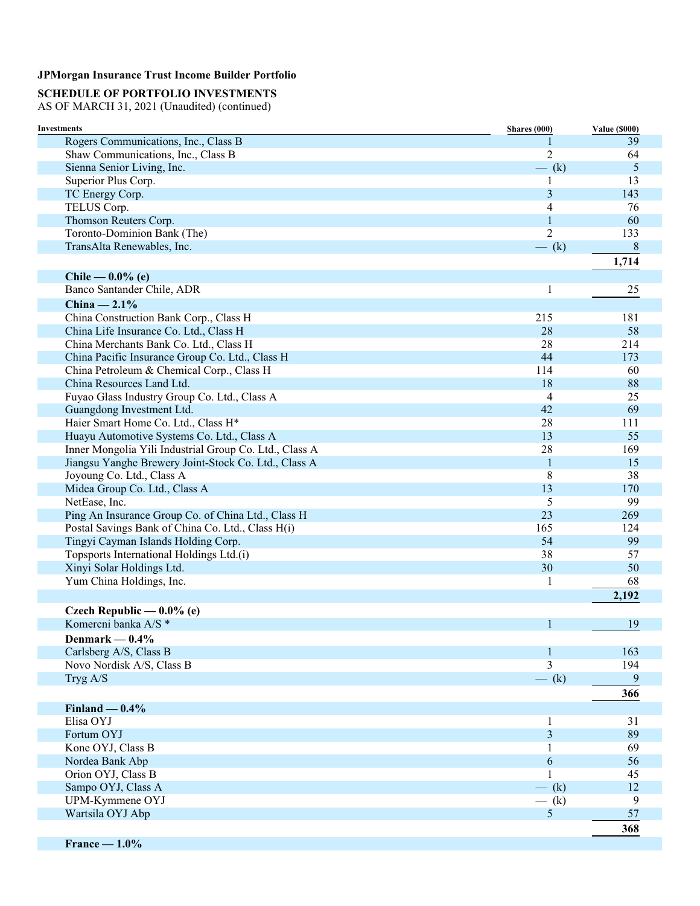**JPMorgan Insurance Trust Income Builder Portfolio**

**SCHEDULE OF PORTFOLIO INVESTMENTS**
AS OF MARCH 31, 2021 (Unaudited) (continued)

| Investments | Shares (000) | Value ($000) |
|---|---|---|
| Rogers Communications, Inc., Class B | 1 | 39 |
| Shaw Communications, Inc., Class B | 2 | 64 |
| Sienna Senior Living, Inc. | — (k) | 5 |
| Superior Plus Corp. | 1 | 13 |
| TC Energy Corp. | 3 | 143 |
| TELUS Corp. | 4 | 76 |
| Thomson Reuters Corp. | 1 | 60 |
| Toronto-Dominion Bank (The) | 2 | 133 |
| TransAlta Renewables, Inc. | — (k) | 8 |
| | | **1,714** |
| **Chile — 0.0% (e)** | | |
| Banco Santander Chile, ADR | 1 | 25 |
| **China — 2.1%** | | |
| China Construction Bank Corp., Class H | 215 | 181 |
| China Life Insurance Co. Ltd., Class H | 28 | 58 |
| China Merchants Bank Co. Ltd., Class H | 28 | 214 |
| China Pacific Insurance Group Co. Ltd., Class H | 44 | 173 |
| China Petroleum & Chemical Corp., Class H | 114 | 60 |
| China Resources Land Ltd. | 18 | 88 |
| Fuyao Glass Industry Group Co. Ltd., Class A | 4 | 25 |
| Guangdong Investment Ltd. | 42 | 69 |
| Haier Smart Home Co. Ltd., Class H* | 28 | 111 |
| Huayu Automotive Systems Co. Ltd., Class A | 13 | 55 |
| Inner Mongolia Yili Industrial Group Co. Ltd., Class A | 28 | 169 |
| Jiangsu Yanghe Brewery Joint-Stock Co. Ltd., Class A | 1 | 15 |
| Joyoung Co. Ltd., Class A | 8 | 38 |
| Midea Group Co. Ltd., Class A | 13 | 170 |
| NetEase, Inc. | 5 | 99 |
| Ping An Insurance Group Co. of China Ltd., Class H | 23 | 269 |
| Postal Savings Bank of China Co. Ltd., Class H(i) | 165 | 124 |
| Tingyi Cayman Islands Holding Corp. | 54 | 99 |
| Topsports International Holdings Ltd.(i) | 38 | 57 |
| Xinyi Solar Holdings Ltd. | 30 | 50 |
| Yum China Holdings, Inc. | 1 | 68 |
| | | **2,192** |
| **Czech Republic — 0.0% (e)** | | |
| Komercni banka A/S * | 1 | 19 |
| **Denmark — 0.4%** | | |
| Carlsberg A/S, Class B | 1 | 163 |
| Novo Nordisk A/S, Class B | 3 | 194 |
| Tryg A/S | — (k) | 9 |
| | | **366** |
| **Finland — 0.4%** | | |
| Elisa OYJ | 1 | 31 |
| Fortum OYJ | 3 | 89 |
| Kone OYJ, Class B | 1 | 69 |
| Nordea Bank Abp | 6 | 56 |
| Orion OYJ, Class B | 1 | 45 |
| Sampo OYJ, Class A | — (k) | 12 |
| UPM-Kymmene OYJ | — (k) | 9 |
| Wartsila OYJ Abp | 5 | 57 |
| | | **368** |
| **France — 1.0%** | | |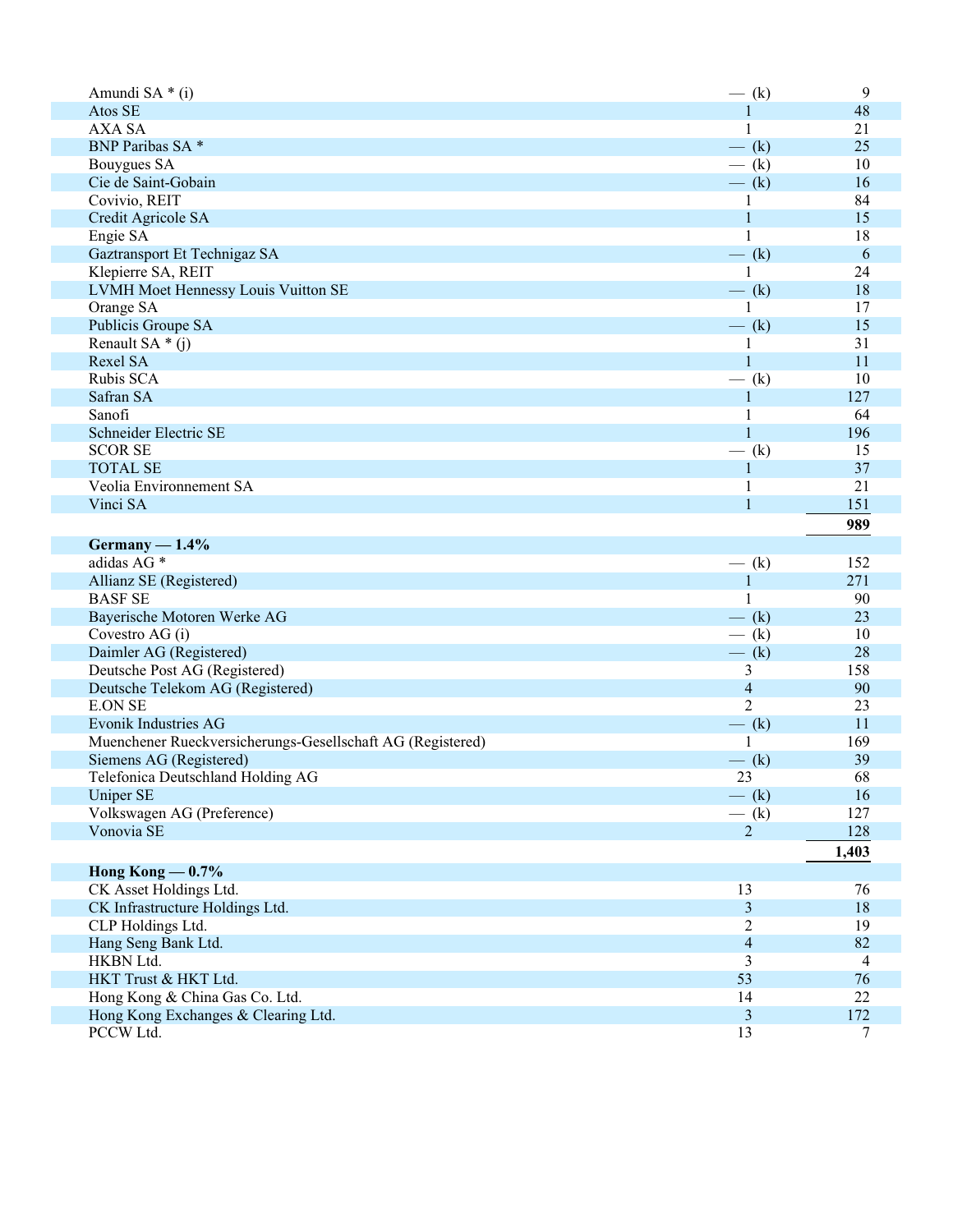| | | |
|---|---|---|
| Amundi SA * (i) | — (k) | 9 |
| Atos SE | 1 | 48 |
| AXA SA | 1 | 21 |
| BNP Paribas SA * | — (k) | 25 |
| Bouygues SA | — (k) | 10 |
| Cie de Saint-Gobain | — (k) | 16 |
| Covivio, REIT | 1 | 84 |
| Credit Agricole SA | 1 | 15 |
| Engie SA | 1 | 18 |
| Gaztransport Et Technigaz SA | — (k) | 6 |
| Klepierre SA, REIT | 1 | 24 |
| LVMH Moet Hennessy Louis Vuitton SE | — (k) | 18 |
| Orange SA | 1 | 17 |
| Publicis Groupe SA | — (k) | 15 |
| Renault SA * (j) | 1 | 31 |
| Rexel SA | 1 | 11 |
| Rubis SCA | — (k) | 10 |
| Safran SA | 1 | 127 |
| Sanofi | 1 | 64 |
| Schneider Electric SE | 1 | 196 |
| SCOR SE | — (k) | 15 |
| TOTAL SE | 1 | 37 |
| Veolia Environnement SA | 1 | 21 |
| Vinci SA | 1 | 151 |
| | | **989** |
| **Germany — 1.4%** | | |
| adidas AG * | — (k) | 152 |
| Allianz SE (Registered) | 1 | 271 |
| BASF SE | 1 | 90 |
| Bayerische Motoren Werke AG | — (k) | 23 |
| Covestro AG (i) | — (k) | 10 |
| Daimler AG (Registered) | — (k) | 28 |
| Deutsche Post AG (Registered) | 3 | 158 |
| Deutsche Telekom AG (Registered) | 4 | 90 |
| E.ON SE | 2 | 23 |
| Evonik Industries AG | — (k) | 11 |
| Muenchener Rueckversicherungs-Gesellschaft AG (Registered) | 1 | 169 |
| Siemens AG (Registered) | — (k) | 39 |
| Telefonica Deutschland Holding AG | 23 | 68 |
| Uniper SE | — (k) | 16 |
| Volkswagen AG (Preference) | — (k) | 127 |
| Vonovia SE | 2 | 128 |
| | | **1,403** |
| **Hong Kong — 0.7%** | | |
| CK Asset Holdings Ltd. | 13 | 76 |
| CK Infrastructure Holdings Ltd. | 3 | 18 |
| CLP Holdings Ltd. | 2 | 19 |
| Hang Seng Bank Ltd. | 4 | 82 |
| HKBN Ltd. | 3 | 4 |
| HKT Trust & HKT Ltd. | 53 | 76 |
| Hong Kong & China Gas Co. Ltd. | 14 | 22 |
| Hong Kong Exchanges & Clearing Ltd. | 3 | 172 |
| PCCW Ltd. | 13 | 7 |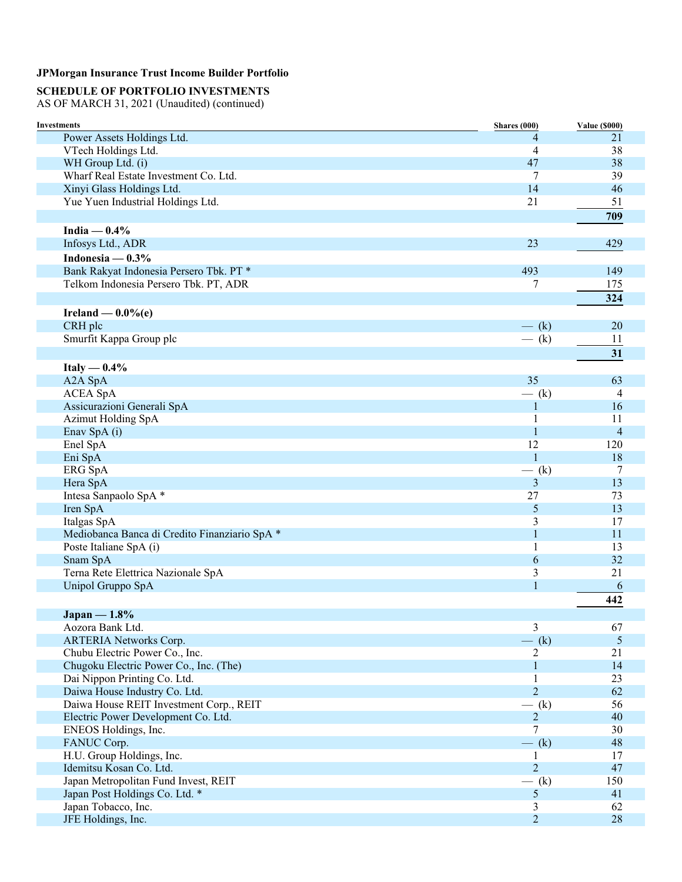**JPMorgan Insurance Trust Income Builder Portfolio**

**SCHEDULE OF PORTFOLIO INVESTMENTS**

AS OF MARCH 31, 2021 (Unaudited) (continued)

| Investments | Shares (000) | Value ($000) |
|---|---|---|
| Power Assets Holdings Ltd. | 4 | 21 |
| VTech Holdings Ltd. | 4 | 38 |
| WH Group Ltd. (i) | 47 | 38 |
| Wharf Real Estate Investment Co. Ltd. | 7 | 39 |
| Xinyi Glass Holdings Ltd. | 14 | 46 |
| Yue Yuen Industrial Holdings Ltd. | 21 | 51 |
| | | **709** |
| **India — 0.4%** | | |
| Infosys Ltd., ADR | 23 | 429 |
| **Indonesia — 0.3%** | | |
| Bank Rakyat Indonesia Persero Tbk. PT * | 493 | 149 |
| Telkom Indonesia Persero Tbk. PT, ADR | 7 | 175 |
| | | **324** |
| **Ireland — 0.0%(e)** | | |
| CRH plc | — (k) | 20 |
| Smurfit Kappa Group plc | — (k) | 11 |
| | | **31** |
| **Italy — 0.4%** | | |
| A2A SpA | 35 | 63 |
| ACEA SpA | — (k) | 4 |
| Assicurazioni Generali SpA | 1 | 16 |
| Azimut Holding SpA | 1 | 11 |
| Enav SpA (i) | 1 | 4 |
| Enel SpA | 12 | 120 |
| Eni SpA | 1 | 18 |
| ERG SpA | — (k) | 7 |
| Hera SpA | 3 | 13 |
| Intesa Sanpaolo SpA * | 27 | 73 |
| Iren SpA | 5 | 13 |
| Italgas SpA | 3 | 17 |
| Mediobanca Banca di Credito Finanziario SpA * | 1 | 11 |
| Poste Italiane SpA (i) | 1 | 13 |
| Snam SpA | 6 | 32 |
| Terna Rete Elettrica Nazionale SpA | 3 | 21 |
| Unipol Gruppo SpA | 1 | 6 |
| | | **442** |
| **Japan — 1.8%** | | |
| Aozora Bank Ltd. | 3 | 67 |
| ARTERIA Networks Corp. | — (k) | 5 |
| Chubu Electric Power Co., Inc. | 2 | 21 |
| Chugoku Electric Power Co., Inc. (The) | 1 | 14 |
| Dai Nippon Printing Co. Ltd. | 1 | 23 |
| Daiwa House Industry Co. Ltd. | 2 | 62 |
| Daiwa House REIT Investment Corp., REIT | — (k) | 56 |
| Electric Power Development Co. Ltd. | 2 | 40 |
| ENEOS Holdings, Inc. | 7 | 30 |
| FANUC Corp. | — (k) | 48 |
| H.U. Group Holdings, Inc. | 1 | 17 |
| Idemitsu Kosan Co. Ltd. | 2 | 47 |
| Japan Metropolitan Fund Invest, REIT | — (k) | 150 |
| Japan Post Holdings Co. Ltd. * | 5 | 41 |
| Japan Tobacco, Inc. | 3 | 62 |
| JFE Holdings, Inc. | 2 | 28 |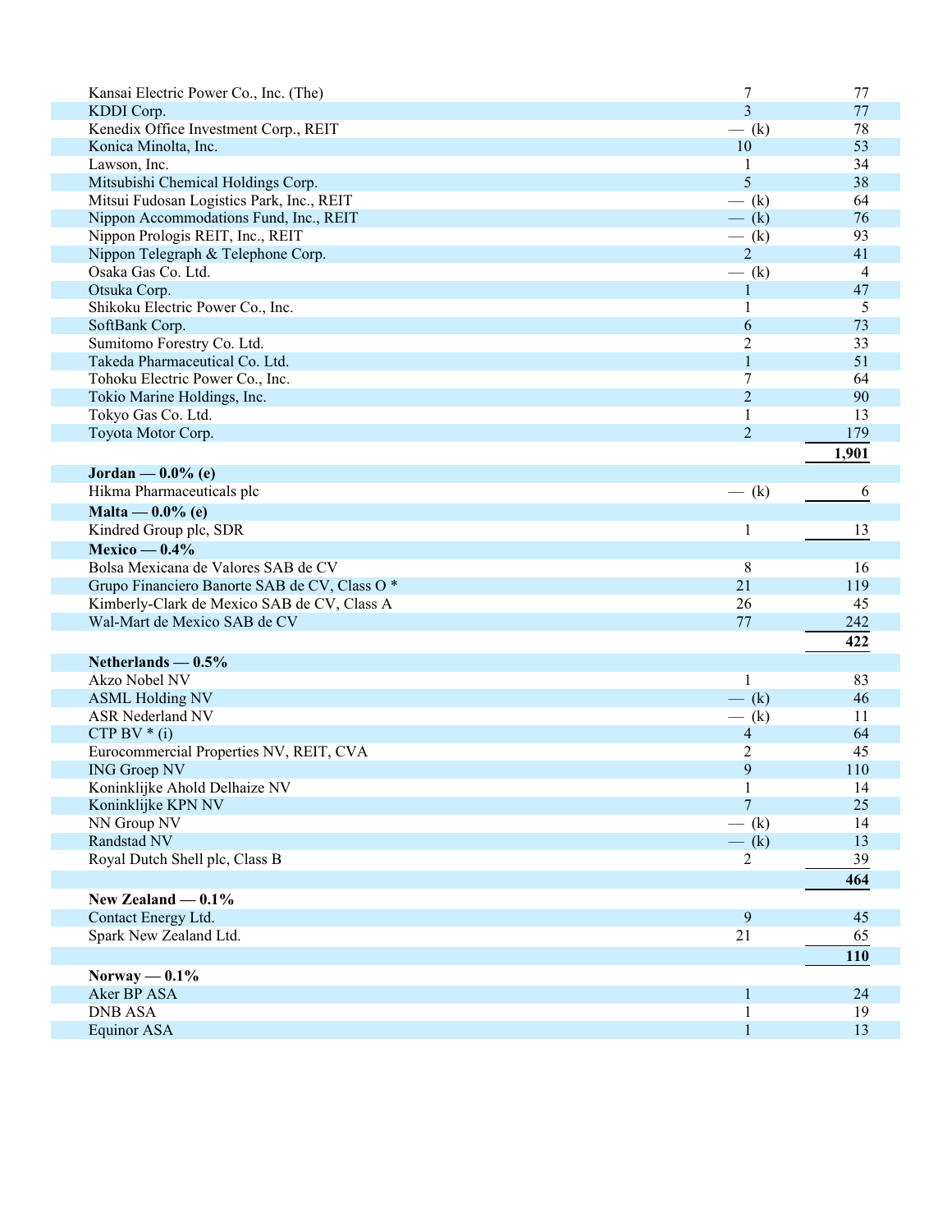| | | |
|---|---|---|
| Kansai Electric Power Co., Inc. (The) | 7 | 77 |
| KDDI Corp. | 3 | 77 |
| Kenedix Office Investment Corp., REIT | — (k) | 78 |
| Konica Minolta, Inc. | 10 | 53 |
| Lawson, Inc. | 1 | 34 |
| Mitsubishi Chemical Holdings Corp. | 5 | 38 |
| Mitsui Fudosan Logistics Park, Inc., REIT | — (k) | 64 |
| Nippon Accommodations Fund, Inc., REIT | — (k) | 76 |
| Nippon Prologis REIT, Inc., REIT | — (k) | 93 |
| Nippon Telegraph & Telephone Corp. | 2 | 41 |
| Osaka Gas Co. Ltd. | — (k) | 4 |
| Otsuka Corp. | 1 | 47 |
| Shikoku Electric Power Co., Inc. | 1 | 5 |
| SoftBank Corp. | 6 | 73 |
| Sumitomo Forestry Co. Ltd. | 2 | 33 |
| Takeda Pharmaceutical Co. Ltd. | 1 | 51 |
| Tohoku Electric Power Co., Inc. | 7 | 64 |
| Tokio Marine Holdings, Inc. | 2 | 90 |
| Tokyo Gas Co. Ltd. | 1 | 13 |
| Toyota Motor Corp. | 2 | 179 |
| | | **1,901** |
| **Jordan — 0.0% (e)** | | |
| Hikma Pharmaceuticals plc | — (k) | 6 |
| **Malta — 0.0% (e)** | | |
| Kindred Group plc, SDR | 1 | 13 |
| **Mexico — 0.4%** | | |
| Bolsa Mexicana de Valores SAB de CV | 8 | 16 |
| Grupo Financiero Banorte SAB de CV, Class O * | 21 | 119 |
| Kimberly-Clark de Mexico SAB de CV, Class A | 26 | 45 |
| Wal-Mart de Mexico SAB de CV | 77 | 242 |
| | | **422** |
| **Netherlands — 0.5%** | | |
| Akzo Nobel NV | 1 | 83 |
| ASML Holding NV | — (k) | 46 |
| ASR Nederland NV | — (k) | 11 |
| CTP BV * (i) | 4 | 64 |
| Eurocommercial Properties NV, REIT, CVA | 2 | 45 |
| ING Groep NV | 9 | 110 |
| Koninklijke Ahold Delhaize NV | 1 | 14 |
| Koninklijke KPN NV | 7 | 25 |
| NN Group NV | — (k) | 14 |
| Randstad NV | — (k) | 13 |
| Royal Dutch Shell plc, Class B | 2 | 39 |
| | | **464** |
| **New Zealand — 0.1%** | | |
| Contact Energy Ltd. | 9 | 45 |
| Spark New Zealand Ltd. | 21 | 65 |
| | | **110** |
| **Norway — 0.1%** | | |
| Aker BP ASA | 1 | 24 |
| DNB ASA | 1 | 19 |
| Equinor ASA | 1 | 13 |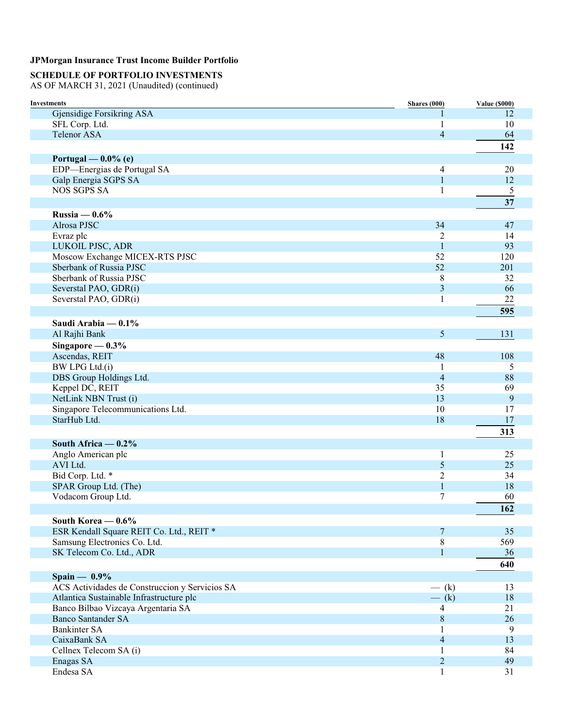**JPMorgan Insurance Trust Income Builder Portfolio**

**SCHEDULE OF PORTFOLIO INVESTMENTS**
AS OF MARCH 31, 2021 (Unaudited) (continued)

| Investments | Shares (000) | Value ($000) |
|---|---|---|
| Gjensidige Forsikring ASA | 1 | 12 |
| SFL Corp. Ltd. | 1 | 10 |
| Telenor ASA | 4 | 64 |
| | | **142** |
| **Portugal — 0.0% (e)** | | |
| EDP—Energias de Portugal SA | 4 | 20 |
| Galp Energia SGPS SA | 1 | 12 |
| NOS SGPS SA | 1 | 5 |
| | | **37** |
| **Russia — 0.6%** | | |
| Alrosa PJSC | 34 | 47 |
| Evraz plc | 2 | 14 |
| LUKOIL PJSC, ADR | 1 | 93 |
| Moscow Exchange MICEX-RTS PJSC | 52 | 120 |
| Sberbank of Russia PJSC | 52 | 201 |
| Sberbank of Russia PJSC | 8 | 32 |
| Severstal PAO, GDR(i) | 3 | 66 |
| Severstal PAO, GDR(i) | 1 | 22 |
| | | **595** |
| **Saudi Arabia — 0.1%** | | |
| Al Rajhi Bank | 5 | 131 |
| **Singapore — 0.3%** | | |
| Ascendas, REIT | 48 | 108 |
| BW LPG Ltd.(i) | 1 | 5 |
| DBS Group Holdings Ltd. | 4 | 88 |
| Keppel DC, REIT | 35 | 69 |
| NetLink NBN Trust (i) | 13 | 9 |
| Singapore Telecommunications Ltd. | 10 | 17 |
| StarHub Ltd. | 18 | 17 |
| | | **313** |
| **South Africa — 0.2%** | | |
| Anglo American plc | 1 | 25 |
| AVI Ltd. | 5 | 25 |
| Bid Corp. Ltd. * | 2 | 34 |
| SPAR Group Ltd. (The) | 1 | 18 |
| Vodacom Group Ltd. | 7 | 60 |
| | | **162** |
| **South Korea — 0.6%** | | |
| ESR Kendall Square REIT Co. Ltd., REIT * | 7 | 35 |
| Samsung Electronics Co. Ltd. | 8 | 569 |
| SK Telecom Co. Ltd., ADR | 1 | 36 |
| | | **640** |
| **Spain — 0.9%** | | |
| ACS Actividades de Construccion y Servicios SA | — (k) | 13 |
| Atlantica Sustainable Infrastructure plc | — (k) | 18 |
| Banco Bilbao Vizcaya Argentaria SA | 4 | 21 |
| Banco Santander SA | 8 | 26 |
| Bankinter SA | 1 | 9 |
| CaixaBank SA | 4 | 13 |
| Cellnex Telecom SA (i) | 1 | 84 |
| Enagas SA | 2 | 49 |
| Endesa SA | 1 | 31 |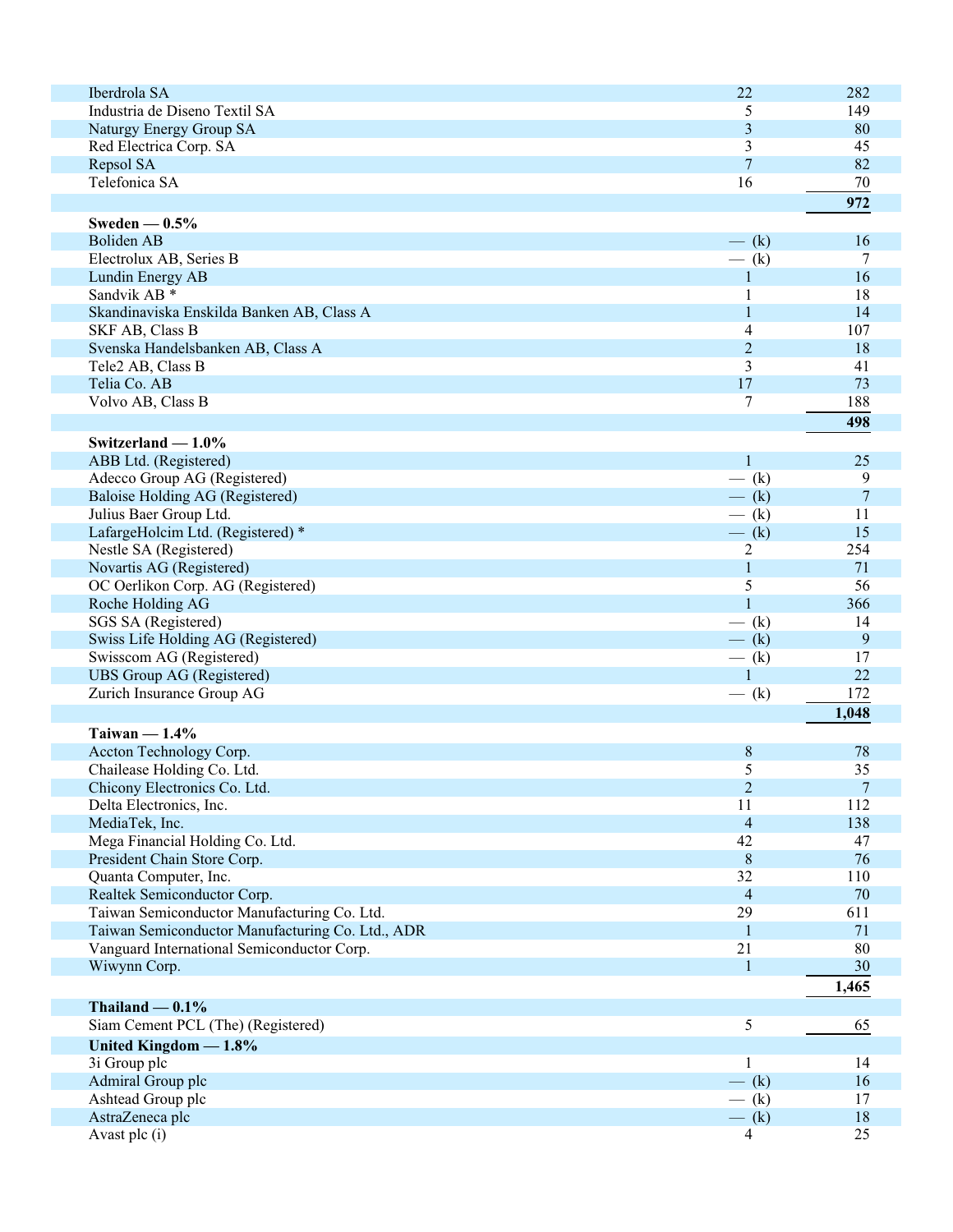| | | |
|---|---|---|
| Iberdrola SA | 22 | 282 |
| Industria de Diseno Textil SA | 5 | 149 |
| Naturgy Energy Group SA | 3 | 80 |
| Red Electrica Corp. SA | 3 | 45 |
| Repsol SA | 7 | 82 |
| Telefonica SA | 16 | 70 |
| | | **972** |
| **Sweden — 0.5%** | | |
| Boliden AB | — (k) | 16 |
| Electrolux AB, Series B | — (k) | 7 |
| Lundin Energy AB | 1 | 16 |
| Sandvik AB * | 1 | 18 |
| Skandinaviska Enskilda Banken AB, Class A | 1 | 14 |
| SKF AB, Class B | 4 | 107 |
| Svenska Handelsbanken AB, Class A | 2 | 18 |
| Tele2 AB, Class B | 3 | 41 |
| Telia Co. AB | 17 | 73 |
| Volvo AB, Class B | 7 | 188 |
| | | **498** |
| **Switzerland — 1.0%** | | |
| ABB Ltd. (Registered) | 1 | 25 |
| Adecco Group AG (Registered) | — (k) | 9 |
| Baloise Holding AG (Registered) | — (k) | 7 |
| Julius Baer Group Ltd. | — (k) | 11 |
| LafargeHolcim Ltd. (Registered) * | — (k) | 15 |
| Nestle SA (Registered) | 2 | 254 |
| Novartis AG (Registered) | 1 | 71 |
| OC Oerlikon Corp. AG (Registered) | 5 | 56 |
| Roche Holding AG | 1 | 366 |
| SGS SA (Registered) | — (k) | 14 |
| Swiss Life Holding AG (Registered) | — (k) | 9 |
| Swisscom AG (Registered) | — (k) | 17 |
| UBS Group AG (Registered) | 1 | 22 |
| Zurich Insurance Group AG | — (k) | 172 |
| | | **1,048** |
| **Taiwan — 1.4%** | | |
| Accton Technology Corp. | 8 | 78 |
| Chailease Holding Co. Ltd. | 5 | 35 |
| Chicony Electronics Co. Ltd. | 2 | 7 |
| Delta Electronics, Inc. | 11 | 112 |
| MediaTek, Inc. | 4 | 138 |
| Mega Financial Holding Co. Ltd. | 42 | 47 |
| President Chain Store Corp. | 8 | 76 |
| Quanta Computer, Inc. | 32 | 110 |
| Realtek Semiconductor Corp. | 4 | 70 |
| Taiwan Semiconductor Manufacturing Co. Ltd. | 29 | 611 |
| Taiwan Semiconductor Manufacturing Co. Ltd., ADR | 1 | 71 |
| Vanguard International Semiconductor Corp. | 21 | 80 |
| Wiwynn Corp. | 1 | 30 |
| | | **1,465** |
| **Thailand — 0.1%** | | |
| Siam Cement PCL (The) (Registered) | 5 | 65 |
| **United Kingdom — 1.8%** | | |
| 3i Group plc | 1 | 14 |
| Admiral Group plc | — (k) | 16 |
| Ashtead Group plc | — (k) | 17 |
| AstraZeneca plc | — (k) | 18 |
| Avast plc (i) | 4 | 25 |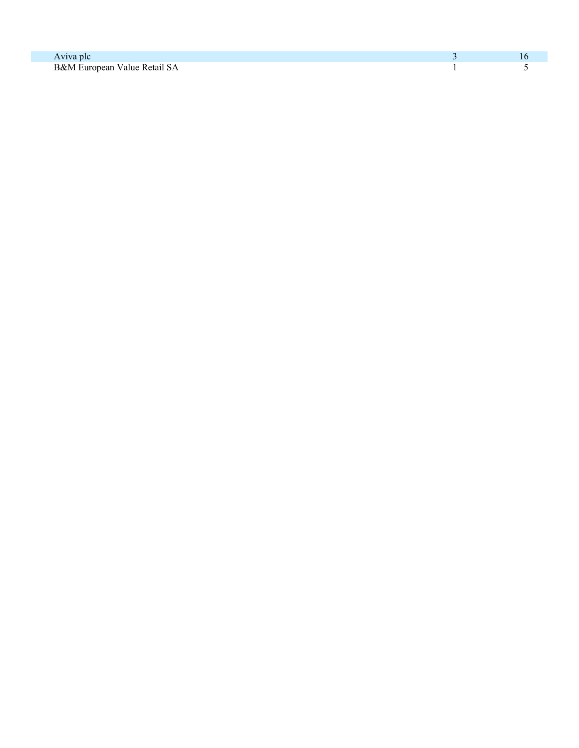| | | |
|---|---|---|
| Aviva plc | 3 | 16 |
| B&M European Value Retail SA | 1 | 5 |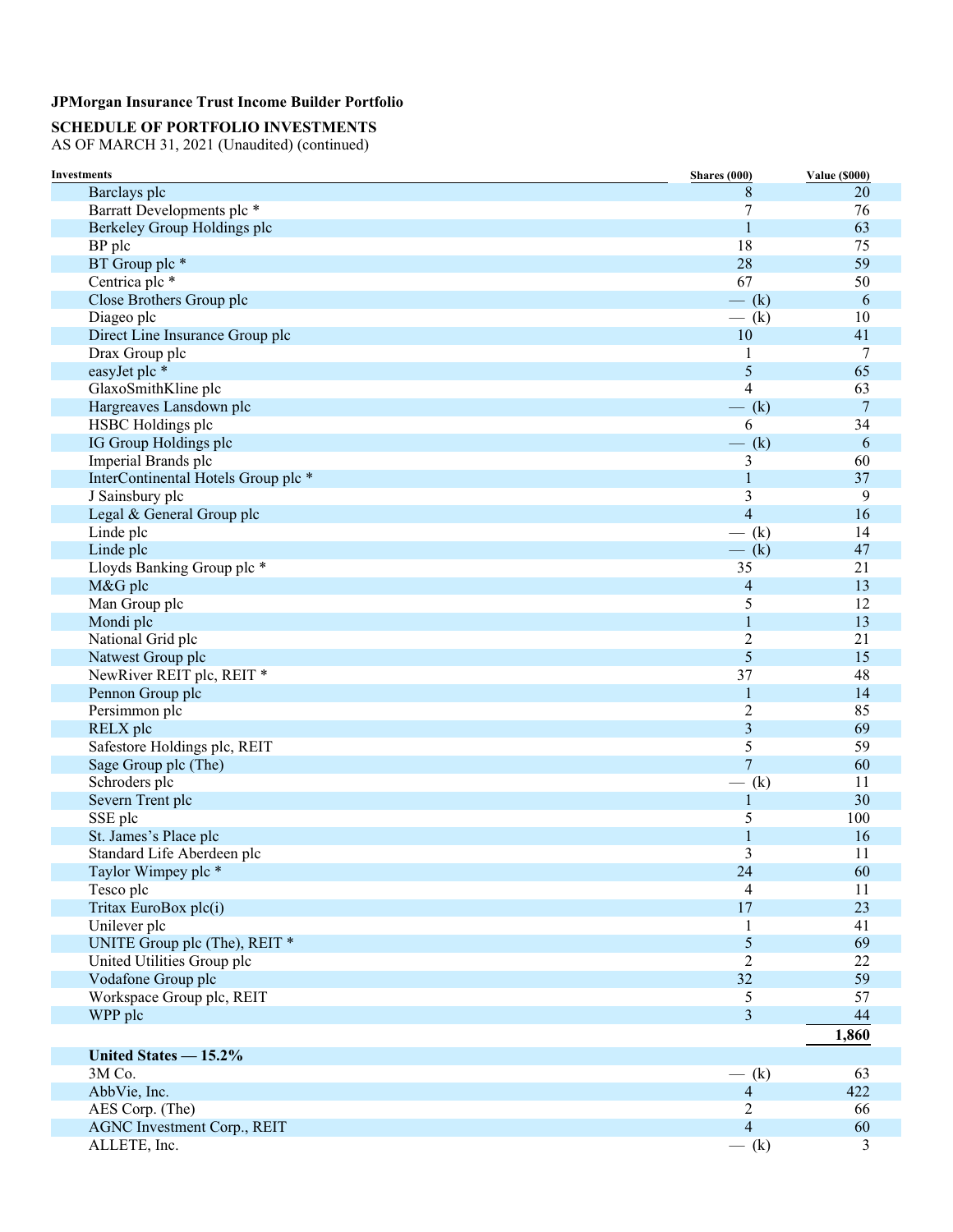**JPMorgan Insurance Trust Income Builder Portfolio**

**SCHEDULE OF PORTFOLIO INVESTMENTS**
AS OF MARCH 31, 2021 (Unaudited) (continued)

| Investments | Shares (000) | Value ($000) |
|---|---|---|
| Barclays plc | 8 | 20 |
| Barratt Developments plc * | 7 | 76 |
| Berkeley Group Holdings plc | 1 | 63 |
| BP plc | 18 | 75 |
| BT Group plc * | 28 | 59 |
| Centrica plc * | 67 | 50 |
| Close Brothers Group plc | — (k) | 6 |
| Diageo plc | — (k) | 10 |
| Direct Line Insurance Group plc | 10 | 41 |
| Drax Group plc | 1 | 7 |
| easyJet plc * | 5 | 65 |
| GlaxoSmithKline plc | 4 | 63 |
| Hargreaves Lansdown plc | — (k) | 7 |
| HSBC Holdings plc | 6 | 34 |
| IG Group Holdings plc | — (k) | 6 |
| Imperial Brands plc | 3 | 60 |
| InterContinental Hotels Group plc * | 1 | 37 |
| J Sainsbury plc | 3 | 9 |
| Legal & General Group plc | 4 | 16 |
| Linde plc | — (k) | 14 |
| Linde plc | — (k) | 47 |
| Lloyds Banking Group plc * | 35 | 21 |
| M&G plc | 4 | 13 |
| Man Group plc | 5 | 12 |
| Mondi plc | 1 | 13 |
| National Grid plc | 2 | 21 |
| Natwest Group plc | 5 | 15 |
| NewRiver REIT plc, REIT * | 37 | 48 |
| Pennon Group plc | 1 | 14 |
| Persimmon plc | 2 | 85 |
| RELX plc | 3 | 69 |
| Safestore Holdings plc, REIT | 5 | 59 |
| Sage Group plc (The) | 7 | 60 |
| Schroders plc | — (k) | 11 |
| Severn Trent plc | 1 | 30 |
| SSE plc | 5 | 100 |
| St. James's Place plc | 1 | 16 |
| Standard Life Aberdeen plc | 3 | 11 |
| Taylor Wimpey plc * | 24 | 60 |
| Tesco plc | 4 | 11 |
| Tritax EuroBox plc(i) | 17 | 23 |
| Unilever plc | 1 | 41 |
| UNITE Group plc (The), REIT * | 5 | 69 |
| United Utilities Group plc | 2 | 22 |
| Vodafone Group plc | 32 | 59 |
| Workspace Group plc, REIT | 5 | 57 |
| WPP plc | 3 | 44 |
| | | **1,860** |
| **United States — 15.2%** | | |
| 3M Co. | — (k) | 63 |
| AbbVie, Inc. | 4 | 422 |
| AES Corp. (The) | 2 | 66 |
| AGNC Investment Corp., REIT | 4 | 60 |
| ALLETE, Inc. | — (k) | 3 |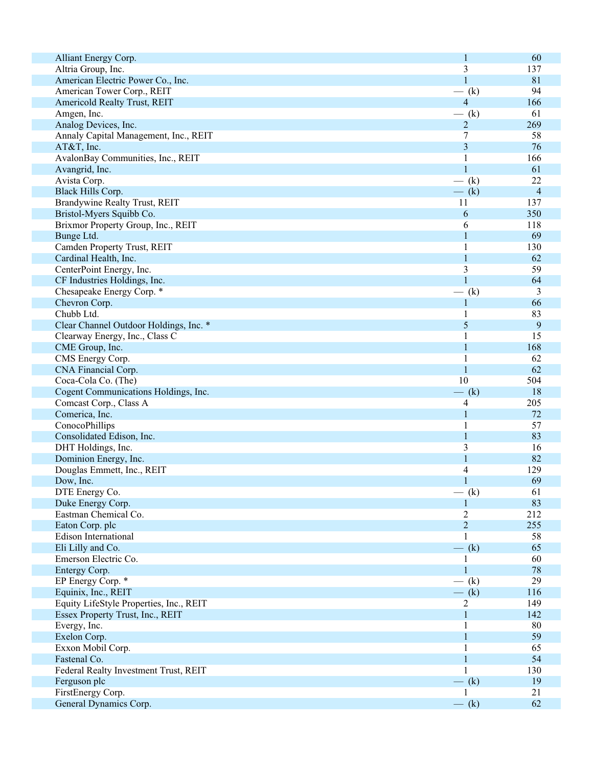| | | |
|---|---|---|
| Alliant Energy Corp. | 1 | 60 |
| Altria Group, Inc. | 3 | 137 |
| American Electric Power Co., Inc. | 1 | 81 |
| American Tower Corp., REIT | — (k) | 94 |
| Americold Realty Trust, REIT | 4 | 166 |
| Amgen, Inc. | — (k) | 61 |
| Analog Devices, Inc. | 2 | 269 |
| Annaly Capital Management, Inc., REIT | 7 | 58 |
| AT&T, Inc. | 3 | 76 |
| AvalonBay Communities, Inc., REIT | 1 | 166 |
| Avangrid, Inc. | 1 | 61 |
| Avista Corp. | — (k) | 22 |
| Black Hills Corp. | — (k) | 4 |
| Brandywine Realty Trust, REIT | 11 | 137 |
| Bristol-Myers Squibb Co. | 6 | 350 |
| Brixmor Property Group, Inc., REIT | 6 | 118 |
| Bunge Ltd. | 1 | 69 |
| Camden Property Trust, REIT | 1 | 130 |
| Cardinal Health, Inc. | 1 | 62 |
| CenterPoint Energy, Inc. | 3 | 59 |
| CF Industries Holdings, Inc. | 1 | 64 |
| Chesapeake Energy Corp. * | — (k) | 3 |
| Chevron Corp. | 1 | 66 |
| Chubb Ltd. | 1 | 83 |
| Clear Channel Outdoor Holdings, Inc. * | 5 | 9 |
| Clearway Energy, Inc., Class C | 1 | 15 |
| CME Group, Inc. | 1 | 168 |
| CMS Energy Corp. | 1 | 62 |
| CNA Financial Corp. | 1 | 62 |
| Coca-Cola Co. (The) | 10 | 504 |
| Cogent Communications Holdings, Inc. | — (k) | 18 |
| Comcast Corp., Class A | 4 | 205 |
| Comerica, Inc. | 1 | 72 |
| ConocoPhillips | 1 | 57 |
| Consolidated Edison, Inc. | 1 | 83 |
| DHT Holdings, Inc. | 3 | 16 |
| Dominion Energy, Inc. | 1 | 82 |
| Douglas Emmett, Inc., REIT | 4 | 129 |
| Dow, Inc. | 1 | 69 |
| DTE Energy Co. | — (k) | 61 |
| Duke Energy Corp. | 1 | 83 |
| Eastman Chemical Co. | 2 | 212 |
| Eaton Corp. plc | 2 | 255 |
| Edison International | 1 | 58 |
| Eli Lilly and Co. | — (k) | 65 |
| Emerson Electric Co. | 1 | 60 |
| Entergy Corp. | 1 | 78 |
| EP Energy Corp. * | — (k) | 29 |
| Equinix, Inc., REIT | — (k) | 116 |
| Equity LifeStyle Properties, Inc., REIT | 2 | 149 |
| Essex Property Trust, Inc., REIT | 1 | 142 |
| Evergy, Inc. | 1 | 80 |
| Exelon Corp. | 1 | 59 |
| Exxon Mobil Corp. | 1 | 65 |
| Fastenal Co. | 1 | 54 |
| Federal Realty Investment Trust, REIT | 1 | 130 |
| Ferguson plc | — (k) | 19 |
| FirstEnergy Corp. | 1 | 21 |
| General Dynamics Corp. | — (k) | 62 |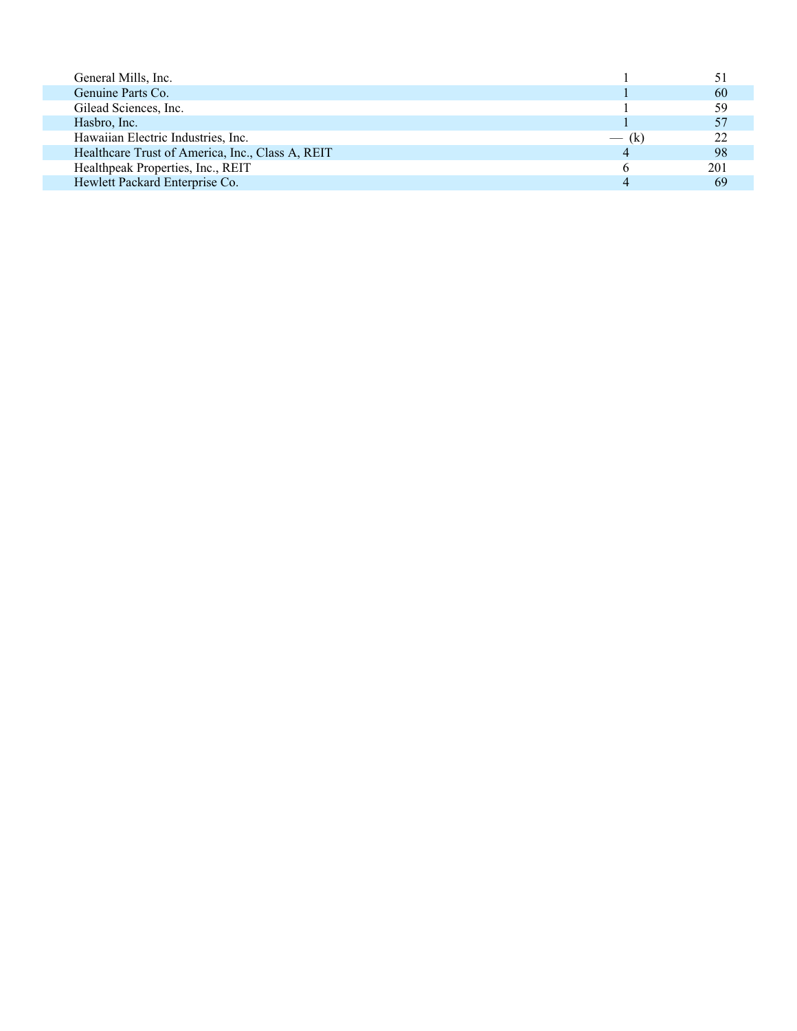| | | |
|---|---|---|
| General Mills, Inc. | 1 | 51 |
| Genuine Parts Co. | 1 | 60 |
| Gilead Sciences, Inc. | 1 | 59 |
| Hasbro, Inc. | 1 | 57 |
| Hawaiian Electric Industries, Inc. | — (k) | 22 |
| Healthcare Trust of America, Inc., Class A, REIT | 4 | 98 |
| Healthpeak Properties, Inc., REIT | 6 | 201 |
| Hewlett Packard Enterprise Co. | 4 | 69 |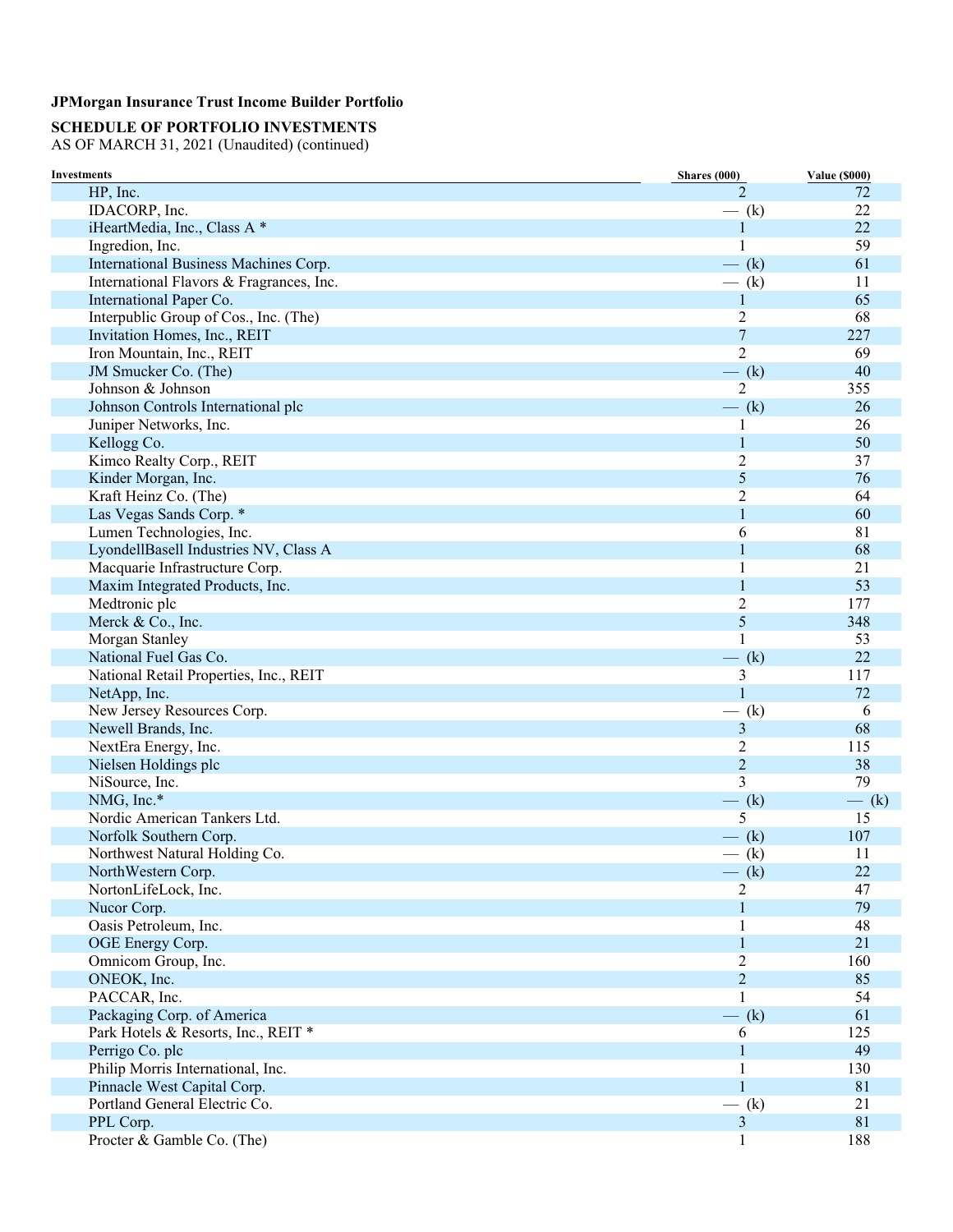**JPMorgan Insurance Trust Income Builder Portfolio**

**SCHEDULE OF PORTFOLIO INVESTMENTS**
AS OF MARCH 31, 2021 (Unaudited) (continued)

| Investments | Shares (000) | Value ($000) |
|---|---|---|
| HP, Inc. | 2 | 72 |
| IDACORP, Inc. | — (k) | 22 |
| iHeartMedia, Inc., Class A * | 1 | 22 |
| Ingredion, Inc. | 1 | 59 |
| International Business Machines Corp. | — (k) | 61 |
| International Flavors & Fragrances, Inc. | — (k) | 11 |
| International Paper Co. | 1 | 65 |
| Interpublic Group of Cos., Inc. (The) | 2 | 68 |
| Invitation Homes, Inc., REIT | 7 | 227 |
| Iron Mountain, Inc., REIT | 2 | 69 |
| JM Smucker Co. (The) | — (k) | 40 |
| Johnson & Johnson | 2 | 355 |
| Johnson Controls International plc | — (k) | 26 |
| Juniper Networks, Inc. | 1 | 26 |
| Kellogg Co. | 1 | 50 |
| Kimco Realty Corp., REIT | 2 | 37 |
| Kinder Morgan, Inc. | 5 | 76 |
| Kraft Heinz Co. (The) | 2 | 64 |
| Las Vegas Sands Corp. * | 1 | 60 |
| Lumen Technologies, Inc. | 6 | 81 |
| LyondellBasell Industries NV, Class A | 1 | 68 |
| Macquarie Infrastructure Corp. | 1 | 21 |
| Maxim Integrated Products, Inc. | 1 | 53 |
| Medtronic plc | 2 | 177 |
| Merck & Co., Inc. | 5 | 348 |
| Morgan Stanley | 1 | 53 |
| National Fuel Gas Co. | — (k) | 22 |
| National Retail Properties, Inc., REIT | 3 | 117 |
| NetApp, Inc. | 1 | 72 |
| New Jersey Resources Corp. | — (k) | 6 |
| Newell Brands, Inc. | 3 | 68 |
| NextEra Energy, Inc. | 2 | 115 |
| Nielsen Holdings plc | 2 | 38 |
| NiSource, Inc. | 3 | 79 |
| NMG, Inc.* | — (k) | — (k) |
| Nordic American Tankers Ltd. | 5 | 15 |
| Norfolk Southern Corp. | — (k) | 107 |
| Northwest Natural Holding Co. | — (k) | 11 |
| NorthWestern Corp. | — (k) | 22 |
| NortonLifeLock, Inc. | 2 | 47 |
| Nucor Corp. | 1 | 79 |
| Oasis Petroleum, Inc. | 1 | 48 |
| OGE Energy Corp. | 1 | 21 |
| Omnicom Group, Inc. | 2 | 160 |
| ONEOK, Inc. | 2 | 85 |
| PACCAR, Inc. | 1 | 54 |
| Packaging Corp. of America | — (k) | 61 |
| Park Hotels & Resorts, Inc., REIT * | 6 | 125 |
| Perrigo Co. plc | 1 | 49 |
| Philip Morris International, Inc. | 1 | 130 |
| Pinnacle West Capital Corp. | 1 | 81 |
| Portland General Electric Co. | — (k) | 21 |
| PPL Corp. | 3 | 81 |
| Procter & Gamble Co. (The) | 1 | 188 |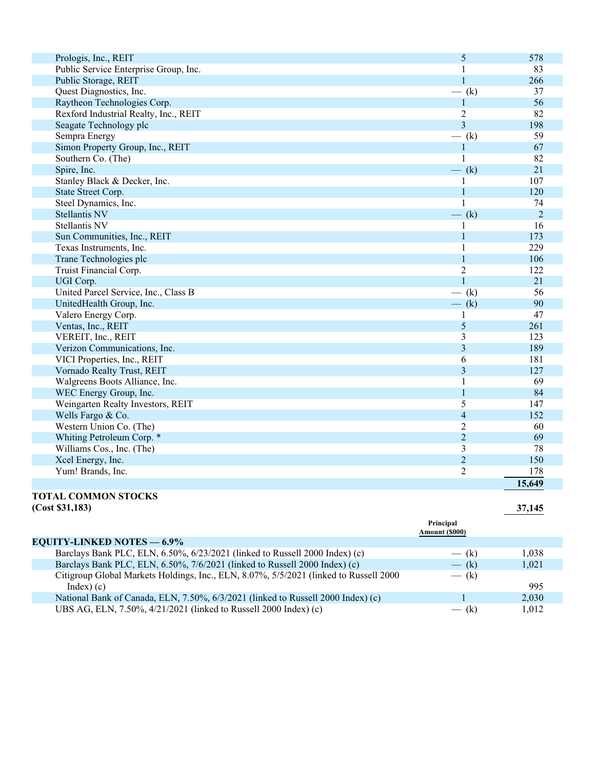| | | |
|---|---|---|
| Prologis, Inc., REIT | 5 | 578 |
| Public Service Enterprise Group, Inc. | 1 | 83 |
| Public Storage, REIT | 1 | 266 |
| Quest Diagnostics, Inc. | — (k) | 37 |
| Raytheon Technologies Corp. | 1 | 56 |
| Rexford Industrial Realty, Inc., REIT | 2 | 82 |
| Seagate Technology plc | 3 | 198 |
| Sempra Energy | — (k) | 59 |
| Simon Property Group, Inc., REIT | 1 | 67 |
| Southern Co. (The) | 1 | 82 |
| Spire, Inc. | — (k) | 21 |
| Stanley Black & Decker, Inc. | 1 | 107 |
| State Street Corp. | 1 | 120 |
| Steel Dynamics, Inc. | 1 | 74 |
| Stellantis NV | — (k) | 2 |
| Stellantis NV | 1 | 16 |
| Sun Communities, Inc., REIT | 1 | 173 |
| Texas Instruments, Inc. | 1 | 229 |
| Trane Technologies plc | 1 | 106 |
| Truist Financial Corp. | 2 | 122 |
| UGI Corp. | 1 | 21 |
| United Parcel Service, Inc., Class B | — (k) | 56 |
| UnitedHealth Group, Inc. | — (k) | 90 |
| Valero Energy Corp. | 1 | 47 |
| Ventas, Inc., REIT | 5 | 261 |
| VEREIT, Inc., REIT | 3 | 123 |
| Verizon Communications, Inc. | 3 | 189 |
| VICI Properties, Inc., REIT | 6 | 181 |
| Vornado Realty Trust, REIT | 3 | 127 |
| Walgreens Boots Alliance, Inc. | 1 | 69 |
| WEC Energy Group, Inc. | 1 | 84 |
| Weingarten Realty Investors, REIT | 5 | 147 |
| Wells Fargo & Co. | 4 | 152 |
| Western Union Co. (The) | 2 | 60 |
| Whiting Petroleum Corp. * | 2 | 69 |
| Williams Cos., Inc. (The) | 3 | 78 |
| Xcel Energy, Inc. | 2 | 150 |
| Yum! Brands, Inc. | 2 | 178 |
| | | **15,649** |
| **TOTAL COMMON STOCKS (Cost $31,183)** | | **37,145** |
| | **Principal Amount ($000)** | |
| **EQUITY-LINKED NOTES — 6.9%** | | |
| Barclays Bank PLC, ELN, 6.50%, 6/23/2021 (linked to Russell 2000 Index) (c) | — (k) | 1,038 |
| Barclays Bank PLC, ELN, 6.50%, 7/6/2021 (linked to Russell 2000 Index) (c) | — (k) | 1,021 |
| Citigroup Global Markets Holdings, Inc., ELN, 8.07%, 5/5/2021 (linked to Russell 2000 Index) (c) | — (k) | 995 |
| National Bank of Canada, ELN, 7.50%, 6/3/2021 (linked to Russell 2000 Index) (c) | 1 | 2,030 |
| UBS AG, ELN, 7.50%, 4/21/2021 (linked to Russell 2000 Index) (c) | — (k) | 1,012 |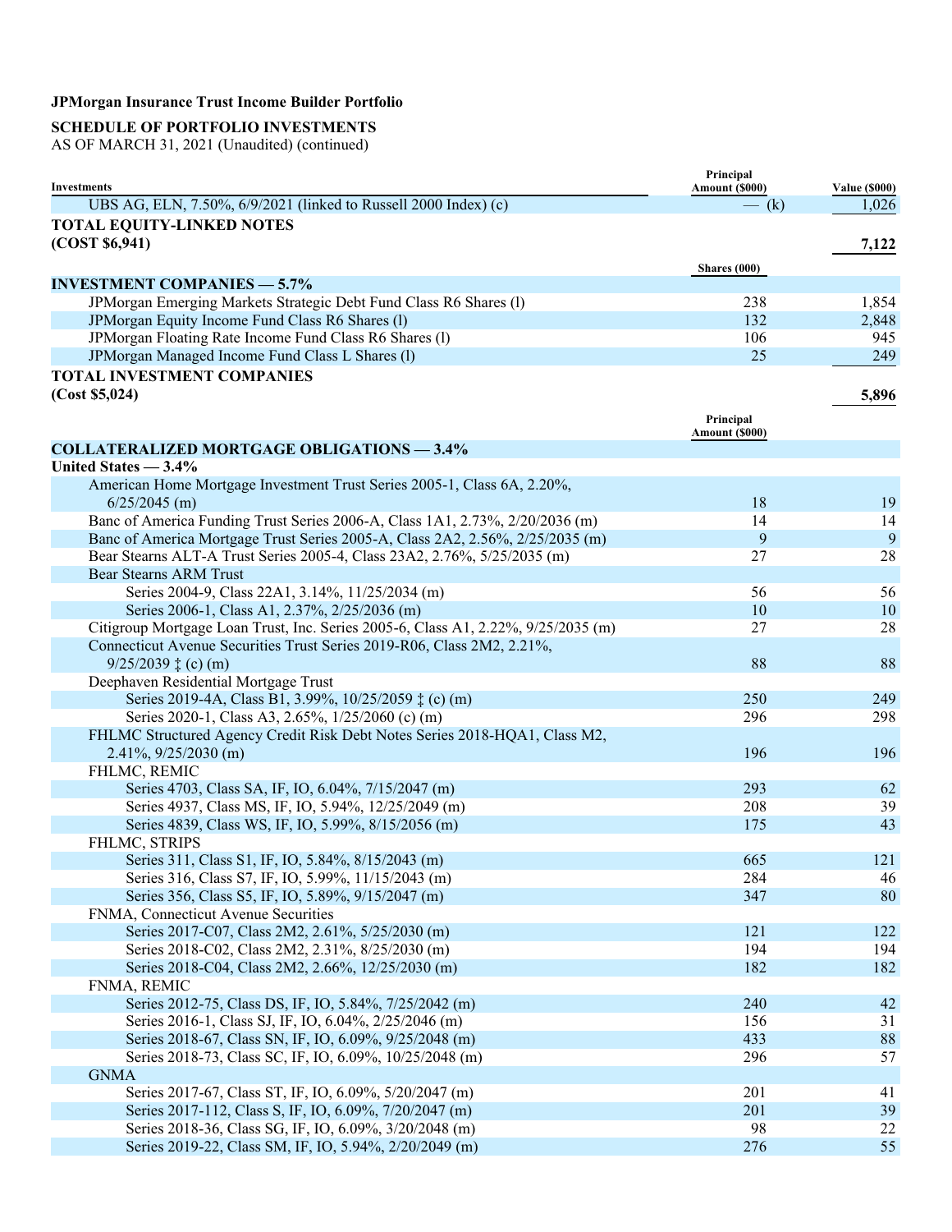**JPMorgan Insurance Trust Income Builder Portfolio**

**SCHEDULE OF PORTFOLIO INVESTMENTS**

AS OF MARCH 31, 2021 (Unaudited) (continued)

| Investments | Principal Amount ($000) | Value ($000) |
|---|---|---|
| UBS AG, ELN, 7.50%, 6/9/2021 (linked to Russell 2000 Index) (c) | — (k) | 1,026 |
| **TOTAL EQUITY-LINKED NOTES (COST $6,941)** | | **7,122** |
| | **Shares (000)** | |
| **INVESTMENT COMPANIES — 5.7%** | | |
| JPMorgan Emerging Markets Strategic Debt Fund Class R6 Shares (l) | 238 | 1,854 |
| JPMorgan Equity Income Fund Class R6 Shares (l) | 132 | 2,848 |
| JPMorgan Floating Rate Income Fund Class R6 Shares (l) | 106 | 945 |
| JPMorgan Managed Income Fund Class L Shares (l) | 25 | 249 |
| **TOTAL INVESTMENT COMPANIES (Cost $5,024)** | | **5,896** |
| | **Principal Amount ($000)** | |
| **COLLATERALIZED MORTGAGE OBLIGATIONS — 3.4%** | | |
| **United States — 3.4%** | | |
| American Home Mortgage Investment Trust Series 2005-1, Class 6A, 2.20%, 6/25/2045 (m) | 18 | 19 |
| Banc of America Funding Trust Series 2006-A, Class 1A1, 2.73%, 2/20/2036 (m) | 14 | 14 |
| Banc of America Mortgage Trust Series 2005-A, Class 2A2, 2.56%, 2/25/2035 (m) | 9 | 9 |
| Bear Stearns ALT-A Trust Series 2005-4, Class 23A2, 2.76%, 5/25/2035 (m) | 27 | 28 |
| Bear Stearns ARM Trust | | |
| Series 2004-9, Class 22A1, 3.14%, 11/25/2034 (m) | 56 | 56 |
| Series 2006-1, Class A1, 2.37%, 2/25/2036 (m) | 10 | 10 |
| Citigroup Mortgage Loan Trust, Inc. Series 2005-6, Class A1, 2.22%, 9/25/2035 (m) | 27 | 28 |
| Connecticut Avenue Securities Trust Series 2019-R06, Class 2M2, 2.21%, 9/25/2039 ‡ (c) (m) | 88 | 88 |
| Deephaven Residential Mortgage Trust | | |
| Series 2019-4A, Class B1, 3.99%, 10/25/2059 ‡ (c) (m) | 250 | 249 |
| Series 2020-1, Class A3, 2.65%, 1/25/2060 (c) (m) | 296 | 298 |
| FHLMC Structured Agency Credit Risk Debt Notes Series 2018-HQA1, Class M2, 2.41%, 9/25/2030 (m) | 196 | 196 |
| FHLMC, REMIC | | |
| Series 4703, Class SA, IF, IO, 6.04%, 7/15/2047 (m) | 293 | 62 |
| Series 4937, Class MS, IF, IO, 5.94%, 12/25/2049 (m) | 208 | 39 |
| Series 4839, Class WS, IF, IO, 5.99%, 8/15/2056 (m) | 175 | 43 |
| FHLMC, STRIPS | | |
| Series 311, Class S1, IF, IO, 5.84%, 8/15/2043 (m) | 665 | 121 |
| Series 316, Class S7, IF, IO, 5.99%, 11/15/2043 (m) | 284 | 46 |
| Series 356, Class S5, IF, IO, 5.89%, 9/15/2047 (m) | 347 | 80 |
| FNMA, Connecticut Avenue Securities | | |
| Series 2017-C07, Class 2M2, 2.61%, 5/25/2030 (m) | 121 | 122 |
| Series 2018-C02, Class 2M2, 2.31%, 8/25/2030 (m) | 194 | 194 |
| Series 2018-C04, Class 2M2, 2.66%, 12/25/2030 (m) | 182 | 182 |
| FNMA, REMIC | | |
| Series 2012-75, Class DS, IF, IO, 5.84%, 7/25/2042 (m) | 240 | 42 |
| Series 2016-1, Class SJ, IF, IO, 6.04%, 2/25/2046 (m) | 156 | 31 |
| Series 2018-67, Class SN, IF, IO, 6.09%, 9/25/2048 (m) | 433 | 88 |
| Series 2018-73, Class SC, IF, IO, 6.09%, 10/25/2048 (m) | 296 | 57 |
| GNMA | | |
| Series 2017-67, Class ST, IF, IO, 6.09%, 5/20/2047 (m) | 201 | 41 |
| Series 2017-112, Class S, IF, IO, 6.09%, 7/20/2047 (m) | 201 | 39 |
| Series 2018-36, Class SG, IF, IO, 6.09%, 3/20/2048 (m) | 98 | 22 |
| Series 2019-22, Class SM, IF, IO, 5.94%, 2/20/2049 (m) | 276 | 55 |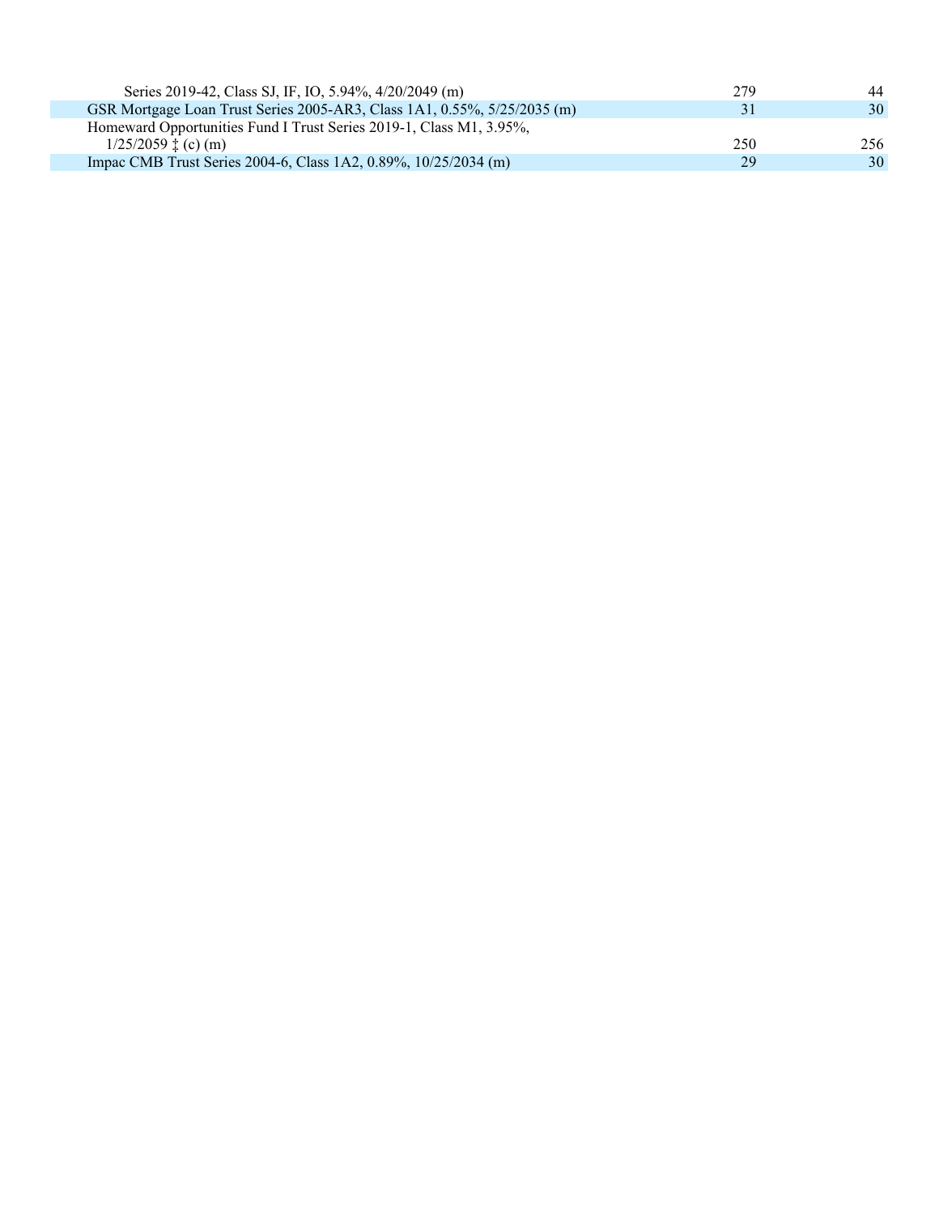| | | |
|---|---|---|
| Series 2019-42, Class SJ, IF, IO, 5.94%, 4/20/2049 (m) | 279 | 44 |
| GSR Mortgage Loan Trust Series 2005-AR3, Class 1A1, 0.55%, 5/25/2035 (m) | 31 | 30 |
| Homeward Opportunities Fund I Trust Series 2019-1, Class M1, 3.95%, 1/25/2059 ‡ (c) (m) | 250 | 256 |
| Impac CMB Trust Series 2004-6, Class 1A2, 0.89%, 10/25/2034 (m) | 29 | 30 |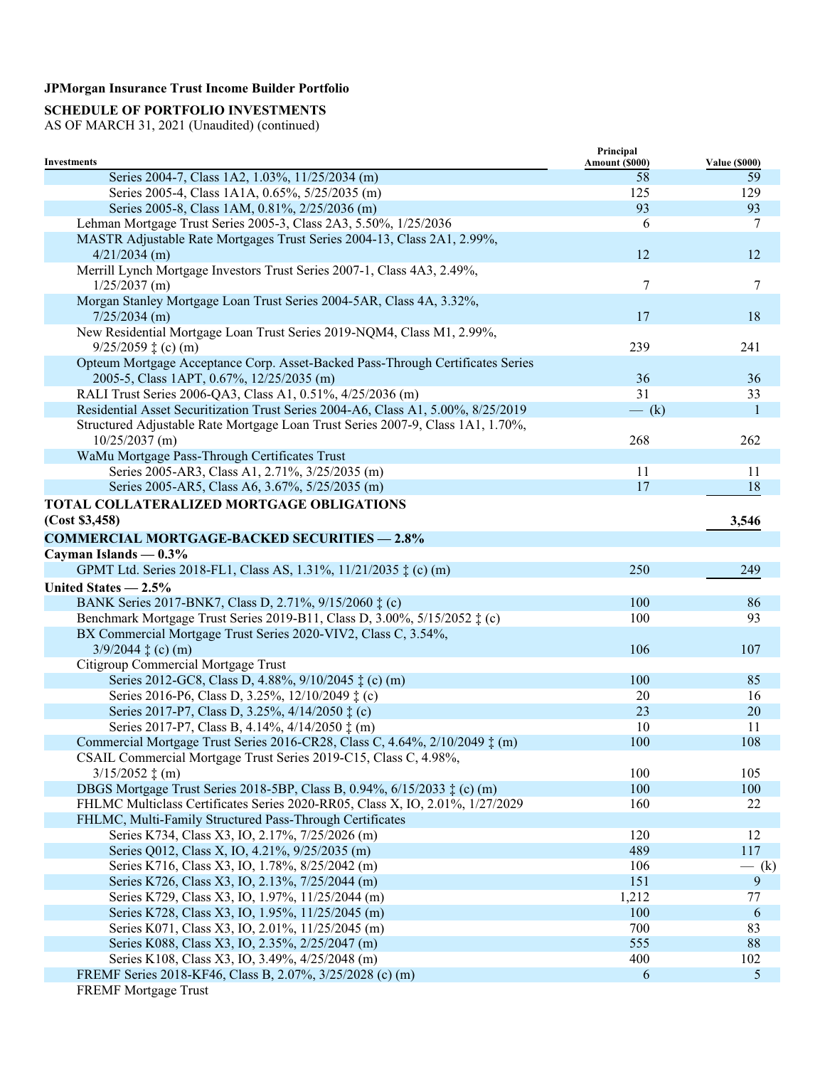**JPMorgan Insurance Trust Income Builder Portfolio**

**SCHEDULE OF PORTFOLIO INVESTMENTS**

AS OF MARCH 31, 2021 (Unaudited) (continued)

| Investments | Principal Amount ($000) | Value ($000) |
|---|---|---|
| Series 2004-7, Class 1A2, 1.03%, 11/25/2034 (m) | 58 | 59 |
| Series 2005-4, Class 1A1A, 0.65%, 5/25/2035 (m) | 125 | 129 |
| Series 2005-8, Class 1AM, 0.81%, 2/25/2036 (m) | 93 | 93 |
| Lehman Mortgage Trust Series 2005-3, Class 2A3, 5.50%, 1/25/2036 | 6 | 7 |
| MASTR Adjustable Rate Mortgages Trust Series 2004-13, Class 2A1, 2.99%, 4/21/2034 (m) | 12 | 12 |
| Merrill Lynch Mortgage Investors Trust Series 2007-1, Class 4A3, 2.49%, 1/25/2037 (m) | 7 | 7 |
| Morgan Stanley Mortgage Loan Trust Series 2004-5AR, Class 4A, 3.32%, 7/25/2034 (m) | 17 | 18 |
| New Residential Mortgage Loan Trust Series 2019-NQM4, Class M1, 2.99%, 9/25/2059 ‡ (c) (m) | 239 | 241 |
| Opteum Mortgage Acceptance Corp. Asset-Backed Pass-Through Certificates Series 2005-5, Class 1APT, 0.67%, 12/25/2035 (m) | 36 | 36 |
| RALI Trust Series 2006-QA3, Class A1, 0.51%, 4/25/2036 (m) | 31 | 33 |
| Residential Asset Securitization Trust Series 2004-A6, Class A1, 5.00%, 8/25/2019 | — (k) | 1 |
| Structured Adjustable Rate Mortgage Loan Trust Series 2007-9, Class 1A1, 1.70%, 10/25/2037 (m) | 268 | 262 |
| WaMu Mortgage Pass-Through Certificates Trust | | |
| Series 2005-AR3, Class A1, 2.71%, 3/25/2035 (m) | 11 | 11 |
| Series 2005-AR5, Class A6, 3.67%, 5/25/2035 (m) | 17 | 18 |
| **TOTAL COLLATERALIZED MORTGAGE OBLIGATIONS (Cost $3,458)** | | **3,546** |
| **COMMERCIAL MORTGAGE-BACKED SECURITIES — 2.8%** | | |
| **Cayman Islands — 0.3%** | | |
| GPMT Ltd. Series 2018-FL1, Class AS, 1.31%, 11/21/2035 ‡ (c) (m) | 250 | 249 |
| **United States — 2.5%** | | |
| BANK Series 2017-BNK7, Class D, 2.71%, 9/15/2060 ‡ (c) | 100 | 86 |
| Benchmark Mortgage Trust Series 2019-B11, Class D, 3.00%, 5/15/2052 ‡ (c) | 100 | 93 |
| BX Commercial Mortgage Trust Series 2020-VIV2, Class C, 3.54%, 3/9/2044 ‡ (c) (m) | 106 | 107 |
| Citigroup Commercial Mortgage Trust | | |
| Series 2012-GC8, Class D, 4.88%, 9/10/2045 ‡ (c) (m) | 100 | 85 |
| Series 2016-P6, Class D, 3.25%, 12/10/2049 ‡ (c) | 20 | 16 |
| Series 2017-P7, Class D, 3.25%, 4/14/2050 ‡ (c) | 23 | 20 |
| Series 2017-P7, Class B, 4.14%, 4/14/2050 ‡ (m) | 10 | 11 |
| Commercial Mortgage Trust Series 2016-CR28, Class C, 4.64%, 2/10/2049 ‡ (m) | 100 | 108 |
| CSAIL Commercial Mortgage Trust Series 2019-C15, Class C, 4.98%, 3/15/2052 ‡ (m) | 100 | 105 |
| DBGS Mortgage Trust Series 2018-5BP, Class B, 0.94%, 6/15/2033 ‡ (c) (m) | 100 | 100 |
| FHLMC Multiclass Certificates Series 2020-RR05, Class X, IO, 2.01%, 1/27/2029 | 160 | 22 |
| FHLMC, Multi-Family Structured Pass-Through Certificates | | |
| Series K734, Class X3, IO, 2.17%, 7/25/2026 (m) | 120 | 12 |
| Series Q012, Class X, IO, 4.21%, 9/25/2035 (m) | 489 | 117 |
| Series K716, Class X3, IO, 1.78%, 8/25/2042 (m) | 106 | — (k) |
| Series K726, Class X3, IO, 2.13%, 7/25/2044 (m) | 151 | 9 |
| Series K729, Class X3, IO, 1.97%, 11/25/2044 (m) | 1,212 | 77 |
| Series K728, Class X3, IO, 1.95%, 11/25/2045 (m) | 100 | 6 |
| Series K071, Class X3, IO, 2.01%, 11/25/2045 (m) | 700 | 83 |
| Series K088, Class X3, IO, 2.35%, 2/25/2047 (m) | 555 | 88 |
| Series K108, Class X3, IO, 3.49%, 4/25/2048 (m) | 400 | 102 |
| FREMF Series 2018-KF46, Class B, 2.07%, 3/25/2028 (c) (m) | 6 | 5 |
| FREMF Mortgage Trust | | |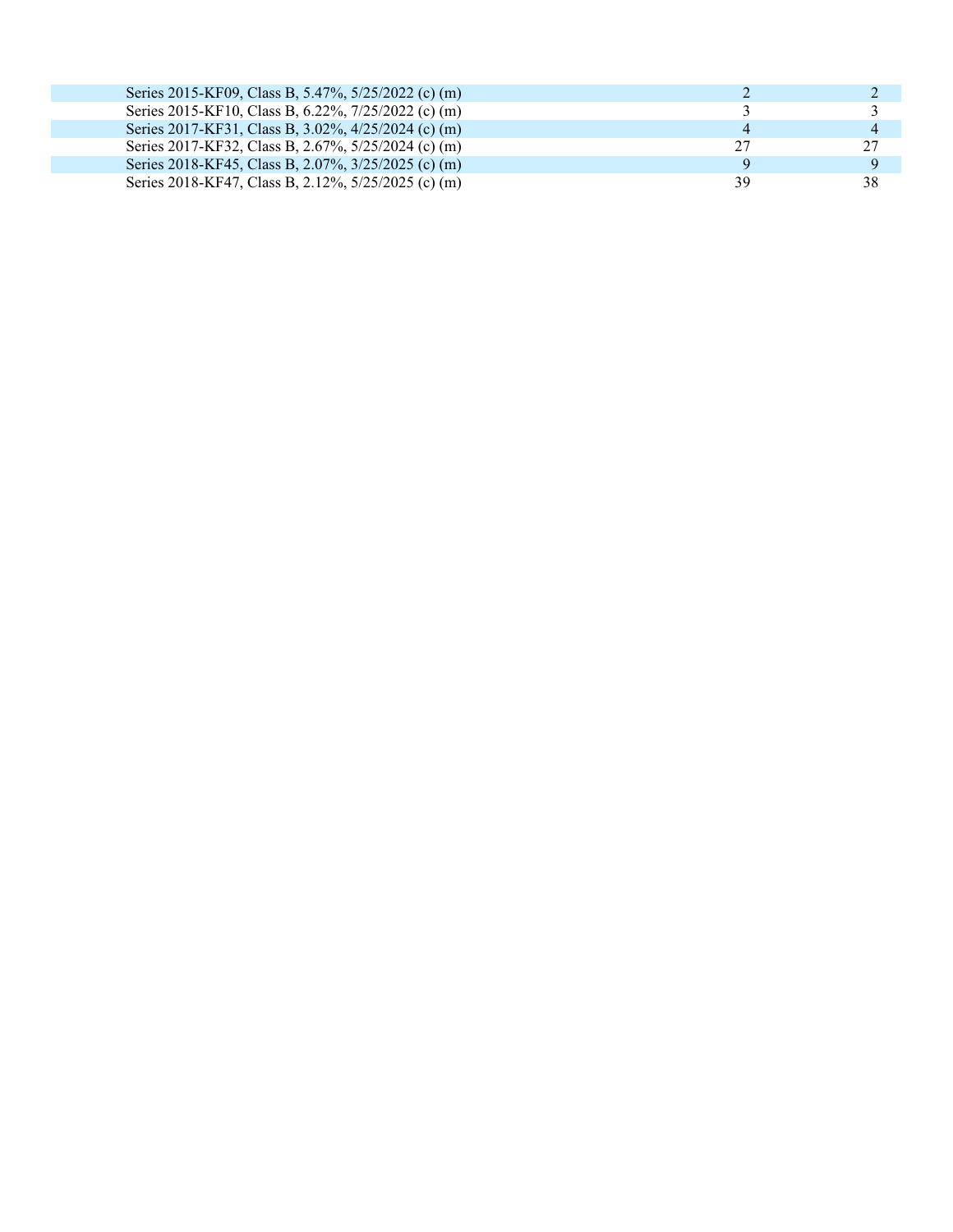| | | |
|---|---|---|
| Series 2015-KF09, Class B, 5.47%, 5/25/2022 (c) (m) | 2 | 2 |
| Series 2015-KF10, Class B, 6.22%, 7/25/2022 (c) (m) | 3 | 3 |
| Series 2017-KF31, Class B, 3.02%, 4/25/2024 (c) (m) | 4 | 4 |
| Series 2017-KF32, Class B, 2.67%, 5/25/2024 (c) (m) | 27 | 27 |
| Series 2018-KF45, Class B, 2.07%, 3/25/2025 (c) (m) | 9 | 9 |
| Series 2018-KF47, Class B, 2.12%, 5/25/2025 (c) (m) | 39 | 38 |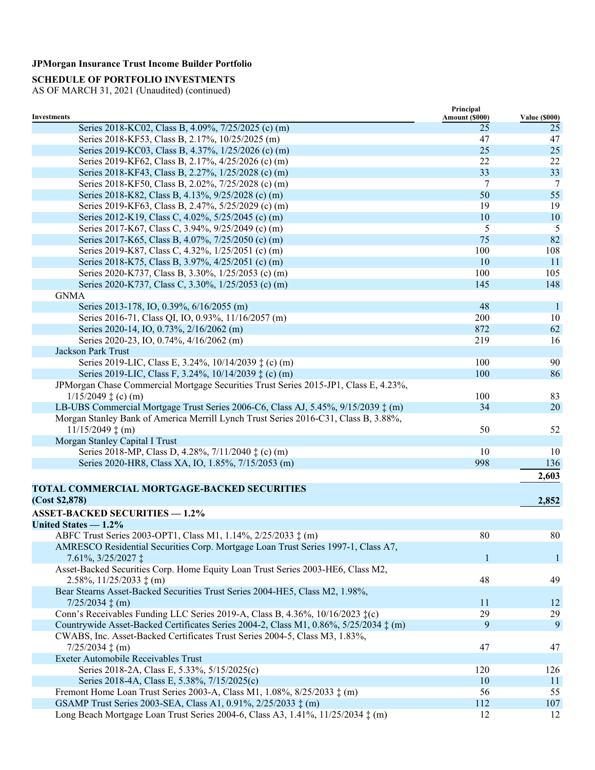**JPMorgan Insurance Trust Income Builder Portfolio**

**SCHEDULE OF PORTFOLIO INVESTMENTS**
AS OF MARCH 31, 2021 (Unaudited) (continued)

| Investments | Principal Amount ($000) | Value ($000) |
|---|---|---|
| Series 2018-KC02, Class B, 4.09%, 7/25/2025 (c) (m) | 25 | 25 |
| Series 2018-KF53, Class B, 2.17%, 10/25/2025 (m) | 47 | 47 |
| Series 2019-KC03, Class B, 4.37%, 1/25/2026 (c) (m) | 25 | 25 |
| Series 2019-KF62, Class B, 2.17%, 4/25/2026 (c) (m) | 22 | 22 |
| Series 2018-KF43, Class B, 2.27%, 1/25/2028 (c) (m) | 33 | 33 |
| Series 2018-KF50, Class B, 2.02%, 7/25/2028 (c) (m) | 7 | 7 |
| Series 2018-K82, Class B, 4.13%, 9/25/2028 (c) (m) | 50 | 55 |
| Series 2019-KF63, Class B, 2.47%, 5/25/2029 (c) (m) | 19 | 19 |
| Series 2012-K19, Class C, 4.02%, 5/25/2045 (c) (m) | 10 | 10 |
| Series 2017-K67, Class C, 3.94%, 9/25/2049 (c) (m) | 5 | 5 |
| Series 2017-K65, Class B, 4.07%, 7/25/2050 (c) (m) | 75 | 82 |
| Series 2019-K87, Class C, 4.32%, 1/25/2051 (c) (m) | 100 | 108 |
| Series 2018-K75, Class B, 3.97%, 4/25/2051 (c) (m) | 10 | 11 |
| Series 2020-K737, Class B, 3.30%, 1/25/2053 (c) (m) | 100 | 105 |
| Series 2020-K737, Class C, 3.30%, 1/25/2053 (c) (m) | 145 | 148 |
| GNMA | | |
| Series 2013-178, IO, 0.39%, 6/16/2055 (m) | 48 | 1 |
| Series 2016-71, Class QI, IO, 0.93%, 11/16/2057 (m) | 200 | 10 |
| Series 2020-14, IO, 0.73%, 2/16/2062 (m) | 872 | 62 |
| Series 2020-23, IO, 0.74%, 4/16/2062 (m) | 219 | 16 |
| Jackson Park Trust | | |
| Series 2019-LIC, Class E, 3.24%, 10/14/2039 ‡ (c) (m) | 100 | 90 |
| Series 2019-LIC, Class F, 3.24%, 10/14/2039 ‡ (c) (m) | 100 | 86 |
| JPMorgan Chase Commercial Mortgage Securities Trust Series 2015-JP1, Class E, 4.23%, 1/15/2049 ‡ (c) (m) | 100 | 83 |
| LB-UBS Commercial Mortgage Trust Series 2006-C6, Class AJ, 5.45%, 9/15/2039 ‡ (m) | 34 | 20 |
| Morgan Stanley Bank of America Merrill Lynch Trust Series 2016-C31, Class B, 3.88%, 11/15/2049 ‡ (m) | 50 | 52 |
| Morgan Stanley Capital I Trust | | |
| Series 2018-MP, Class D, 4.28%, 7/11/2040 ‡ (c) (m) | 10 | 10 |
| Series 2020-HR8, Class XA, IO, 1.85%, 7/15/2053 (m) | 998 | 136 |
| | | 2,603 |
| **TOTAL COMMERCIAL MORTGAGE-BACKED SECURITIES (Cost $2,878)** | | **2,852** |
| **ASSET-BACKED SECURITIES — 1.2%** | | |
| **United States — 1.2%** | | |
| ABFC Trust Series 2003-OPT1, Class M1, 1.14%, 2/25/2033 ‡ (m) | 80 | 80 |
| AMRESCO Residential Securities Corp. Mortgage Loan Trust Series 1997-1, Class A7, 7.61%, 3/25/2027 ‡ | 1 | 1 |
| Asset-Backed Securities Corp. Home Equity Loan Trust Series 2003-HE6, Class M2, 2.58%, 11/25/2033 ‡ (m) | 48 | 49 |
| Bear Stearns Asset-Backed Securities Trust Series 2004-HE5, Class M2, 1.98%, 7/25/2034 ‡ (m) | 11 | 12 |
| Conn's Receivables Funding LLC Series 2019-A, Class B, 4.36%, 10/16/2023 ‡(c) | 29 | 29 |
| Countrywide Asset-Backed Certificates Series 2004-2, Class M1, 0.86%, 5/25/2034 ‡ (m) | 9 | 9 |
| CWABS, Inc. Asset-Backed Certificates Trust Series 2004-5, Class M3, 1.83%, 7/25/2034 ‡ (m) | 47 | 47 |
| Exeter Automobile Receivables Trust | | |
| Series 2018-2A, Class E, 5.33%, 5/15/2025(c) | 120 | 126 |
| Series 2018-4A, Class E, 5.38%, 7/15/2025(c) | 10 | 11 |
| Fremont Home Loan Trust Series 2003-A, Class M1, 1.08%, 8/25/2033 ‡ (m) | 56 | 55 |
| GSAMP Trust Series 2003-SEA, Class A1, 0.91%, 2/25/2033 ‡ (m) | 112 | 107 |
| Long Beach Mortgage Loan Trust Series 2004-6, Class A3, 1.41%, 11/25/2034 ‡ (m) | 12 | 12 |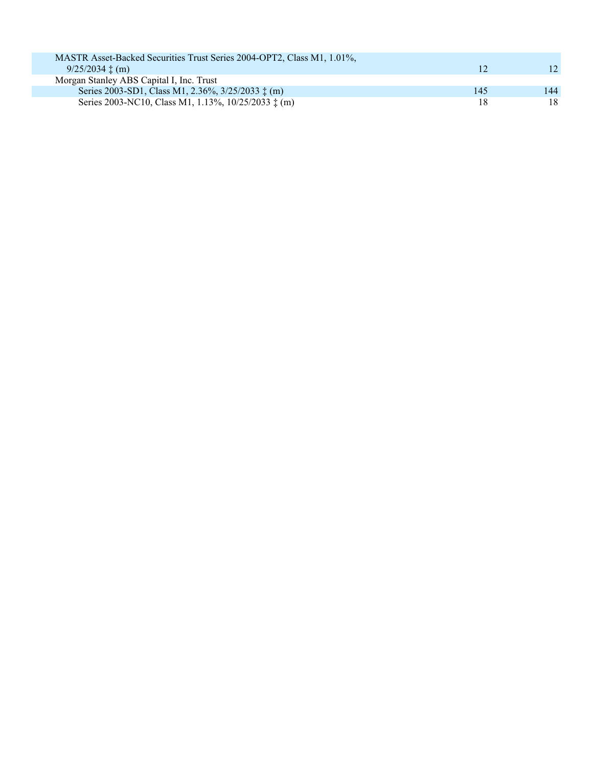| | | |
|---|---|---|
| MASTR Asset-Backed Securities Trust Series 2004-OPT2, Class M1, 1.01%, 9/25/2034 ‡ (m) | 12 | 12 |
| Morgan Stanley ABS Capital I, Inc. Trust | | |
| Series 2003-SD1, Class M1, 2.36%, 3/25/2033 ‡ (m) | 145 | 144 |
| Series 2003-NC10, Class M1, 1.13%, 10/25/2033 ‡ (m) | 18 | 18 |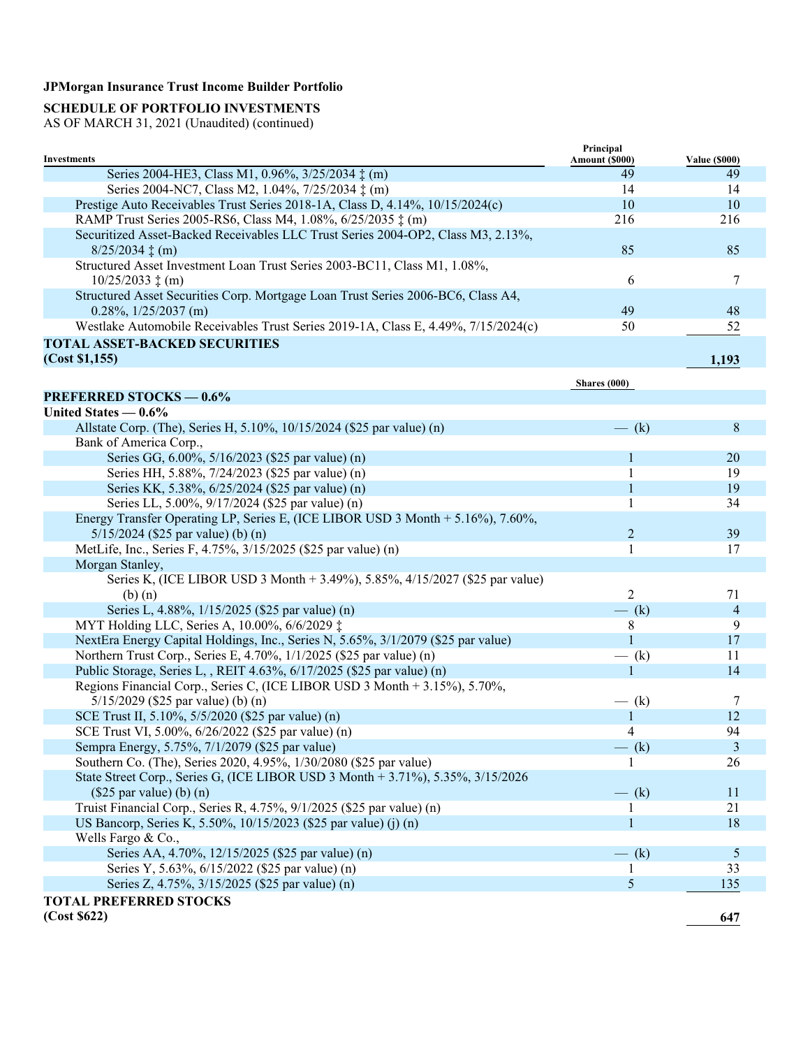**JPMorgan Insurance Trust Income Builder Portfolio**

**SCHEDULE OF PORTFOLIO INVESTMENTS**
AS OF MARCH 31, 2021 (Unaudited) (continued)

| Investments | Principal Amount ($000) | Value ($000) |
|---|---|---|
| Series 2004-HE3, Class M1, 0.96%, 3/25/2034 ‡ (m) | 49 | 49 |
| Series 2004-NC7, Class M2, 1.04%, 7/25/2034 ‡ (m) | 14 | 14 |
| Prestige Auto Receivables Trust Series 2018-1A, Class D, 4.14%, 10/15/2024(c) | 10 | 10 |
| RAMP Trust Series 2005-RS6, Class M4, 1.08%, 6/25/2035 ‡ (m) | 216 | 216 |
| Securitized Asset-Backed Receivables LLC Trust Series 2004-OP2, Class M3, 2.13%, 8/25/2034 ‡ (m) | 85 | 85 |
| Structured Asset Investment Loan Trust Series 2003-BC11, Class M1, 1.08%, 10/25/2033 ‡ (m) | 6 | 7 |
| Structured Asset Securities Corp. Mortgage Loan Trust Series 2006-BC6, Class A4, 0.28%, 1/25/2037 (m) | 49 | 48 |
| Westlake Automobile Receivables Trust Series 2019-1A, Class E, 4.49%, 7/15/2024(c) | 50 | 52 |
| **TOTAL ASSET-BACKED SECURITIES (Cost $1,155)** | | **1,193** |
| | **Shares (000)** | |
| **PREFERRED STOCKS — 0.6%** | | |
| **United States — 0.6%** | | |
| Allstate Corp. (The), Series H, 5.10%, 10/15/2024 ($25 par value) (n) | — (k) | 8 |
| Bank of America Corp., | | |
| Series GG, 6.00%, 5/16/2023 ($25 par value) (n) | 1 | 20 |
| Series HH, 5.88%, 7/24/2023 ($25 par value) (n) | 1 | 19 |
| Series KK, 5.38%, 6/25/2024 ($25 par value) (n) | 1 | 19 |
| Series LL, 5.00%, 9/17/2024 ($25 par value) (n) | 1 | 34 |
| Energy Transfer Operating LP, Series E, (ICE LIBOR USD 3 Month + 5.16%), 7.60%, 5/15/2024 ($25 par value) (b) (n) | 2 | 39 |
| MetLife, Inc., Series F, 4.75%, 3/15/2025 ($25 par value) (n) | 1 | 17 |
| Morgan Stanley, | | |
| Series K, (ICE LIBOR USD 3 Month + 3.49%), 5.85%, 4/15/2027 ($25 par value) (b) (n) | 2 | 71 |
| Series L, 4.88%, 1/15/2025 ($25 par value) (n) | — (k) | 4 |
| MYT Holding LLC, Series A, 10.00%, 6/6/2029 ‡ | 8 | 9 |
| NextEra Energy Capital Holdings, Inc., Series N, 5.65%, 3/1/2079 ($25 par value) | 1 | 17 |
| Northern Trust Corp., Series E, 4.70%, 1/1/2025 ($25 par value) (n) | — (k) | 11 |
| Public Storage, Series L, , REIT 4.63%, 6/17/2025 ($25 par value) (n) | 1 | 14 |
| Regions Financial Corp., Series C, (ICE LIBOR USD 3 Month + 3.15%), 5.70%, 5/15/2029 ($25 par value) (b) (n) | — (k) | 7 |
| SCE Trust II, 5.10%, 5/5/2020 ($25 par value) (n) | 1 | 12 |
| SCE Trust VI, 5.00%, 6/26/2022 ($25 par value) (n) | 4 | 94 |
| Sempra Energy, 5.75%, 7/1/2079 ($25 par value) | — (k) | 3 |
| Southern Co. (The), Series 2020, 4.95%, 1/30/2080 ($25 par value) | 1 | 26 |
| State Street Corp., Series G, (ICE LIBOR USD 3 Month + 3.71%), 5.35%, 3/15/2026 ($25 par value) (b) (n) | — (k) | 11 |
| Truist Financial Corp., Series R, 4.75%, 9/1/2025 ($25 par value) (n) | 1 | 21 |
| US Bancorp, Series K, 5.50%, 10/15/2023 ($25 par value) (j) (n) | 1 | 18 |
| Wells Fargo & Co., | | |
| Series AA, 4.70%, 12/15/2025 ($25 par value) (n) | — (k) | 5 |
| Series Y, 5.63%, 6/15/2022 ($25 par value) (n) | 1 | 33 |
| Series Z, 4.75%, 3/15/2025 ($25 par value) (n) | 5 | 135 |
| **TOTAL PREFERRED STOCKS (Cost $622)** | | **647** |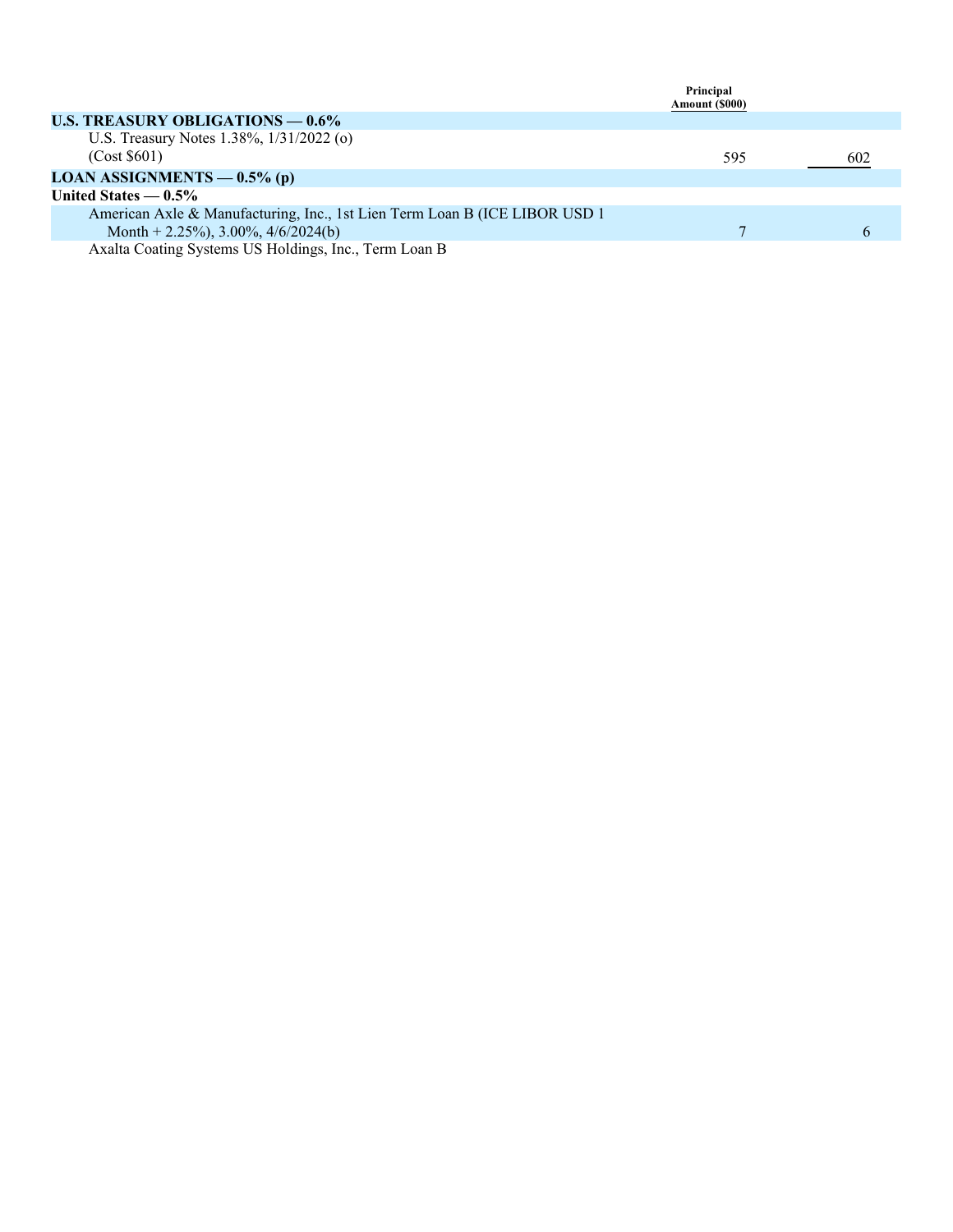| | Principal Amount ($000) | |
|---|---|---|
| **U.S. TREASURY OBLIGATIONS — 0.6%** | | |
| U.S. Treasury Notes 1.38%, 1/31/2022 (o) (Cost $601) | 595 | 602 |
| **LOAN ASSIGNMENTS — 0.5% (p)** | | |
| **United States — 0.5%** | | |
| American Axle & Manufacturing, Inc., 1st Lien Term Loan B (ICE LIBOR USD 1 Month + 2.25%), 3.00%, 4/6/2024(b) | 7 | 6 |
| Axalta Coating Systems US Holdings, Inc., Term Loan B | | |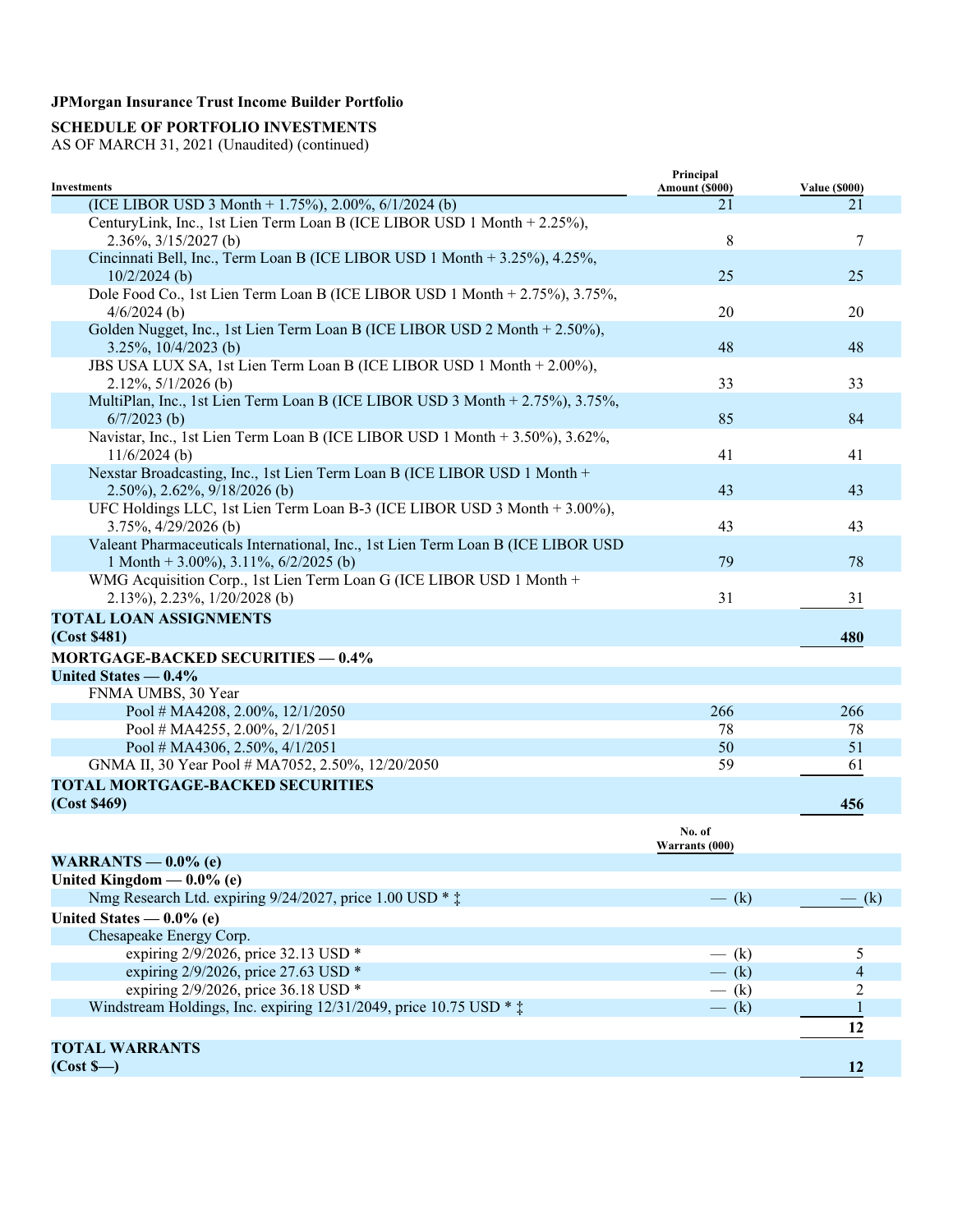**JPMorgan Insurance Trust Income Builder Portfolio**

**SCHEDULE OF PORTFOLIO INVESTMENTS**
AS OF MARCH 31, 2021 (Unaudited) (continued)

| Investments | Principal Amount ($000) | Value ($000) |
|---|---|---|
| (ICE LIBOR USD 3 Month + 1.75%), 2.00%, 6/1/2024 (b) | 21 | 21 |
| CenturyLink, Inc., 1st Lien Term Loan B (ICE LIBOR USD 1 Month + 2.25%), 2.36%, 3/15/2027 (b) | 8 | 7 |
| Cincinnati Bell, Inc., Term Loan B (ICE LIBOR USD 1 Month + 3.25%), 4.25%, 10/2/2024 (b) | 25 | 25 |
| Dole Food Co., 1st Lien Term Loan B (ICE LIBOR USD 1 Month + 2.75%), 3.75%, 4/6/2024 (b) | 20 | 20 |
| Golden Nugget, Inc., 1st Lien Term Loan B (ICE LIBOR USD 2 Month + 2.50%), 3.25%, 10/4/2023 (b) | 48 | 48 |
| JBS USA LUX SA, 1st Lien Term Loan B (ICE LIBOR USD 1 Month + 2.00%), 2.12%, 5/1/2026 (b) | 33 | 33 |
| MultiPlan, Inc., 1st Lien Term Loan B (ICE LIBOR USD 3 Month + 2.75%), 3.75%, 6/7/2023 (b) | 85 | 84 |
| Navistar, Inc., 1st Lien Term Loan B (ICE LIBOR USD 1 Month + 3.50%), 3.62%, 11/6/2024 (b) | 41 | 41 |
| Nexstar Broadcasting, Inc., 1st Lien Term Loan B (ICE LIBOR USD 1 Month + 2.50%), 2.62%, 9/18/2026 (b) | 43 | 43 |
| UFC Holdings LLC, 1st Lien Term Loan B-3 (ICE LIBOR USD 3 Month + 3.00%), 3.75%, 4/29/2026 (b) | 43 | 43 |
| Valeant Pharmaceuticals International, Inc., 1st Lien Term Loan B (ICE LIBOR USD 1 Month + 3.00%), 3.11%, 6/2/2025 (b) | 79 | 78 |
| WMG Acquisition Corp., 1st Lien Term Loan G (ICE LIBOR USD 1 Month + 2.13%), 2.23%, 1/20/2028 (b) | 31 | 31 |
| **TOTAL LOAN ASSIGNMENTS (Cost $481)** | | **480** |
| **MORTGAGE-BACKED SECURITIES — 0.4%** | | |
| **United States — 0.4%** | | |
| FNMA UMBS, 30 Year | | |
| Pool # MA4208, 2.00%, 12/1/2050 | 266 | 266 |
| Pool # MA4255, 2.00%, 2/1/2051 | 78 | 78 |
| Pool # MA4306, 2.50%, 4/1/2051 | 50 | 51 |
| GNMA II, 30 Year Pool # MA7052, 2.50%, 12/20/2050 | 59 | 61 |
| **TOTAL MORTGAGE-BACKED SECURITIES (Cost $469)** | | **456** |

| Investments | No. of Warrants (000) | Value ($000) |
|---|---|---|
| **WARRANTS — 0.0% (e)** | | |
| **United Kingdom — 0.0% (e)** | | |
| Nmg Research Ltd. expiring 9/24/2027, price 1.00 USD * ‡ | — (k) | — (k) |
| **United States — 0.0% (e)** | | |
| Chesapeake Energy Corp. | | |
| expiring 2/9/2026, price 32.13 USD * | — (k) | 5 |
| expiring 2/9/2026, price 27.63 USD * | — (k) | 4 |
| expiring 2/9/2026, price 36.18 USD * | — (k) | 2 |
| Windstream Holdings, Inc. expiring 12/31/2049, price 10.75 USD * ‡ | — (k) | 1 |
| | | **12** |
| **TOTAL WARRANTS (Cost $—)** | | **12** |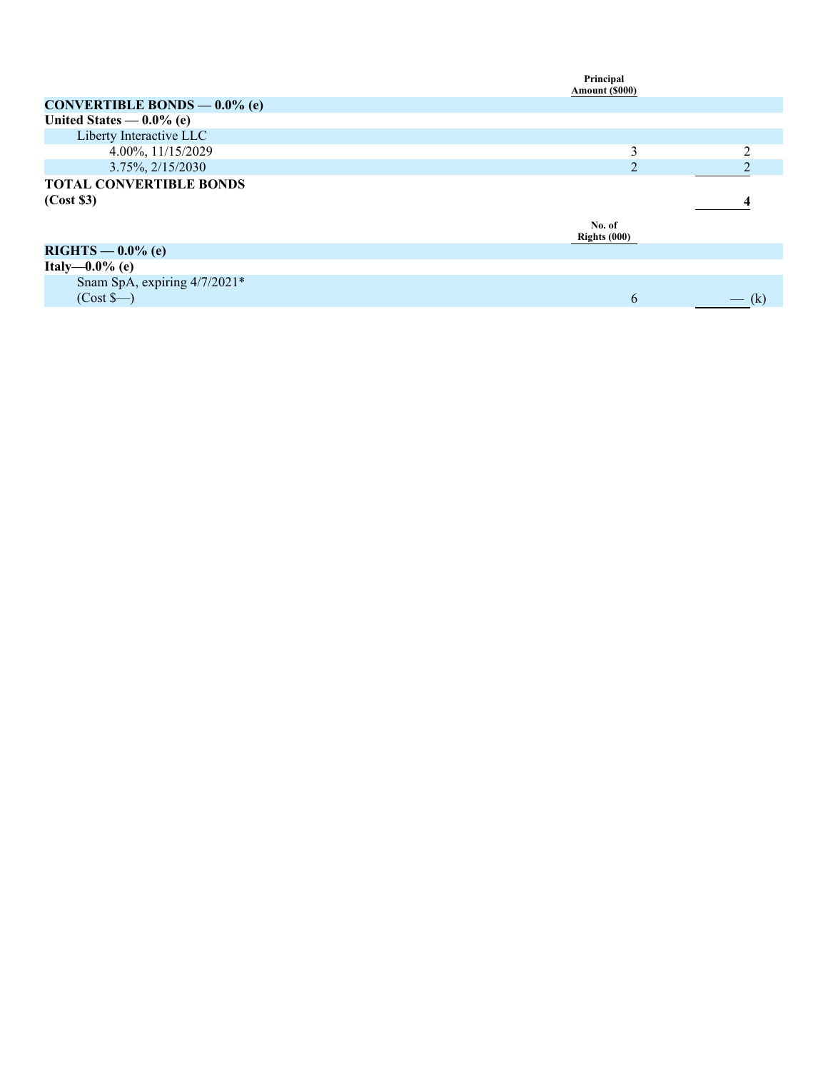| | Principal Amount ($000) | |
|---|---|---|
| **CONVERTIBLE BONDS — 0.0% (e)** | | |
| **United States — 0.0% (e)** | | |
| Liberty Interactive LLC | | |
| 4.00%, 11/15/2029 | 3 | 2 |
| 3.75%, 2/15/2030 | 2 | 2 |
| **TOTAL CONVERTIBLE BONDS (Cost $3)** | | **4** |

| | No. of Rights (000) | |
|---|---|---|
| **RIGHTS — 0.0% (e)** | | |
| **Italy—0.0% (e)** | | |
| Snam SpA, expiring 4/7/2021* (Cost $—) | 6 | — (k) |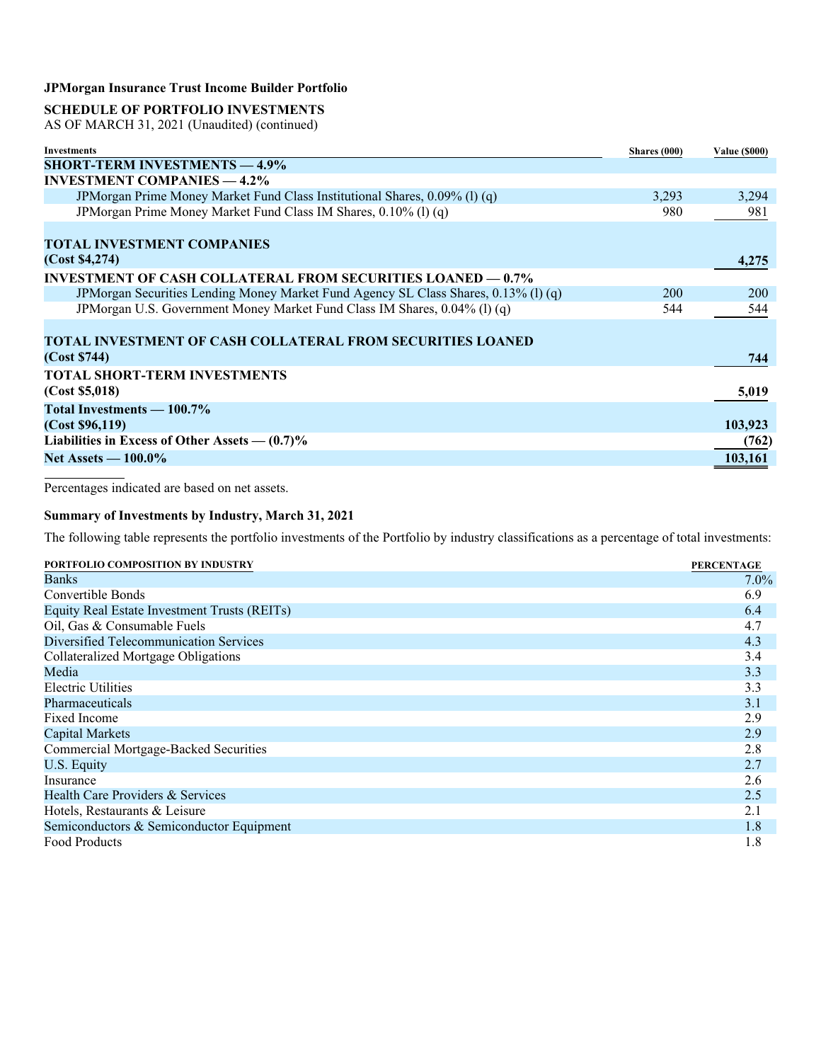**JPMorgan Insurance Trust Income Builder Portfolio**

**SCHEDULE OF PORTFOLIO INVESTMENTS**
AS OF MARCH 31, 2021 (Unaudited) (continued)

| Investments | Shares (000) | Value ($000) |
|---|---|---|
| **SHORT-TERM INVESTMENTS — 4.9%** | | |
| **INVESTMENT COMPANIES — 4.2%** | | |
| JPMorgan Prime Money Market Fund Class Institutional Shares, 0.09% (l) (q) | 3,293 | 3,294 |
| JPMorgan Prime Money Market Fund Class IM Shares, 0.10% (l) (q) | 980 | 981 |
| **TOTAL INVESTMENT COMPANIES (Cost $4,274)** | | **4,275** |
| **INVESTMENT OF CASH COLLATERAL FROM SECURITIES LOANED — 0.7%** | | |
| JPMorgan Securities Lending Money Market Fund Agency SL Class Shares, 0.13% (l) (q) | 200 | 200 |
| JPMorgan U.S. Government Money Market Fund Class IM Shares, 0.04% (l) (q) | 544 | 544 |
| **TOTAL INVESTMENT OF CASH COLLATERAL FROM SECURITIES LOANED (Cost $744)** | | **744** |
| **TOTAL SHORT-TERM INVESTMENTS (Cost $5,018)** | | **5,019** |
| **Total Investments — 100.7% (Cost $96,119)** | | **103,923** |
| **Liabilities in Excess of Other Assets — (0.7)%** | | **(762)** |
| **Net Assets — 100.0%** | | **103,161** |

Percentages indicated are based on net assets.

**Summary of Investments by Industry, March 31, 2021**

The following table represents the portfolio investments of the Portfolio by industry classifications as a percentage of total investments:

| PORTFOLIO COMPOSITION BY INDUSTRY | PERCENTAGE |
|---|---|
| Banks | 7.0% |
| Convertible Bonds | 6.9 |
| Equity Real Estate Investment Trusts (REITs) | 6.4 |
| Oil, Gas & Consumable Fuels | 4.7 |
| Diversified Telecommunication Services | 4.3 |
| Collateralized Mortgage Obligations | 3.4 |
| Media | 3.3 |
| Electric Utilities | 3.3 |
| Pharmaceuticals | 3.1 |
| Fixed Income | 2.9 |
| Capital Markets | 2.9 |
| Commercial Mortgage-Backed Securities | 2.8 |
| U.S. Equity | 2.7 |
| Insurance | 2.6 |
| Health Care Providers & Services | 2.5 |
| Hotels, Restaurants & Leisure | 2.1 |
| Semiconductors & Semiconductor Equipment | 1.8 |
| Food Products | 1.8 |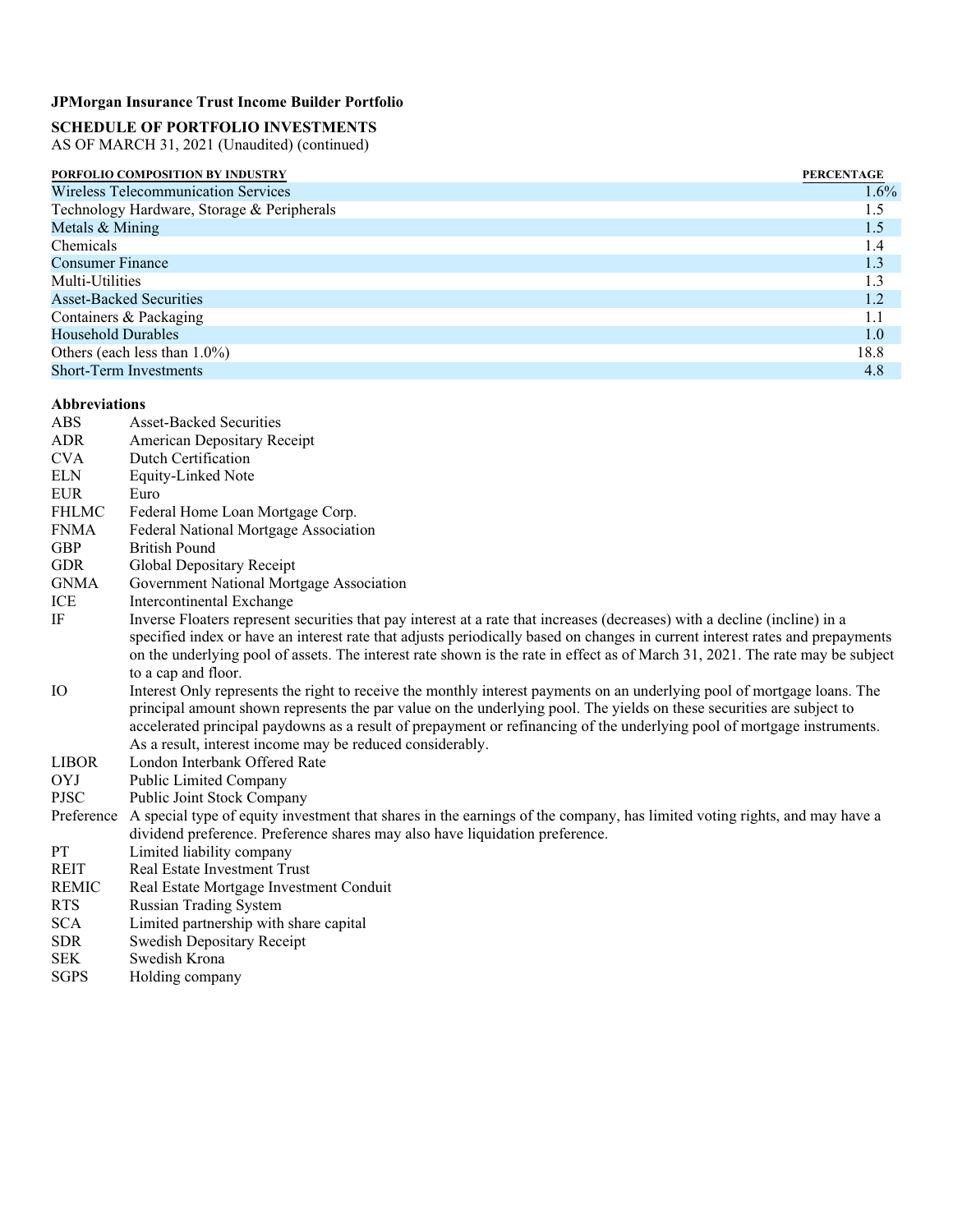**JPMorgan Insurance Trust Income Builder Portfolio**

**SCHEDULE OF PORTFOLIO INVESTMENTS**
AS OF MARCH 31, 2021 (Unaudited) (continued)

| PORFOLIO COMPOSITION BY INDUSTRY | PERCENTAGE |
|---|---|
| Wireless Telecommunication Services | 1.6% |
| Technology Hardware, Storage & Peripherals | 1.5 |
| Metals & Mining | 1.5 |
| Chemicals | 1.4 |
| Consumer Finance | 1.3 |
| Multi-Utilities | 1.3 |
| Asset-Backed Securities | 1.2 |
| Containers & Packaging | 1.1 |
| Household Durables | 1.0 |
| Others (each less than 1.0%) | 18.8 |
| Short-Term Investments | 4.8 |

**Abbreviations**

| | |
|---|---|
| ABS | Asset-Backed Securities |
| ADR | American Depositary Receipt |
| CVA | Dutch Certification |
| ELN | Equity-Linked Note |
| EUR | Euro |
| FHLMC | Federal Home Loan Mortgage Corp. |
| FNMA | Federal National Mortgage Association |
| GBP | British Pound |
| GDR | Global Depositary Receipt |
| GNMA | Government National Mortgage Association |
| ICE | Intercontinental Exchange |
| IF | Inverse Floaters represent securities that pay interest at a rate that increases (decreases) with a decline (incline) in a specified index or have an interest rate that adjusts periodically based on changes in current interest rates and prepayments on the underlying pool of assets. The interest rate shown is the rate in effect as of March 31, 2021. The rate may be subject to a cap and floor. |
| IO | Interest Only represents the right to receive the monthly interest payments on an underlying pool of mortgage loans. The principal amount shown represents the par value on the underlying pool. The yields on these securities are subject to accelerated principal paydowns as a result of prepayment or refinancing of the underlying pool of mortgage instruments. As a result, interest income may be reduced considerably. |
| LIBOR | London Interbank Offered Rate |
| OYJ | Public Limited Company |
| PJSC | Public Joint Stock Company |
| Preference | A special type of equity investment that shares in the earnings of the company, has limited voting rights, and may have a dividend preference. Preference shares may also have liquidation preference. |
| PT | Limited liability company |
| REIT | Real Estate Investment Trust |
| REMIC | Real Estate Mortgage Investment Conduit |
| RTS | Russian Trading System |
| SCA | Limited partnership with share capital |
| SDR | Swedish Depositary Receipt |
| SEK | Swedish Krona |
| SGPS | Holding company |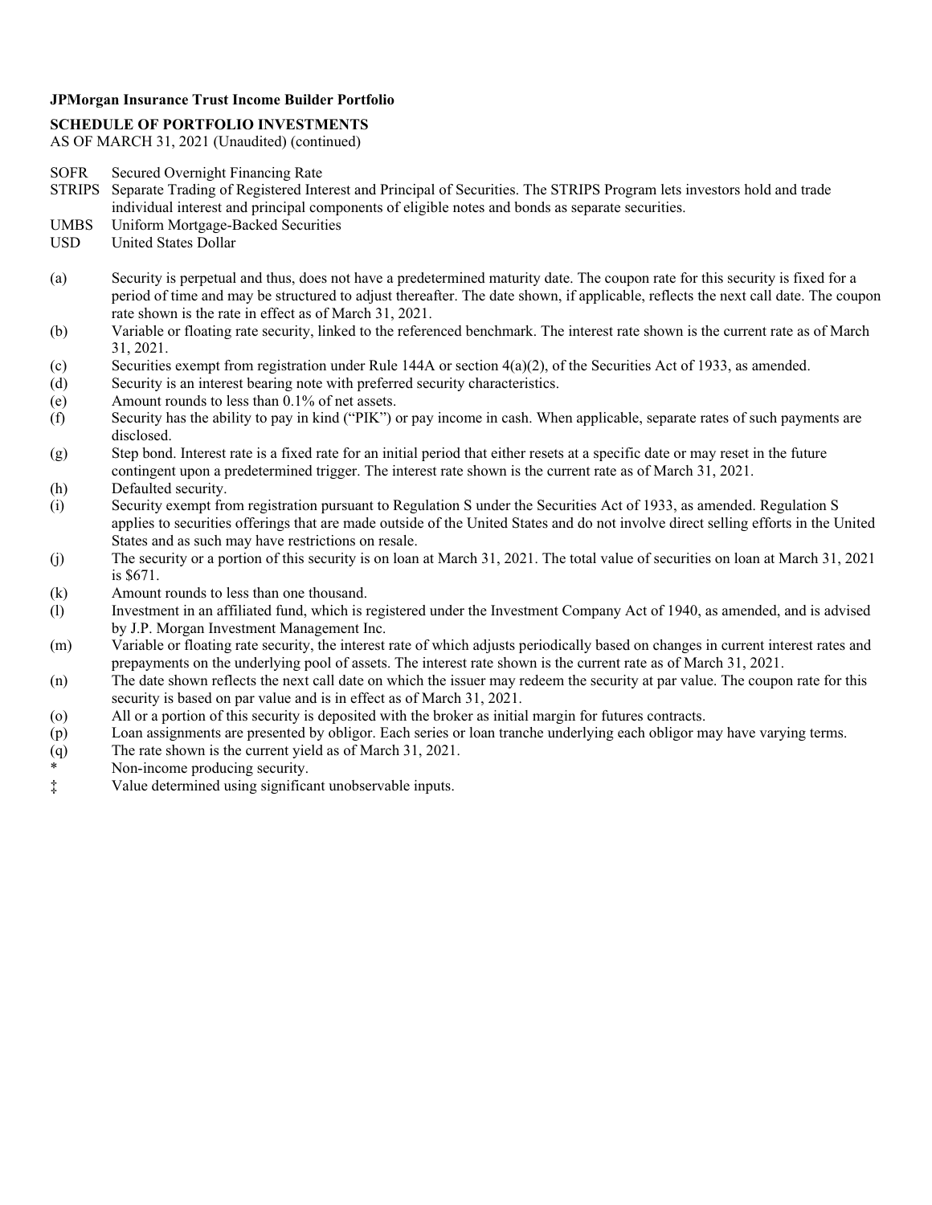**JPMorgan Insurance Trust Income Builder Portfolio**

**SCHEDULE OF PORTFOLIO INVESTMENTS**
AS OF MARCH 31, 2021 (Unaudited) (continued)

| | |
|---|---|
| SOFR | Secured Overnight Financing Rate |
| STRIPS | Separate Trading of Registered Interest and Principal of Securities. The STRIPS Program lets investors hold and trade individual interest and principal components of eligible notes and bonds as separate securities. |
| UMBS | Uniform Mortgage-Backed Securities |
| USD | United States Dollar |

| | |
|---|---|
| (a) | Security is perpetual and thus, does not have a predetermined maturity date. The coupon rate for this security is fixed for a period of time and may be structured to adjust thereafter. The date shown, if applicable, reflects the next call date. The coupon rate shown is the rate in effect as of March 31, 2021. |
| (b) | Variable or floating rate security, linked to the referenced benchmark. The interest rate shown is the current rate as of March 31, 2021. |
| (c) | Securities exempt from registration under Rule 144A or section 4(a)(2), of the Securities Act of 1933, as amended. |
| (d) | Security is an interest bearing note with preferred security characteristics. |
| (e) | Amount rounds to less than 0.1% of net assets. |
| (f) | Security has the ability to pay in kind ("PIK") or pay income in cash. When applicable, separate rates of such payments are disclosed. |
| (g) | Step bond. Interest rate is a fixed rate for an initial period that either resets at a specific date or may reset in the future contingent upon a predetermined trigger. The interest rate shown is the current rate as of March 31, 2021. |
| (h) | Defaulted security. |
| (i) | Security exempt from registration pursuant to Regulation S under the Securities Act of 1933, as amended. Regulation S applies to securities offerings that are made outside of the United States and do not involve direct selling efforts in the United States and as such may have restrictions on resale. |
| (j) | The security or a portion of this security is on loan at March 31, 2021. The total value of securities on loan at March 31, 2021 is $671. |
| (k) | Amount rounds to less than one thousand. |
| (l) | Investment in an affiliated fund, which is registered under the Investment Company Act of 1940, as amended, and is advised by J.P. Morgan Investment Management Inc. |
| (m) | Variable or floating rate security, the interest rate of which adjusts periodically based on changes in current interest rates and prepayments on the underlying pool of assets. The interest rate shown is the current rate as of March 31, 2021. |
| (n) | The date shown reflects the next call date on which the issuer may redeem the security at par value. The coupon rate for this security is based on par value and is in effect as of March 31, 2021. |
| (o) | All or a portion of this security is deposited with the broker as initial margin for futures contracts. |
| (p) | Loan assignments are presented by obligor. Each series or loan tranche underlying each obligor may have varying terms. |
| (q) | The rate shown is the current yield as of March 31, 2021. |
| * | Non-income producing security. |
| ‡ | Value determined using significant unobservable inputs. |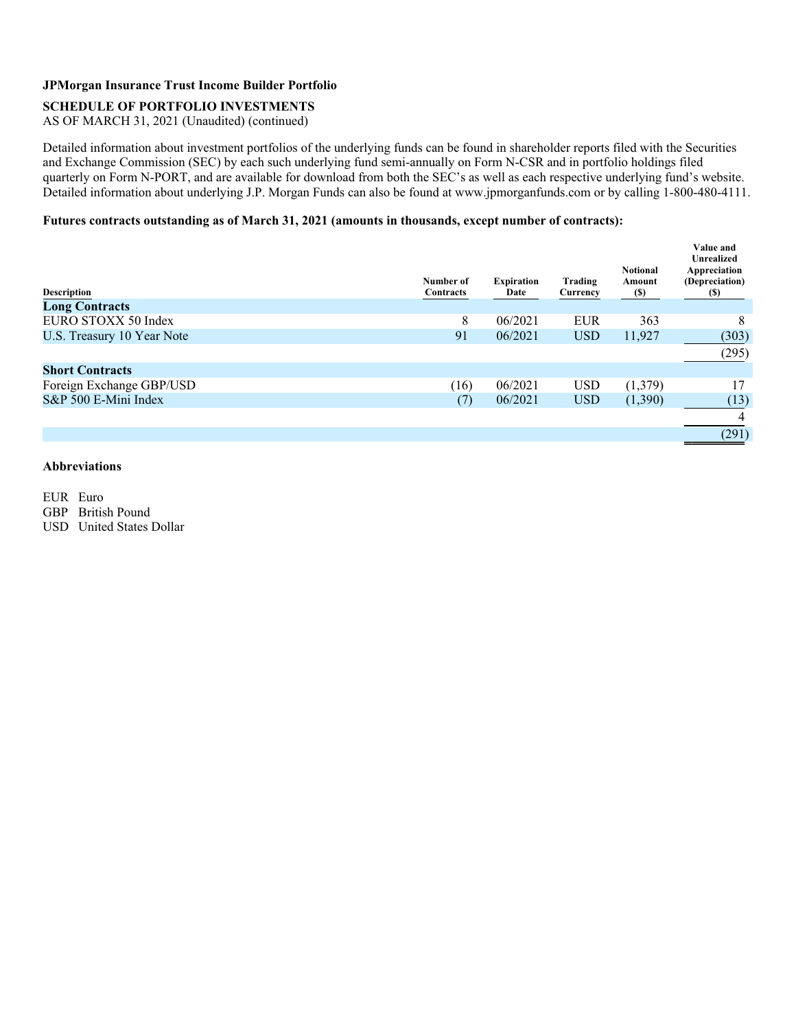**JPMorgan Insurance Trust Income Builder Portfolio**

**SCHEDULE OF PORTFOLIO INVESTMENTS**

AS OF MARCH 31, 2021 (Unaudited) (continued)

Detailed information about investment portfolios of the underlying funds can be found in shareholder reports filed with the Securities and Exchange Commission (SEC) by each such underlying fund semi-annually on Form N-CSR and in portfolio holdings filed quarterly on Form N-PORT, and are available for download from both the SEC's as well as each respective underlying fund's website. Detailed information about underlying J.P. Morgan Funds can also be found at www.jpmorganfunds.com or by calling 1-800-480-4111.

**Futures contracts outstanding as of March 31, 2021 (amounts in thousands, except number of contracts):**

| Description | Number of Contracts | Expiration Date | Trading Currency | Notional Amount ($) | Value and Unrealized Appreciation (Depreciation) ($) |
|---|---|---|---|---|---|
| **Long Contracts** | | | | | |
| EURO STOXX 50 Index | 8 | 06/2021 | EUR | 363 | 8 |
| U.S. Treasury 10 Year Note | 91 | 06/2021 | USD | 11,927 | (303) |
| | | | | | (295) |
| **Short Contracts** | | | | | |
| Foreign Exchange GBP/USD | (16) | 06/2021 | USD | (1,379) | 17 |
| S&P 500 E-Mini Index | (7) | 06/2021 | USD | (1,390) | (13) |
| | | | | | 4 |
| | | | | | (291) |

**Abbreviations**

EUR Euro

GBP British Pound

USD United States Dollar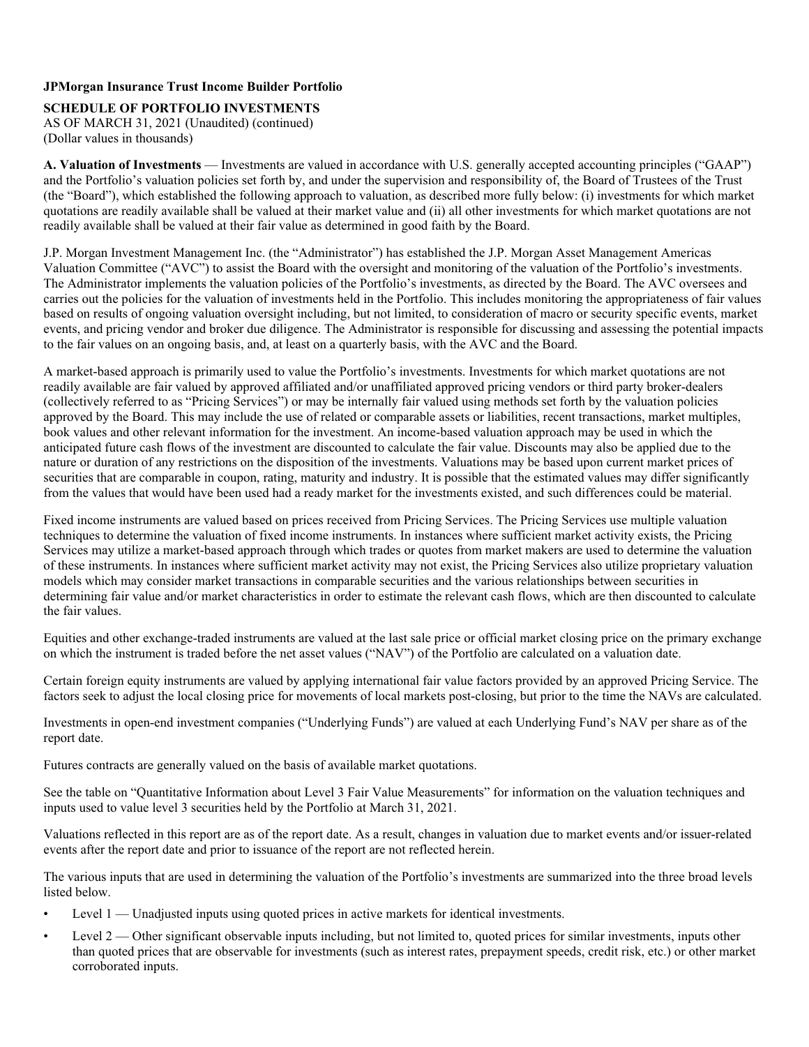**JPMorgan Insurance Trust Income Builder Portfolio**

**SCHEDULE OF PORTFOLIO INVESTMENTS**

AS OF MARCH 31, 2021 (Unaudited) (continued)
(Dollar values in thousands)

**A. Valuation of Investments** — Investments are valued in accordance with U.S. generally accepted accounting principles ("GAAP") and the Portfolio's valuation policies set forth by, and under the supervision and responsibility of, the Board of Trustees of the Trust (the "Board"), which established the following approach to valuation, as described more fully below: (i) investments for which market quotations are readily available shall be valued at their market value and (ii) all other investments for which market quotations are not readily available shall be valued at their fair value as determined in good faith by the Board.

J.P. Morgan Investment Management Inc. (the "Administrator") has established the J.P. Morgan Asset Management Americas Valuation Committee ("AVC") to assist the Board with the oversight and monitoring of the valuation of the Portfolio's investments. The Administrator implements the valuation policies of the Portfolio's investments, as directed by the Board. The AVC oversees and carries out the policies for the valuation of investments held in the Portfolio. This includes monitoring the appropriateness of fair values based on results of ongoing valuation oversight including, but not limited, to consideration of macro or security specific events, market events, and pricing vendor and broker due diligence. The Administrator is responsible for discussing and assessing the potential impacts to the fair values on an ongoing basis, and, at least on a quarterly basis, with the AVC and the Board.

A market-based approach is primarily used to value the Portfolio's investments. Investments for which market quotations are not readily available are fair valued by approved affiliated and/or unaffiliated approved pricing vendors or third party broker-dealers (collectively referred to as "Pricing Services") or may be internally fair valued using methods set forth by the valuation policies approved by the Board. This may include the use of related or comparable assets or liabilities, recent transactions, market multiples, book values and other relevant information for the investment. An income-based valuation approach may be used in which the anticipated future cash flows of the investment are discounted to calculate the fair value. Discounts may also be applied due to the nature or duration of any restrictions on the disposition of the investments. Valuations may be based upon current market prices of securities that are comparable in coupon, rating, maturity and industry. It is possible that the estimated values may differ significantly from the values that would have been used had a ready market for the investments existed, and such differences could be material.

Fixed income instruments are valued based on prices received from Pricing Services. The Pricing Services use multiple valuation techniques to determine the valuation of fixed income instruments. In instances where sufficient market activity exists, the Pricing Services may utilize a market-based approach through which trades or quotes from market makers are used to determine the valuation of these instruments. In instances where sufficient market activity may not exist, the Pricing Services also utilize proprietary valuation models which may consider market transactions in comparable securities and the various relationships between securities in determining fair value and/or market characteristics in order to estimate the relevant cash flows, which are then discounted to calculate the fair values.

Equities and other exchange-traded instruments are valued at the last sale price or official market closing price on the primary exchange on which the instrument is traded before the net asset values ("NAV") of the Portfolio are calculated on a valuation date.

Certain foreign equity instruments are valued by applying international fair value factors provided by an approved Pricing Service. The factors seek to adjust the local closing price for movements of local markets post-closing, but prior to the time the NAVs are calculated.

Investments in open-end investment companies ("Underlying Funds") are valued at each Underlying Fund's NAV per share as of the report date.

Futures contracts are generally valued on the basis of available market quotations.

See the table on "Quantitative Information about Level 3 Fair Value Measurements" for information on the valuation techniques and inputs used to value level 3 securities held by the Portfolio at March 31, 2021.

Valuations reflected in this report are as of the report date. As a result, changes in valuation due to market events and/or issuer-related events after the report date and prior to issuance of the report are not reflected herein.

The various inputs that are used in determining the valuation of the Portfolio's investments are summarized into the three broad levels listed below.

- Level 1 — Unadjusted inputs using quoted prices in active markets for identical investments.
- Level 2 — Other significant observable inputs including, but not limited to, quoted prices for similar investments, inputs other than quoted prices that are observable for investments (such as interest rates, prepayment speeds, credit risk, etc.) or other market corroborated inputs.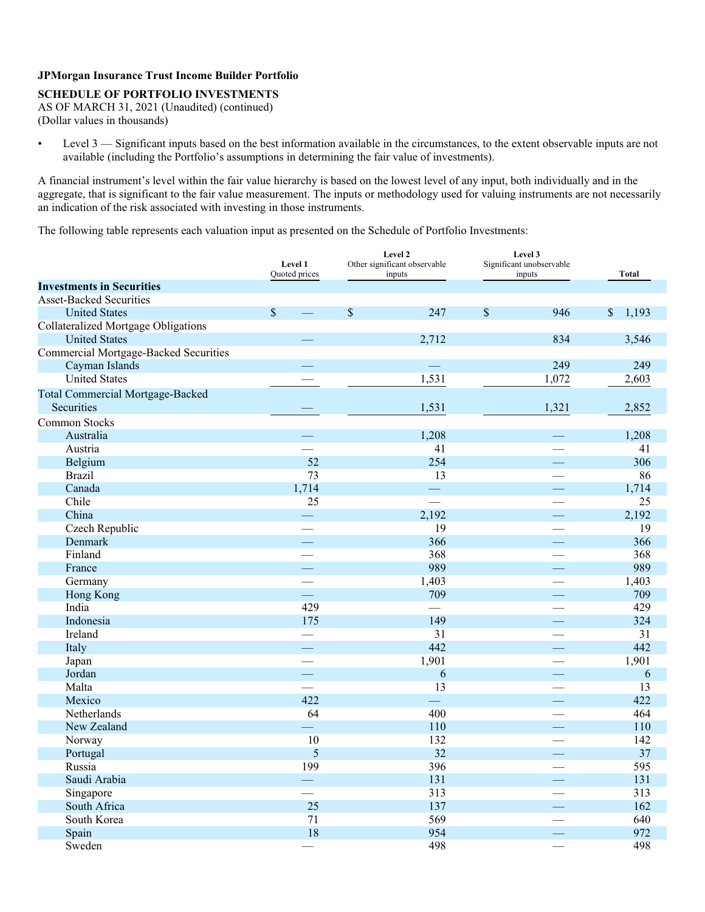**JPMorgan Insurance Trust Income Builder Portfolio**

**SCHEDULE OF PORTFOLIO INVESTMENTS**
AS OF MARCH 31, 2021 (Unaudited) (continued)
(Dollar values in thousands)

- Level 3 — Significant inputs based on the best information available in the circumstances, to the extent observable inputs are not available (including the Portfolio's assumptions in determining the fair value of investments).

A financial instrument's level within the fair value hierarchy is based on the lowest level of any input, both individually and in the aggregate, that is significant to the fair value measurement. The inputs or methodology used for valuing instruments are not necessarily an indication of the risk associated with investing in those instruments.

The following table represents each valuation input as presented on the Schedule of Portfolio Investments:

| | Level 1 Quoted prices | Level 2 Other significant observable inputs | Level 3 Significant unobservable inputs | Total |
|---|---|---|---|---|
| **Investments in Securities** | | | | |
| Asset-Backed Securities | | | | |
| United States | $ — | $ 247 | $ 946 | $ 1,193 |
| Collateralized Mortgage Obligations | | | | |
| United States | — | 2,712 | 834 | 3,546 |
| Commercial Mortgage-Backed Securities | | | | |
| Cayman Islands | — | — | 249 | 249 |
| United States | — | 1,531 | 1,072 | 2,603 |
| Total Commercial Mortgage-Backed Securities | — | 1,531 | 1,321 | 2,852 |
| Common Stocks | | | | |
| Australia | — | 1,208 | — | 1,208 |
| Austria | — | 41 | — | 41 |
| Belgium | 52 | 254 | — | 306 |
| Brazil | 73 | 13 | — | 86 |
| Canada | 1,714 | — | — | 1,714 |
| Chile | 25 | — | — | 25 |
| China | — | 2,192 | — | 2,192 |
| Czech Republic | — | 19 | — | 19 |
| Denmark | — | 366 | — | 366 |
| Finland | — | 368 | — | 368 |
| France | — | 989 | — | 989 |
| Germany | — | 1,403 | — | 1,403 |
| Hong Kong | — | 709 | — | 709 |
| India | 429 | — | — | 429 |
| Indonesia | 175 | 149 | — | 324 |
| Ireland | — | 31 | — | 31 |
| Italy | — | 442 | — | 442 |
| Japan | — | 1,901 | — | 1,901 |
| Jordan | — | 6 | — | 6 |
| Malta | — | 13 | — | 13 |
| Mexico | 422 | — | — | 422 |
| Netherlands | 64 | 400 | — | 464 |
| New Zealand | — | 110 | — | 110 |
| Norway | 10 | 132 | — | 142 |
| Portugal | 5 | 32 | — | 37 |
| Russia | 199 | 396 | — | 595 |
| Saudi Arabia | — | 131 | — | 131 |
| Singapore | — | 313 | — | 313 |
| South Africa | 25 | 137 | — | 162 |
| South Korea | 71 | 569 | — | 640 |
| Spain | 18 | 954 | — | 972 |
| Sweden | — | 498 | — | 498 |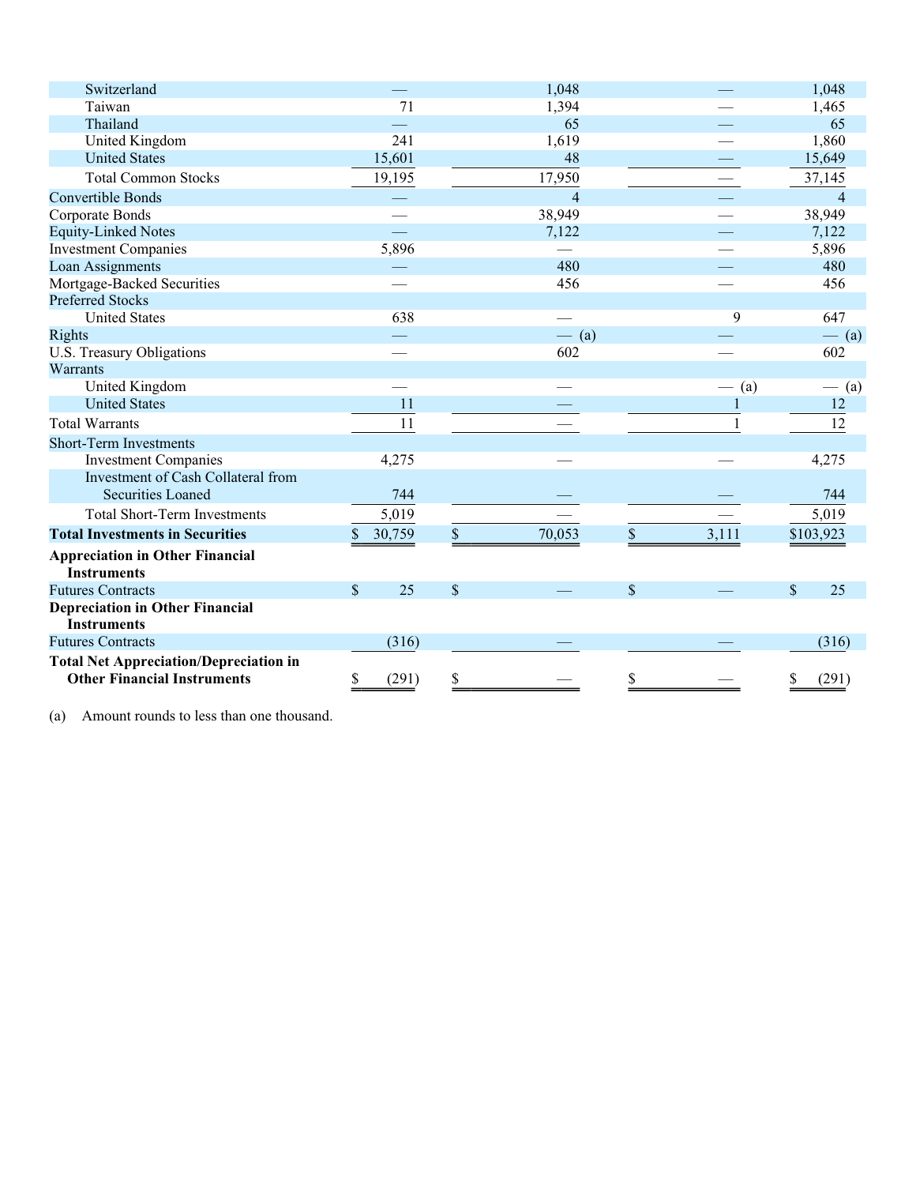| | | | | |
|---|---|---|---|---|
| Switzerland | — | 1,048 | — | 1,048 |
| Taiwan | 71 | 1,394 | — | 1,465 |
| Thailand | — | 65 | — | 65 |
| United Kingdom | 241 | 1,619 | — | 1,860 |
| United States | 15,601 | 48 | — | 15,649 |
| Total Common Stocks | 19,195 | 17,950 | — | 37,145 |
| Convertible Bonds | — | 4 | — | 4 |
| Corporate Bonds | — | 38,949 | — | 38,949 |
| Equity-Linked Notes | — | 7,122 | — | 7,122 |
| Investment Companies | 5,896 | — | — | 5,896 |
| Loan Assignments | — | 480 | — | 480 |
| Mortgage-Backed Securities | — | 456 | — | 456 |
| Preferred Stocks | | | | |
| United States | 638 | — | 9 | 647 |
| Rights | — | — (a) | — | — (a) |
| U.S. Treasury Obligations | — | 602 | — | 602 |
| Warrants | | | | |
| United Kingdom | — | — | — (a) | — (a) |
| United States | 11 | — | 1 | 12 |
| Total Warrants | 11 | — | 1 | 12 |
| Short-Term Investments | | | | |
| Investment Companies | 4,275 | — | — | 4,275 |
| Investment of Cash Collateral from Securities Loaned | 744 | — | — | 744 |
| Total Short-Term Investments | 5,019 | — | — | 5,019 |
| **Total Investments in Securities** | $ 30,759 | $ 70,053 | $ 3,111 | $103,923 |
| **Appreciation in Other Financial Instruments** | | | | |
| Futures Contracts | $ 25 | $ — | $ — | $ 25 |
| **Depreciation in Other Financial Instruments** | | | | |
| Futures Contracts | (316) | — | — | (316) |
| **Total Net Appreciation/Depreciation in Other Financial Instruments** | $ (291) | $ — | $ — | $ (291) |

(a) Amount rounds to less than one thousand.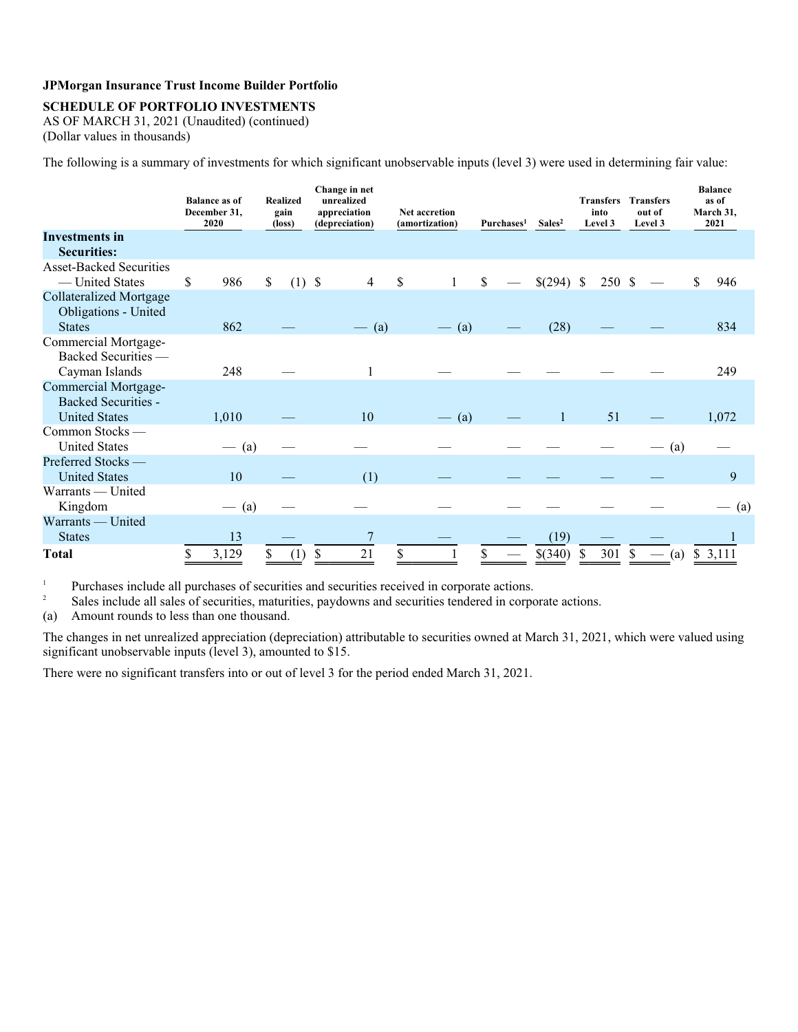**JPMorgan Insurance Trust Income Builder Portfolio**

**SCHEDULE OF PORTFOLIO INVESTMENTS**

AS OF MARCH 31, 2021 (Unaudited) (continued)

(Dollar values in thousands)

The following is a summary of investments for which significant unobservable inputs (level 3) were used in determining fair value:

| | Balance as of December 31, 2020 | Realized gain (loss) | Change in net unrealized appreciation (depreciation) | Net accretion (amortization) | Purchases[1] | Sales[2] | Transfers into Level 3 | Transfers out of Level 3 | Balance as of March 31, 2021 |
|---|---|---|---|---|---|---|---|---|---|
| **Investments in Securities:** | | | | | | | | | |
| Asset-Backed Securities — United States | $ 986 | $ (1) | $ 4 | $ 1 | $ — | $(294) | $ 250 | $ — | $ 946 |
| Collateralized Mortgage Obligations - United States | 862 | — | — (a) | — (a) | — | (28) | — | — | 834 |
| Commercial Mortgage-Backed Securities — Cayman Islands | 248 | — | 1 | — | — | — | — | — | 249 |
| Commercial Mortgage-Backed Securities - United States | 1,010 | — | 10 | — (a) | — | 1 | 51 | — | 1,072 |
| Common Stocks — United States | — (a) | — | — | — | — | — | — | — (a) | — |
| Preferred Stocks — United States | 10 | — | (1) | — | — | — | — | — | 9 |
| Warrants — United Kingdom | — (a) | — | — | — | — | — | — | — | — (a) |
| Warrants — United States | 13 | — | 7 | — | — | (19) | — | — | 1 |
| **Total** | $ 3,129 | $ (1) | $ 21 | $ 1 | $ — | $(340) | $ 301 | $ — (a) | $ 3,111 |

[1] Purchases include all purchases of securities and securities received in corporate actions.

[2] Sales include all sales of securities, maturities, paydowns and securities tendered in corporate actions.

(a) Amount rounds to less than one thousand.

The changes in net unrealized appreciation (depreciation) attributable to securities owned at March 31, 2021, which were valued using significant unobservable inputs (level 3), amounted to $15.

There were no significant transfers into or out of level 3 for the period ended March 31, 2021.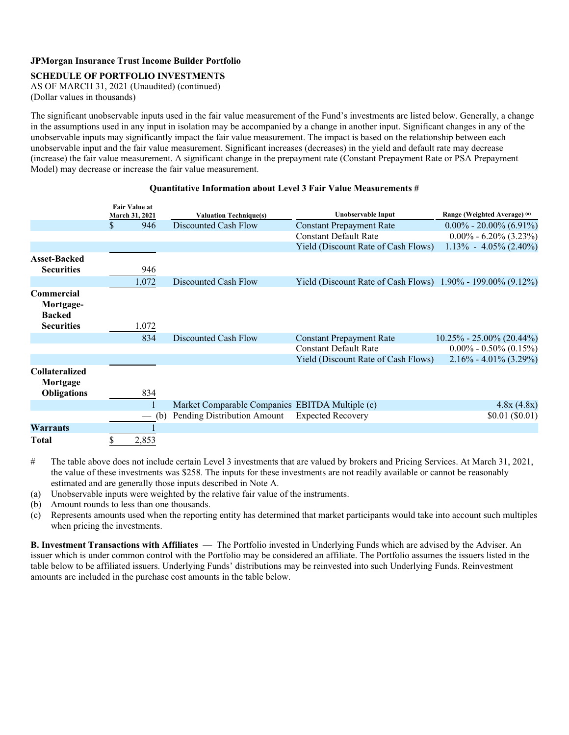**JPMorgan Insurance Trust Income Builder Portfolio**

**SCHEDULE OF PORTFOLIO INVESTMENTS**

AS OF MARCH 31, 2021 (Unaudited) (continued)

(Dollar values in thousands)

The significant unobservable inputs used in the fair value measurement of the Fund's investments are listed below. Generally, a change in the assumptions used in any input in isolation may be accompanied by a change in another input. Significant changes in any of the unobservable inputs may significantly impact the fair value measurement. The impact is based on the relationship between each unobservable input and the fair value measurement. Significant increases (decreases) in the yield and default rate may decrease (increase) the fair value measurement. A significant change in the prepayment rate (Constant Prepayment Rate or PSA Prepayment Model) may decrease or increase the fair value measurement.

**Quantitative Information about Level 3 Fair Value Measurements #**

| | Fair Value at March 31, 2021 | Valuation Technique(s) | Unobservable Input | Range (Weighted Average) (a) |
|---|---|---|---|---|
| | $ 946 | Discounted Cash Flow | Constant Prepayment Rate | 0.00% - 20.00% (6.91%) |
| | | | Constant Default Rate | 0.00% - 6.20% (3.23%) |
| | | | Yield (Discount Rate of Cash Flows) | 1.13% - 4.05% (2.40%) |
| **Asset-Backed Securities** | 946 | | | |
| | 1,072 | Discounted Cash Flow | Yield (Discount Rate of Cash Flows) | 1.90% - 199.00% (9.12%) |
| **Commercial Mortgage-Backed Securities** | 1,072 | | | |
| | 834 | Discounted Cash Flow | Constant Prepayment Rate | 10.25% - 25.00% (20.44%) |
| | | | Constant Default Rate | 0.00% - 0.50% (0.15%) |
| | | | Yield (Discount Rate of Cash Flows) | 2.16% - 4.01% (3.29%) |
| **Collateralized Mortgage Obligations** | 834 | | | |
| | 1 | Market Comparable Companies | EBITDA Multiple (c) | 4.8x (4.8x) |
| | — (b) | Pending Distribution Amount | Expected Recovery | $0.01 ($0.01) |
| **Warrants** | 1 | | | |
| **Total** | $ 2,853 | | | |

\# The table above does not include certain Level 3 investments that are valued by brokers and Pricing Services. At March 31, 2021, the value of these investments was $258. The inputs for these investments are not readily available or cannot be reasonably estimated and are generally those inputs described in Note A.

(a) Unobservable inputs were weighted by the relative fair value of the instruments.

(b) Amount rounds to less than one thousands.

(c) Represents amounts used when the reporting entity has determined that market participants would take into account such multiples when pricing the investments.

**B. Investment Transactions with Affiliates** — The Portfolio invested in Underlying Funds which are advised by the Adviser. An issuer which is under common control with the Portfolio may be considered an affiliate. The Portfolio assumes the issuers listed in the table below to be affiliated issuers. Underlying Funds' distributions may be reinvested into such Underlying Funds. Reinvestment amounts are included in the purchase cost amounts in the table below.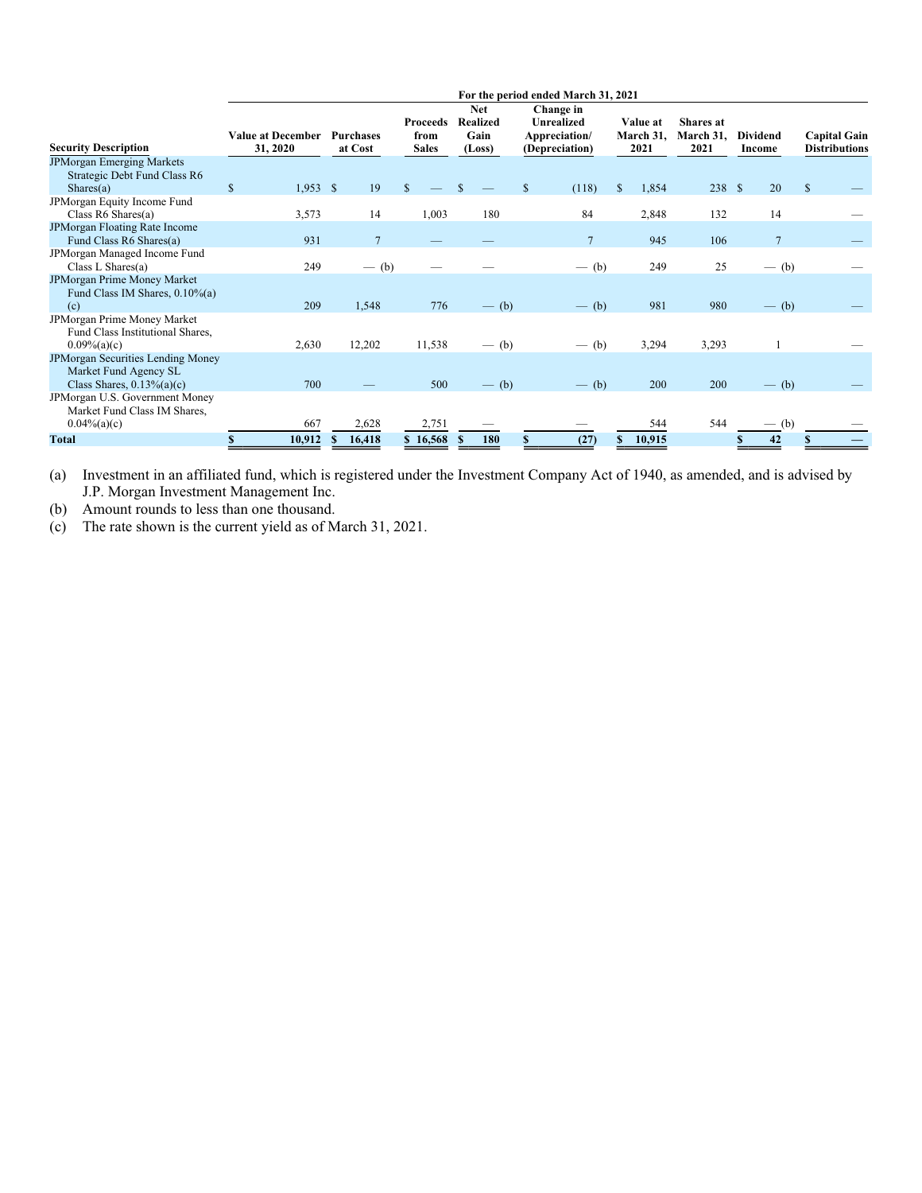| | For the period ended March 31, 2021 | | | | | | | | |
|---|---|---|---|---|---|---|---|---|---|
| Security Description | Value at December 31, 2020 | Purchases at Cost | Proceeds from Sales | Net Realized Gain (Loss) | Change in Unrealized Appreciation/ (Depreciation) | Value at March 31, 2021 | Shares at March 31, 2021 | Dividend Income | Capital Gain Distributions |
| JPMorgan Emerging Markets Strategic Debt Fund Class R6 Shares(a) | $ 1,953 | $ 19 | $ — | $ — | $ (118) | $ 1,854 | 238 | $ 20 | $ — |
| JPMorgan Equity Income Fund Class R6 Shares(a) | 3,573 | 14 | 1,003 | 180 | 84 | 2,848 | 132 | 14 | — |
| JPMorgan Floating Rate Income Fund Class R6 Shares(a) | 931 | 7 | — | — | 7 | 945 | 106 | 7 | — |
| JPMorgan Managed Income Fund Class L Shares(a) | 249 | — (b) | — | — | — (b) | 249 | 25 | — (b) | — |
| JPMorgan Prime Money Market Fund Class IM Shares, 0.10%(a)(c) | 209 | 1,548 | 776 | — (b) | — (b) | 981 | 980 | — (b) | — |
| JPMorgan Prime Money Market Fund Class Institutional Shares, 0.09%(a)(c) | 2,630 | 12,202 | 11,538 | — (b) | — (b) | 3,294 | 3,293 | 1 | — |
| JPMorgan Securities Lending Money Market Fund Agency SL Class Shares, 0.13%(a)(c) | 700 | — | 500 | — (b) | — (b) | 200 | 200 | — (b) | — |
| JPMorgan U.S. Government Money Market Fund Class IM Shares, 0.04%(a)(c) | 667 | 2,628 | 2,751 | — | — | 544 | 544 | — (b) | — |
| **Total** | **$ 10,912** | **$ 16,418** | **$ 16,568** | **$ 180** | **$ (27)** | **$ 10,915** | | **$ 42** | **$ —** |

(a) Investment in an affiliated fund, which is registered under the Investment Company Act of 1940, as amended, and is advised by J.P. Morgan Investment Management Inc.

(b) Amount rounds to less than one thousand.

(c) The rate shown is the current yield as of March 31, 2021.